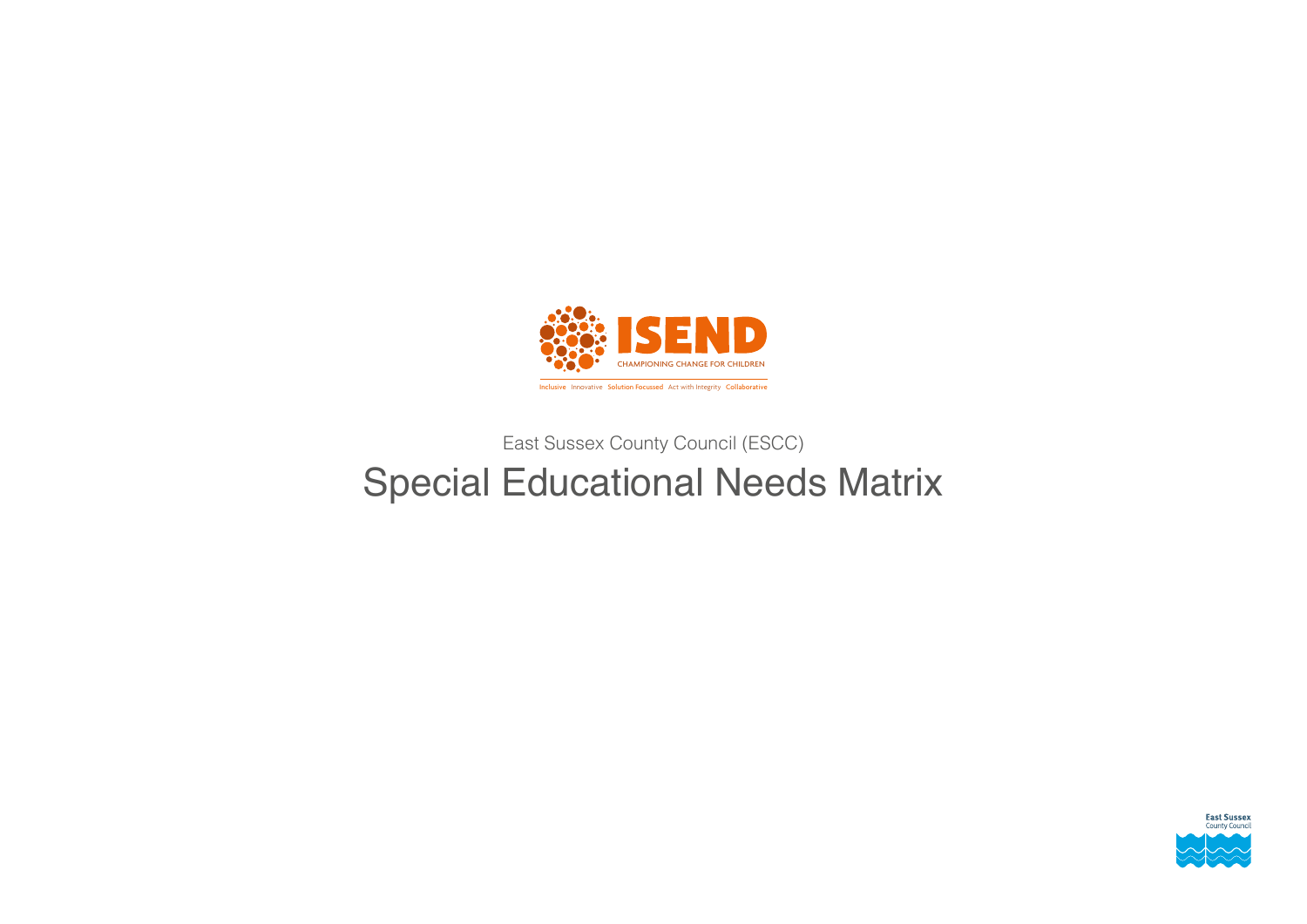ISEND

CHAMPIONING CHANGE FOR CHILDREN

Inclusive Innovative Solution Focussed Act with Integrity Collaborative

East Sussex County Council (ESCC)

# Special Educational Needs Matrix

East Sussex County Council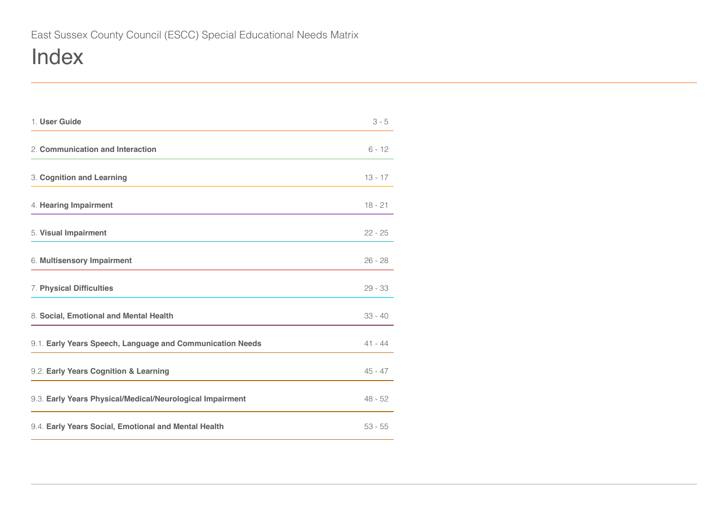East Sussex County Council (ESCC) Special Educational Needs Matrix

# Index

| | |
|---|---|
| 1. **User Guide** | 3 - 5 |
| 2. **Communication and Interaction** | 6 - 12 |
| 3. **Cognition and Learning** | 13 - 17 |
| 4. **Hearing Impairment** | 18 - 21 |
| 5. **Visual Impairment** | 22 - 25 |
| 6. **Multisensory Impairment** | 26 - 28 |
| 7. **Physical Difficulties** | 29 - 33 |
| 8. **Social, Emotional and Mental Health** | 33 - 40 |
| 9.1. **Early Years Speech, Language and Communication Needs** | 41 - 44 |
| 9.2. **Early Years Cognition & Learning** | 45 - 47 |
| 9.3. **Early Years Physical/Medical/Neurological Impairment** | 48 - 52 |
| 9.4. **Early Years Social, Emotional and Mental Health** | 53 - 55 |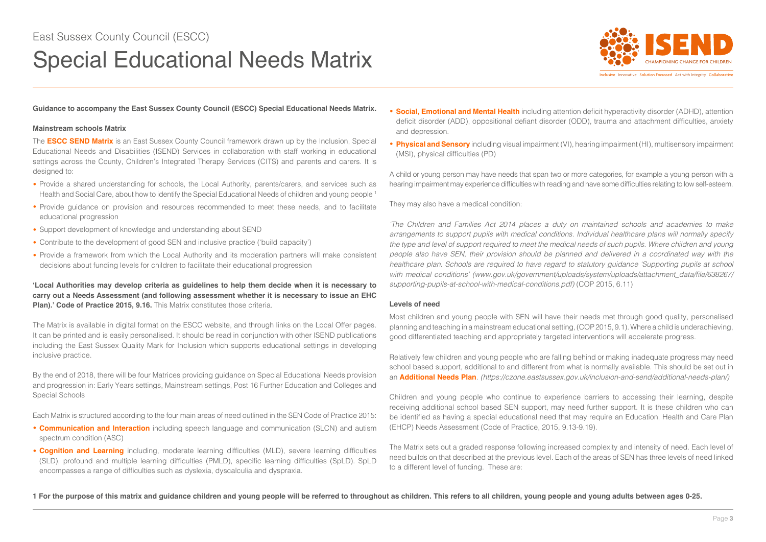East Sussex County Council (ESCC)

# Special Educational Needs Matrix

**Guidance to accompany the East Sussex County Council (ESCC) Special Educational Needs Matrix.**

**Mainstream schools Matrix**

The **ESCC SEND Matrix** is an East Sussex County Council framework drawn up by the Inclusion, Special Educational Needs and Disabilities (ISEND) Services in collaboration with staff working in educational settings across the County, Children's Integrated Therapy Services (CITS) and parents and carers. It is designed to:

- Provide a shared understanding for schools, the Local Authority, parents/carers, and services such as Health and Social Care, about how to identify the Special Educational Needs of children and young people [1]
- Provide guidance on provision and resources recommended to meet these needs, and to facilitate educational progression
- Support development of knowledge and understanding about SEND
- Contribute to the development of good SEN and inclusive practice ('build capacity')
- Provide a framework from which the Local Authority and its moderation partners will make consistent decisions about funding levels for children to facilitate their educational progression

**'Local Authorities may develop criteria as guidelines to help them decide when it is necessary to carry out a Needs Assessment (and following assessment whether it is necessary to issue an EHC Plan).' Code of Practice 2015, 9.16.** This Matrix constitutes those criteria.

The Matrix is available in digital format on the ESCC website, and through links on the Local Offer pages. It can be printed and is easily personalised. It should be read in conjunction with other ISEND publications including the East Sussex Quality Mark for Inclusion which supports educational settings in developing inclusive practice.

By the end of 2018, there will be four Matrices providing guidance on Special Educational Needs provision and progression in: Early Years settings, Mainstream settings, Post 16 Further Education and Colleges and Special Schools

Each Matrix is structured according to the four main areas of need outlined in the SEN Code of Practice 2015:

- **Communication and Interaction** including speech language and communication (SLCN) and autism spectrum condition (ASC)
- **Cognition and Learning** including, moderate learning difficulties (MLD), severe learning difficulties (SLD), profound and multiple learning difficulties (PMLD), specific learning difficulties (SpLD). SpLD encompasses a range of difficulties such as dyslexia, dyscalculia and dyspraxia.
- **Social, Emotional and Mental Health** including attention deficit hyperactivity disorder (ADHD), attention deficit disorder (ADD), oppositional defiant disorder (ODD), trauma and attachment difficulties, anxiety and depression.
- **Physical and Sensory** including visual impairment (VI), hearing impairment (HI), multisensory impairment (MSI), physical difficulties (PD)

A child or young person may have needs that span two or more categories, for example a young person with a hearing impairment may experience difficulties with reading and have some difficulties relating to low self-esteem.

They may also have a medical condition:

*'The Children and Families Act 2014 places a duty on maintained schools and academies to make arrangements to support pupils with medical conditions. Individual healthcare plans will normally specify the type and level of support required to meet the medical needs of such pupils. Where children and young people also have SEN, their provision should be planned and delivered in a coordinated way with the healthcare plan. Schools are required to have regard to statutory guidance 'Supporting pupils at school with medical conditions' (www.gov.uk/government/uploads/system/uploads/attachment_data/file/638267/supporting-pupils-at-school-with-medical-conditions.pdf)* (COP 2015, 6.11)

**Levels of need**

Most children and young people with SEN will have their needs met through good quality, personalised planning and teaching in a mainstream educational setting, (COP 2015, 9.1). Where a child is underachieving, good differentiated teaching and appropriately targeted interventions will accelerate progress.

Relatively few children and young people who are falling behind or making inadequate progress may need school based support, additional to and different from what is normally available. This should be set out in an **Additional Needs Plan**. *(https://czone.eastsussex.gov.uk/inclusion-and-send/additional-needs-plan/)*

Children and young people who continue to experience barriers to accessing their learning, despite receiving additional school based SEN support, may need further support. It is these children who can be identified as having a special educational need that may require an Education, Health and Care Plan (EHCP) Needs Assessment (Code of Practice, 2015, 9.13-9.19).

The Matrix sets out a graded response following increased complexity and intensity of need. Each level of need builds on that described at the previous level. Each of the areas of SEN has three levels of need linked to a different level of funding. These are:

**1 For the purpose of this matrix and guidance children and young people will be referred to throughout as children. This refers to all children, young people and young adults between ages 0-25.**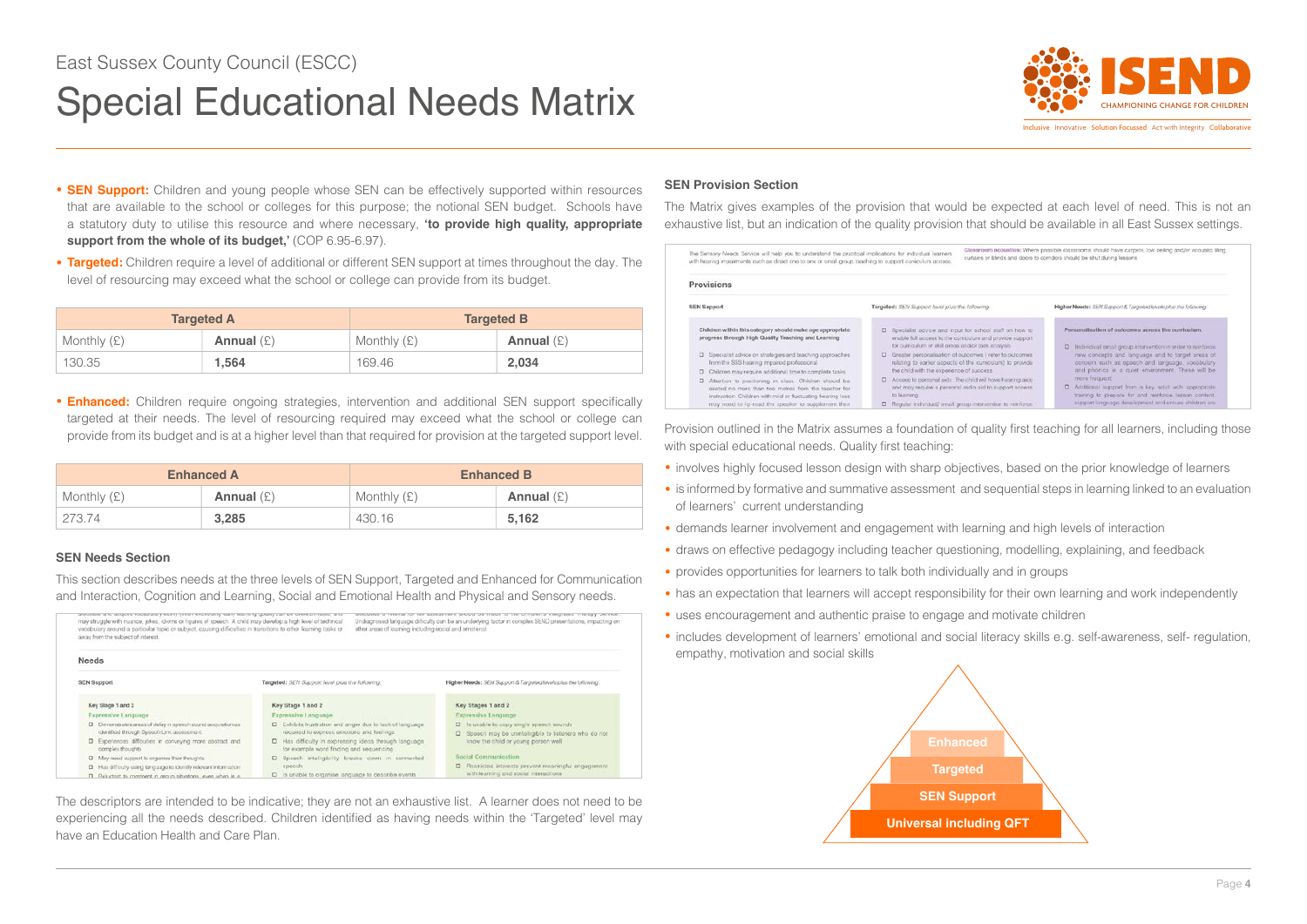# East Sussex County Council (ESCC)

# Special Educational Needs Matrix

- **SEN Support:** Children and young people whose SEN can be effectively supported within resources that are available to the school or colleges for this purpose; the notional SEN budget. Schools have a statutory duty to utilise this resource and where necessary, **'to provide high quality, appropriate support from the whole of its budget,'** (COP 6.95-6.97).
- **Targeted:** Children require a level of additional or different SEN support at times throughout the day. The level of resourcing may exceed what the school or college can provide from its budget.

| Targeted A | | Targeted B | |
|---|---|---|---|
| Monthly (£) | **Annual** (£) | Monthly (£) | **Annual** (£) |
| 130.35 | **1,564** | 169.46 | **2,034** |

- **Enhanced:** Children require ongoing strategies, intervention and additional SEN support specifically targeted at their needs. The level of resourcing required may exceed what the school or college can provide from its budget and is at a higher level than that required for provision at the targeted support level.

| Enhanced A | | Enhanced B | |
|---|---|---|---|
| Monthly (£) | **Annual** (£) | Monthly (£) | **Annual** (£) |
| 273.74 | **3,285** | 430.16 | **5,162** |

### SEN Needs Section

This section describes needs at the three levels of SEN Support, Targeted and Enhanced for Communication and Interaction, Cognition and Learning, Social and Emotional Health and Physical and Sensory needs.

The descriptors are intended to be indicative; they are not an exhaustive list. A learner does not need to be experiencing all the needs described. Children identified as having needs within the 'Targeted' level may have an Education Health and Care Plan.

### SEN Provision Section

The Matrix gives examples of the provision that would be expected at each level of need. This is not an exhaustive list, but an indication of the quality provision that should be available in all East Sussex settings.

Provision outlined in the Matrix assumes a foundation of quality first teaching for all learners, including those with special educational needs. Quality first teaching:

- involves highly focused lesson design with sharp objectives, based on the prior knowledge of learners
- is informed by formative and summative assessment and sequential steps in learning linked to an evaluation of learners' current understanding
- demands learner involvement and engagement with learning and high levels of interaction
- draws on effective pedagogy including teacher questioning, modelling, explaining, and feedback
- provides opportunities for learners to talk both individually and in groups
- has an expectation that learners will accept responsibility for their own learning and work independently
- uses encouragement and authentic praise to engage and motivate children
- includes development of learners' emotional and social literacy skills e.g. self-awareness, self- regulation, empathy, motivation and social skills

Enhanced

Targeted

SEN Support

Universal including QFT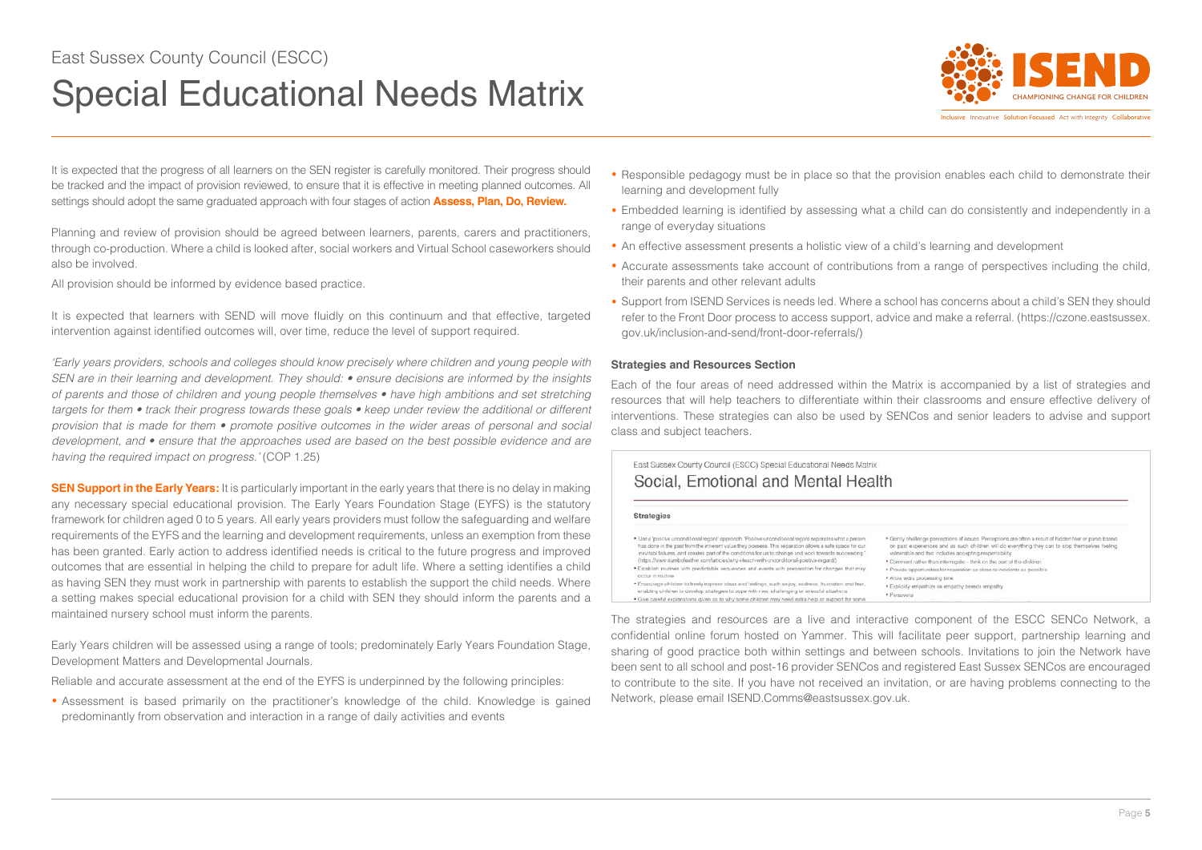It is expected that the progress of all learners on the SEN register is carefully monitored. Their progress should be tracked and the impact of provision reviewed, to ensure that it is effective in meeting planned outcomes. All settings should adopt the same graduated approach with four stages of action **Assess, Plan, Do, Review.**

Planning and review of provision should be agreed between learners, parents, carers and practitioners, through co-production. Where a child is looked after, social workers and Virtual School caseworkers should also be involved.

All provision should be informed by evidence based practice.

It is expected that learners with SEND will move fluidly on this continuum and that effective, targeted intervention against identified outcomes will, over time, reduce the level of support required.

*'Early years providers, schools and colleges should know precisely where children and young people with SEN are in their learning and development. They should: • ensure decisions are informed by the insights of parents and those of children and young people themselves • have high ambitions and set stretching targets for them • track their progress towards these goals • keep under review the additional or different provision that is made for them • promote positive outcomes in the wider areas of personal and social development, and • ensure that the approaches used are based on the best possible evidence and are having the required impact on progress.'* (COP 1.25)

**SEN Support in the Early Years:** It is particularly important in the early years that there is no delay in making any necessary special educational provision. The Early Years Foundation Stage (EYFS) is the statutory framework for children aged 0 to 5 years. All early years providers must follow the safeguarding and welfare requirements of the EYFS and the learning and development requirements, unless an exemption from these has been granted. Early action to address identified needs is critical to the future progress and improved outcomes that are essential in helping the child to prepare for adult life. Where a setting identifies a child as having SEN they must work in partnership with parents to establish the support the child needs. Where a setting makes special educational provision for a child with SEN they should inform the parents and a maintained nursery school must inform the parents.

Early Years children will be assessed using a range of tools; predominately Early Years Foundation Stage, Development Matters and Developmental Journals.

Reliable and accurate assessment at the end of the EYFS is underpinned by the following principles:

- Assessment is based primarily on the practitioner's knowledge of the child. Knowledge is gained predominantly from observation and interaction in a range of daily activities and events
- Responsible pedagogy must be in place so that the provision enables each child to demonstrate their learning and development fully
- Embedded learning is identified by assessing what a child can do consistently and independently in a range of everyday situations
- An effective assessment presents a holistic view of a child's learning and development
- Accurate assessments take account of contributions from a range of perspectives including the child, their parents and other relevant adults
- Support from ISEND Services is needs led. Where a school has concerns about a child's SEN they should refer to the Front Door process to access support, advice and make a referral. (https://czone.eastsussex.gov.uk/inclusion-and-send/front-door-referrals/)

#### Strategies and Resources Section

Each of the four areas of need addressed within the Matrix is accompanied by a list of strategies and resources that will help teachers to differentiate within their classrooms and ensure effective delivery of interventions. These strategies can also be used by SENCos and senior leaders to advise and support class and subject teachers.

> East Sussex County Council (ESCC) Special Educational Needs Matrix
>
> ## Social, Emotional and Mental Health
>
> **Strategies**
>
> - Use a 'positive unconditional regard' approach. 'Positive unconditional regard separates what a person has done in the past from the inherent value they possess. This separation allows a safe space for our inevitable failures, and creates part of the conditions for us to change and work towards succeeding.' (https://www.dumbofeather.com/articles/why-i-teach-with-unconditional-positive-regard/)
> - Establish routines with predictable sequences and events with preparation for changes that may occur in routine
> - Encourage children to freely express ideas and feelings, such as joy, sadness, frustration and fear, enabling children to develop strategies to cope with new, challenging or stressful situations
> - Give careful explanations given as to why some children may need extra help or support for some
> - Gently challenge perceptions of issues. Perceptions are often a result of hidden fear or panic based on past experiences and as such children will do everything they can to stop themselves feeling vulnerable and this includes accepting responsibility
> - Comment rather than interrogate – think on the part of the children
> - Provide opportunities for reparation as close to incidents as possible
> - Allow extra processing time
> - Explicitly empathise as empathy breeds empathy
> - Persevere

The strategies and resources are a live and interactive component of the ESCC SENCo Network, a confidential online forum hosted on Yammer. This will facilitate peer support, partnership learning and sharing of good practice both within settings and between schools. Invitations to join the Network have been sent to all school and post-16 provider SENCos and registered East Sussex SENCos are encouraged to contribute to the site. If you have not received an invitation, or are having problems connecting to the Network, please email ISEND.Comms@eastsussex.gov.uk.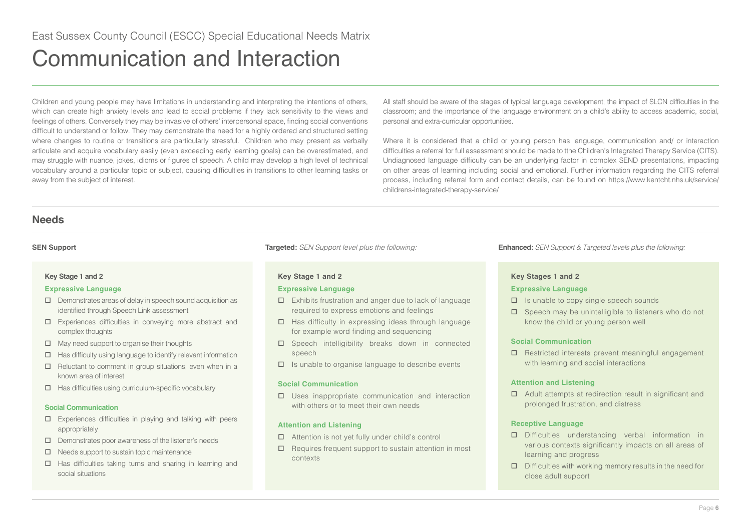East Sussex County Council (ESCC) Special Educational Needs Matrix

# Communication and Interaction

Children and young people may have limitations in understanding and interpreting the intentions of others, which can create high anxiety levels and lead to social problems if they lack sensitivity to the views and feelings of others. Conversely they may be invasive of others' interpersonal space, finding social conventions difficult to understand or follow. They may demonstrate the need for a highly ordered and structured setting where changes to routine or transitions are particularly stressful. Children who may present as verbally articulate and acquire vocabulary easily (even exceeding early learning goals) can be overestimated, and may struggle with nuance, jokes, idioms or figures of speech. A child may develop a high level of technical vocabulary around a particular topic or subject, causing difficulties in transitions to other learning tasks or away from the subject of interest.

All staff should be aware of the stages of typical language development; the impact of SLCN difficulties in the classroom; and the importance of the language environment on a child's ability to access academic, social, personal and extra-curricular opportunities.

Where it is considered that a child or young person has language, communication and/ or interaction difficulties a referral for full assessment should be made to tthe Children's Integrated Therapy Service (CITS). Undiagnosed language difficulty can be an underlying factor in complex SEND presentations, impacting on other areas of learning including social and emotional. Further information regarding the CITS referral process, including referral form and contact details, can be found on https://www.kentcht.nhs.uk/service/childrens-integrated-therapy-service/

## Needs

### SEN Support

**Key Stage 1 and 2**

**Expressive Language**

- ☐ Demonstrates areas of delay in speech sound acquisition as identified through Speech Link assessment
- ☐ Experiences difficulties in conveying more abstract and complex thoughts
- ☐ May need support to organise their thoughts
- ☐ Has difficulty using language to identify relevant information
- ☐ Reluctant to comment in group situations, even when in a known area of interest
- ☐ Has difficulties using curriculum-specific vocabulary

**Social Communication**

- ☐ Experiences difficulties in playing and talking with peers appropriately
- ☐ Demonstrates poor awareness of the listener's needs
- ☐ Needs support to sustain topic maintenance
- ☐ Has difficulties taking turns and sharing in learning and social situations

### Targeted: *SEN Support level plus the following:*

**Key Stage 1 and 2**

**Expressive Language**

- ☐ Exhibits frustration and anger due to lack of language required to express emotions and feelings
- ☐ Has difficulty in expressing ideas through language for example word finding and sequencing
- ☐ Speech intelligibility breaks down in connected speech
- ☐ Is unable to organise language to describe events

**Social Communication**

- ☐ Uses inappropriate communication and interaction with others or to meet their own needs

**Attention and Listening**

- ☐ Attention is not yet fully under child's control
- ☐ Requires frequent support to sustain attention in most contexts

### Enhanced: *SEN Support & Targeted levels plus the following:*

**Key Stages 1 and 2**

**Expressive Language**

- ☐ Is unable to copy single speech sounds
- ☐ Speech may be unintelligible to listeners who do not know the child or young person well

**Social Communication**

- ☐ Restricted interests prevent meaningful engagement with learning and social interactions

**Attention and Listening**

- ☐ Adult attempts at redirection result in significant and prolonged frustration, and distress

**Receptive Language**

- ☐ Difficulties understanding verbal information in various contexts significantly impacts on all areas of learning and progress
- ☐ Difficulties with working memory results in the need for close adult support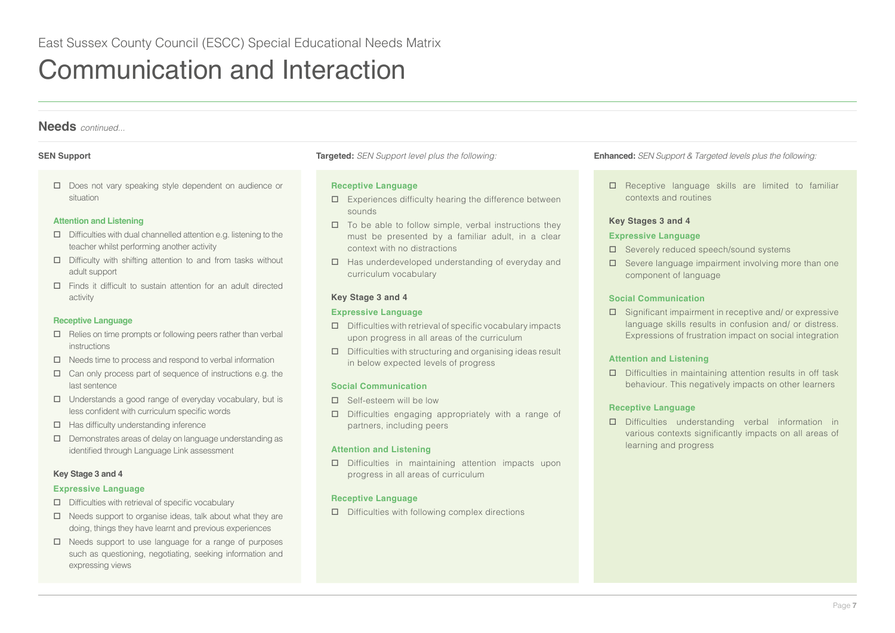East Sussex County Council (ESCC) Special Educational Needs Matrix

# Communication and Interaction

## Needs *continued...*

### SEN Support

- ☐ Does not vary speaking style dependent on audience or situation

**Attention and Listening**

- ☐ Difficulties with dual channelled attention e.g. listening to the teacher whilst performing another activity
- ☐ Difficulty with shifting attention to and from tasks without adult support
- ☐ Finds it difficult to sustain attention for an adult directed activity

**Receptive Language**

- ☐ Relies on time prompts or following peers rather than verbal instructions
- ☐ Needs time to process and respond to verbal information
- ☐ Can only process part of sequence of instructions e.g. the last sentence
- ☐ Understands a good range of everyday vocabulary, but is less confident with curriculum specific words
- ☐ Has difficulty understanding inference
- ☐ Demonstrates areas of delay on language understanding as identified through Language Link assessment

**Key Stage 3 and 4**

**Expressive Language**

- ☐ Difficulties with retrieval of specific vocabulary
- ☐ Needs support to organise ideas, talk about what they are doing, things they have learnt and previous experiences
- ☐ Needs support to use language for a range of purposes such as questioning, negotiating, seeking information and expressing views

### Targeted: *SEN Support level plus the following:*

**Receptive Language**

- ☐ Experiences difficulty hearing the difference between sounds
- ☐ To be able to follow simple, verbal instructions they must be presented by a familiar adult, in a clear context with no distractions
- ☐ Has underdeveloped understanding of everyday and curriculum vocabulary

**Key Stage 3 and 4**

**Expressive Language**

- ☐ Difficulties with retrieval of specific vocabulary impacts upon progress in all areas of the curriculum
- ☐ Difficulties with structuring and organising ideas result in below expected levels of progress

**Social Communication**

- ☐ Self-esteem will be low
- ☐ Difficulties engaging appropriately with a range of partners, including peers

**Attention and Listening**

- ☐ Difficulties in maintaining attention impacts upon progress in all areas of curriculum

**Receptive Language**

- ☐ Difficulties with following complex directions

### Enhanced: *SEN Support & Targeted levels plus the following:*

- ☐ Receptive language skills are limited to familiar contexts and routines

**Key Stages 3 and 4**

**Expressive Language**

- ☐ Severely reduced speech/sound systems
- ☐ Severe language impairment involving more than one component of language

**Social Communication**

- ☐ Significant impairment in receptive and/ or expressive language skills results in confusion and/ or distress. Expressions of frustration impact on social integration

**Attention and Listening**

- ☐ Difficulties in maintaining attention results in off task behaviour. This negatively impacts on other learners

**Receptive Language**

- ☐ Difficulties understanding verbal information in various contexts significantly impacts on all areas of learning and progress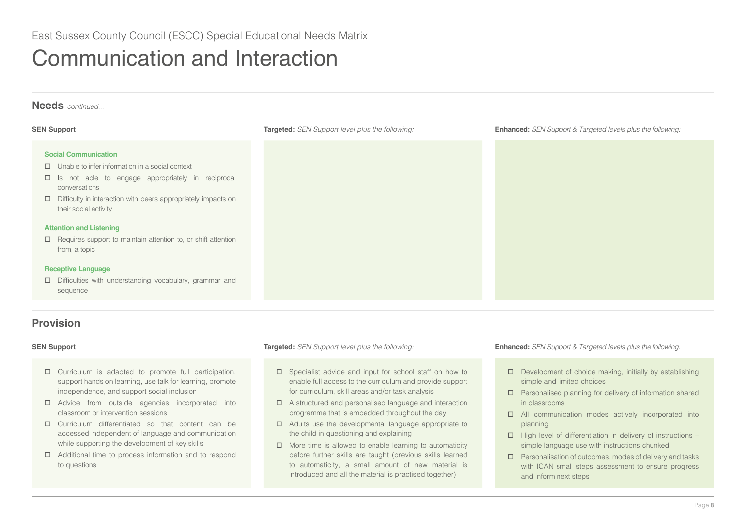East Sussex County Council (ESCC) Special Educational Needs Matrix

# Communication and Interaction

## Needs *continued...*

**SEN Support**

**Social Communication**

- ☐ Unable to infer information in a social context
- ☐ Is not able to engage appropriately in reciprocal conversations
- ☐ Difficulty in interaction with peers appropriately impacts on their social activity

**Attention and Listening**

- ☐ Requires support to maintain attention to, or shift attention from, a topic

**Receptive Language**

- ☐ Difficulties with understanding vocabulary, grammar and sequence

**Targeted:** *SEN Support level plus the following:*

**Enhanced:** *SEN Support & Targeted levels plus the following:*

## Provision

**SEN Support**

- ☐ Curriculum is adapted to promote full participation, support hands on learning, use talk for learning, promote independence, and support social inclusion
- ☐ Advice from outside agencies incorporated into classroom or intervention sessions
- ☐ Curriculum differentiated so that content can be accessed independent of language and communication while supporting the development of key skills
- ☐ Additional time to process information and to respond to questions

**Targeted:** *SEN Support level plus the following:*

- ☐ Specialist advice and input for school staff on how to enable full access to the curriculum and provide support for curriculum, skill areas and/or task analysis
- ☐ A structured and personalised language and interaction programme that is embedded throughout the day
- ☐ Adults use the developmental language appropriate to the child in questioning and explaining
- ☐ More time is allowed to enable learning to automaticity before further skills are taught (previous skills learned to automaticity, a small amount of new material is introduced and all the material is practised together)

**Enhanced:** *SEN Support & Targeted levels plus the following:*

- ☐ Development of choice making, initially by establishing simple and limited choices
- ☐ Personalised planning for delivery of information shared in classrooms
- ☐ All communication modes actively incorporated into planning
- ☐ High level of differentiation in delivery of instructions – simple language use with instructions chunked
- ☐ Personalisation of outcomes, modes of delivery and tasks with ICAN small steps assessment to ensure progress and inform next steps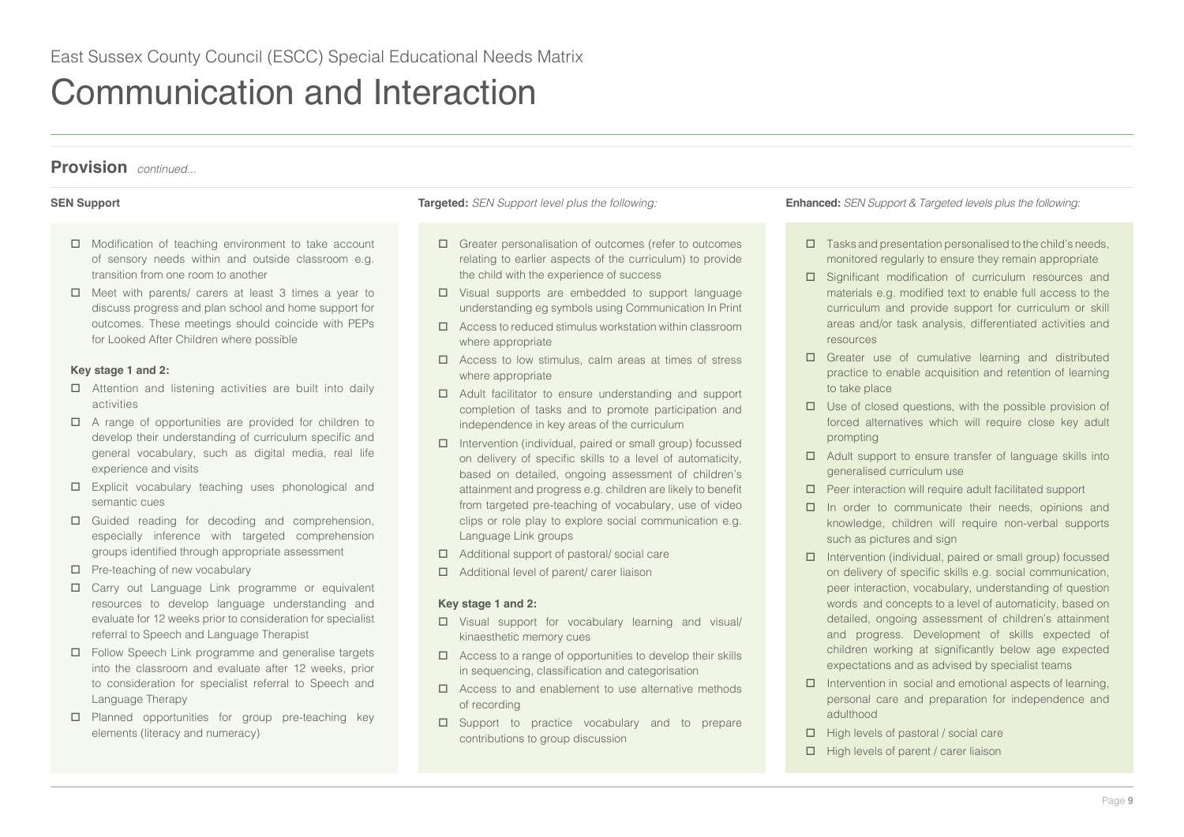East Sussex County Council (ESCC) Special Educational Needs Matrix

# Communication and Interaction

## Provision *continued...*

### SEN Support

- ☐ Modification of teaching environment to take account of sensory needs within and outside classroom e.g. transition from one room to another
- ☐ Meet with parents/ carers at least 3 times a year to discuss progress and plan school and home support for outcomes. These meetings should coincide with PEPs for Looked After Children where possible

**Key stage 1 and 2:**

- ☐ Attention and listening activities are built into daily activities
- ☐ A range of opportunities are provided for children to develop their understanding of curriculum specific and general vocabulary, such as digital media, real life experience and visits
- ☐ Explicit vocabulary teaching uses phonological and semantic cues
- ☐ Guided reading for decoding and comprehension, especially inference with targeted comprehension groups identified through appropriate assessment
- ☐ Pre-teaching of new vocabulary
- ☐ Carry out Language Link programme or equivalent resources to develop language understanding and evaluate for 12 weeks prior to consideration for specialist referral to Speech and Language Therapist
- ☐ Follow Speech Link programme and generalise targets into the classroom and evaluate after 12 weeks, prior to consideration for specialist referral to Speech and Language Therapy
- ☐ Planned opportunities for group pre-teaching key elements (literacy and numeracy)

### Targeted: *SEN Support level plus the following:*

- ☐ Greater personalisation of outcomes (refer to outcomes relating to earlier aspects of the curriculum) to provide the child with the experience of success
- ☐ Visual supports are embedded to support language understanding eg symbols using Communication In Print
- ☐ Access to reduced stimulus workstation within classroom where appropriate
- ☐ Access to low stimulus, calm areas at times of stress where appropriate
- ☐ Adult facilitator to ensure understanding and support completion of tasks and to promote participation and independence in key areas of the curriculum
- ☐ Intervention (individual, paired or small group) focussed on delivery of specific skills to a level of automaticity, based on detailed, ongoing assessment of children's attainment and progress e.g. children are likely to benefit from targeted pre-teaching of vocabulary, use of video clips or role play to explore social communication e.g. Language Link groups
- ☐ Additional support of pastoral/ social care
- ☐ Additional level of parent/ carer liaison

**Key stage 1 and 2:**

- ☐ Visual support for vocabulary learning and visual/ kinaesthetic memory cues
- ☐ Access to a range of opportunities to develop their skills in sequencing, classification and categorisation
- ☐ Access to and enablement to use alternative methods of recording
- ☐ Support to practice vocabulary and to prepare contributions to group discussion

### Enhanced: *SEN Support & Targeted levels plus the following:*

- ☐ Tasks and presentation personalised to the child's needs, monitored regularly to ensure they remain appropriate
- ☐ Significant modification of curriculum resources and materials e.g. modified text to enable full access to the curriculum and provide support for curriculum or skill areas and/or task analysis, differentiated activities and resources
- ☐ Greater use of cumulative learning and distributed practice to enable acquisition and retention of learning to take place
- ☐ Use of closed questions, with the possible provision of forced alternatives which will require close key adult prompting
- ☐ Adult support to ensure transfer of language skills into generalised curriculum use
- ☐ Peer interaction will require adult facilitated support
- ☐ In order to communicate their needs, opinions and knowledge, children will require non-verbal supports such as pictures and sign
- ☐ Intervention (individual, paired or small group) focussed on delivery of specific skills e.g. social communication, peer interaction, vocabulary, understanding of question words and concepts to a level of automaticity, based on detailed, ongoing assessment of children's attainment and progress. Development of skills expected of children working at significantly below age expected expectations and as advised by specialist teams
- ☐ Intervention in social and emotional aspects of learning, personal care and preparation for independence and adulthood
- ☐ High levels of pastoral / social care
- ☐ High levels of parent / carer liaison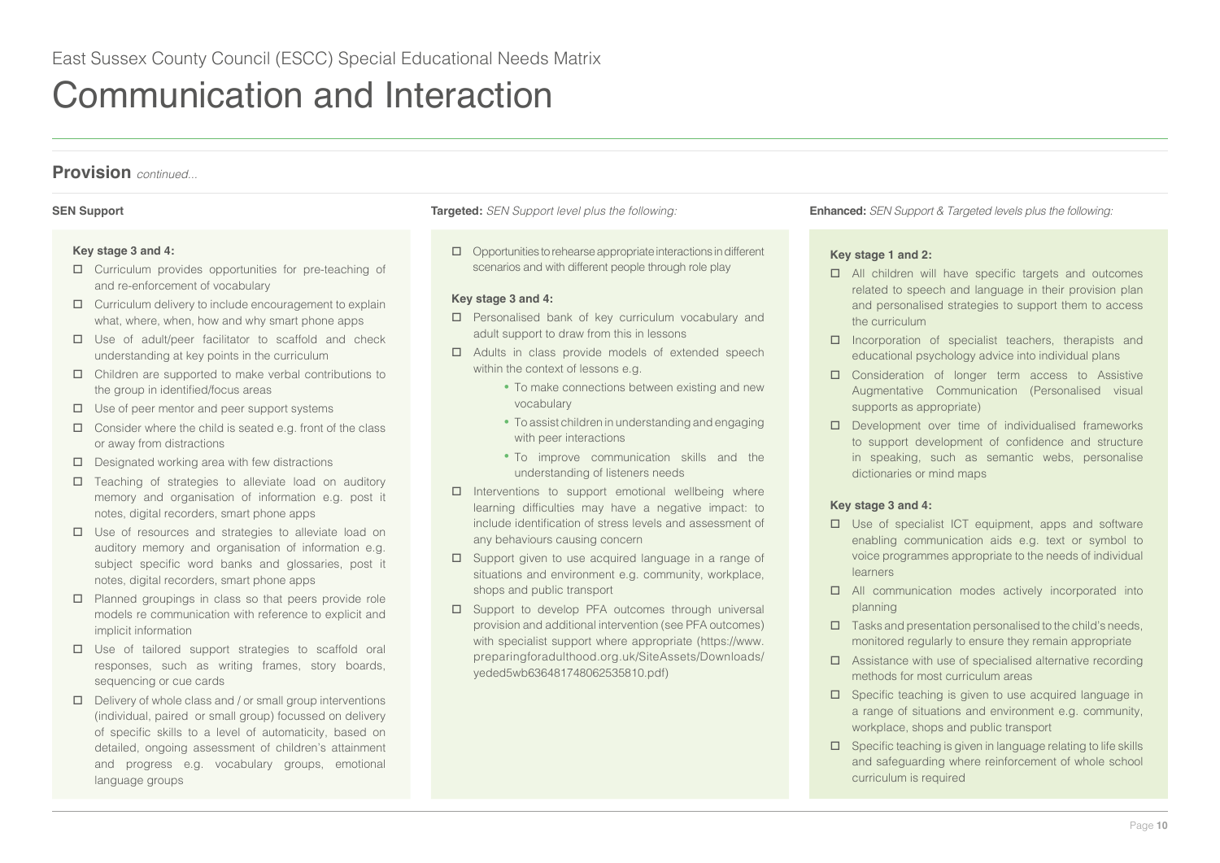East Sussex County Council (ESCC) Special Educational Needs Matrix

# Communication and Interaction

## Provision *continued...*

### SEN Support

**Key stage 3 and 4:**

- ☐ Curriculum provides opportunities for pre-teaching of and re-enforcement of vocabulary
- ☐ Curriculum delivery to include encouragement to explain what, where, when, how and why smart phone apps
- ☐ Use of adult/peer facilitator to scaffold and check understanding at key points in the curriculum
- ☐ Children are supported to make verbal contributions to the group in identified/focus areas
- ☐ Use of peer mentor and peer support systems
- ☐ Consider where the child is seated e.g. front of the class or away from distractions
- ☐ Designated working area with few distractions
- ☐ Teaching of strategies to alleviate load on auditory memory and organisation of information e.g. post it notes, digital recorders, smart phone apps
- ☐ Use of resources and strategies to alleviate load on auditory memory and organisation of information e.g. subject specific word banks and glossaries, post it notes, digital recorders, smart phone apps
- ☐ Planned groupings in class so that peers provide role models re communication with reference to explicit and implicit information
- ☐ Use of tailored support strategies to scaffold oral responses, such as writing frames, story boards, sequencing or cue cards
- ☐ Delivery of whole class and / or small group interventions (individual, paired or small group) focussed on delivery of specific skills to a level of automaticity, based on detailed, ongoing assessment of children's attainment and progress e.g. vocabulary groups, emotional language groups

### Targeted: *SEN Support level plus the following:*

- ☐ Opportunities to rehearse appropriate interactions in different scenarios and with different people through role play

**Key stage 3 and 4:**

- ☐ Personalised bank of key curriculum vocabulary and adult support to draw from this in lessons
- ☐ Adults in class provide models of extended speech within the context of lessons e.g.
  - To make connections between existing and new vocabulary
  - To assist children in understanding and engaging with peer interactions
  - To improve communication skills and the understanding of listeners needs
- ☐ Interventions to support emotional wellbeing where learning difficulties may have a negative impact: to include identification of stress levels and assessment of any behaviours causing concern
- ☐ Support given to use acquired language in a range of situations and environment e.g. community, workplace, shops and public transport
- ☐ Support to develop PFA outcomes through universal provision and additional intervention (see PFA outcomes) with specialist support where appropriate (https://www.preparingforadulthood.org.uk/SiteAssets/Downloads/yeded5wb636481748062535810.pdf)

### Enhanced: *SEN Support & Targeted levels plus the following:*

**Key stage 1 and 2:**

- ☐ All children will have specific targets and outcomes related to speech and language in their provision plan and personalised strategies to support them to access the curriculum
- ☐ Incorporation of specialist teachers, therapists and educational psychology advice into individual plans
- ☐ Consideration of longer term access to Assistive Augmentative Communication (Personalised visual supports as appropriate)
- ☐ Development over time of individualised frameworks to support development of confidence and structure in speaking, such as semantic webs, personalise dictionaries or mind maps

**Key stage 3 and 4:**

- ☐ Use of specialist ICT equipment, apps and software enabling communication aids e.g. text or symbol to voice programmes appropriate to the needs of individual learners
- ☐ All communication modes actively incorporated into planning
- ☐ Tasks and presentation personalised to the child's needs, monitored regularly to ensure they remain appropriate
- ☐ Assistance with use of specialised alternative recording methods for most curriculum areas
- ☐ Specific teaching is given to use acquired language in a range of situations and environment e.g. community, workplace, shops and public transport
- ☐ Specific teaching is given in language relating to life skills and safeguarding where reinforcement of whole school curriculum is required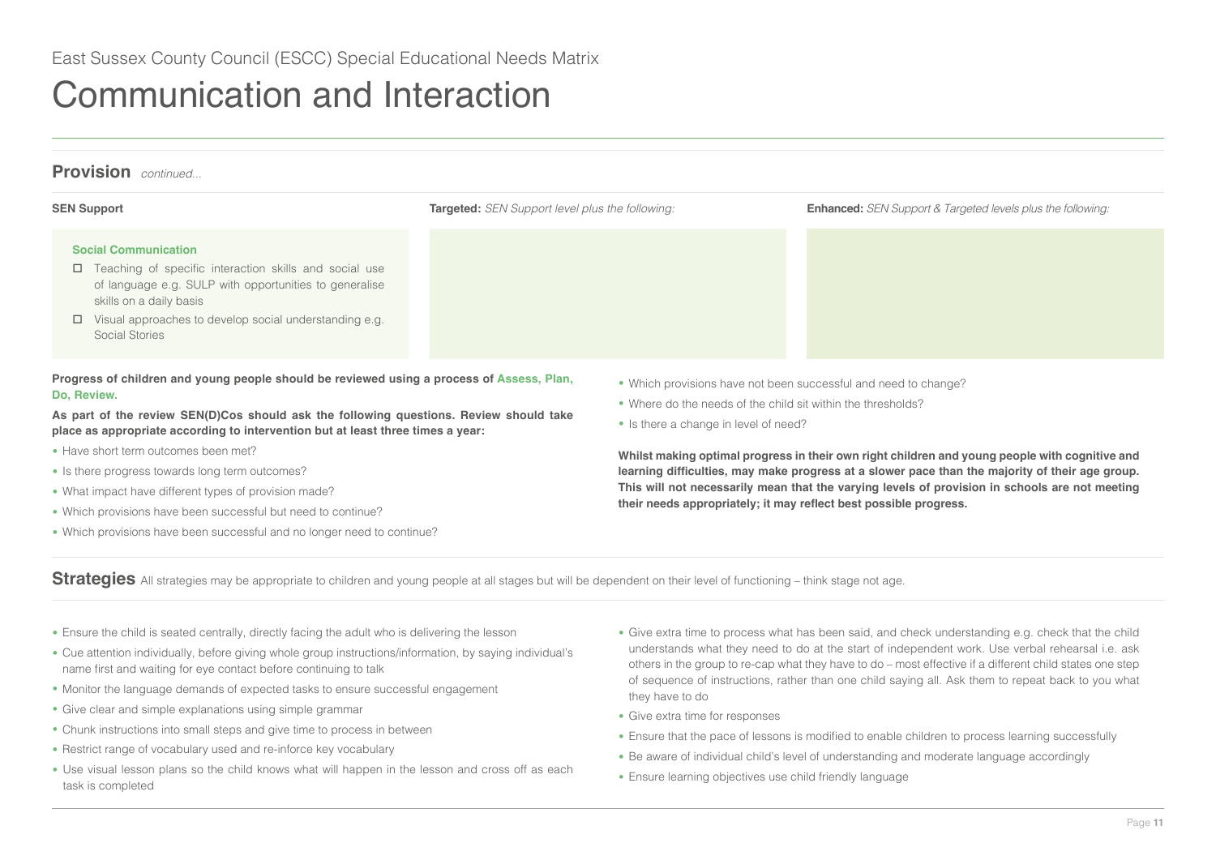East Sussex County Council (ESCC) Special Educational Needs Matrix

# Communication and Interaction

## Provision *continued...*

| SEN Support | **Targeted:** *SEN Support level plus the following:* | **Enhanced:** *SEN Support & Targeted levels plus the following:* |
|---|---|---|
| **Social Communication**<br>☐ Teaching of specific interaction skills and social use of language e.g. SULP with opportunities to generalise skills on a daily basis<br>☐ Visual approaches to develop social understanding e.g. Social Stories | | |

**Progress of children and young people should be reviewed using a process of Assess, Plan, Do, Review.**

**As part of the review SEN(D)Cos should ask the following questions. Review should take place as appropriate according to intervention but at least three times a year:**

- Have short term outcomes been met?
- Is there progress towards long term outcomes?
- What impact have different types of provision made?
- Which provisions have been successful but need to continue?
- Which provisions have been successful and no longer need to continue?
- Which provisions have not been successful and need to change?
- Where do the needs of the child sit within the thresholds?
- Is there a change in level of need?

**Whilst making optimal progress in their own right children and young people with cognitive and learning difficulties, may make progress at a slower pace than the majority of their age group. This will not necessarily mean that the varying levels of provision in schools are not meeting their needs appropriately; it may reflect best possible progress.**

## Strategies

All strategies may be appropriate to children and young people at all stages but will be dependent on their level of functioning – think stage not age.

- Ensure the child is seated centrally, directly facing the adult who is delivering the lesson
- Cue attention individually, before giving whole group instructions/information, by saying individual's name first and waiting for eye contact before continuing to talk
- Monitor the language demands of expected tasks to ensure successful engagement
- Give clear and simple explanations using simple grammar
- Chunk instructions into small steps and give time to process in between
- Restrict range of vocabulary used and re-inforce key vocabulary
- Use visual lesson plans so the child knows what will happen in the lesson and cross off as each task is completed
- Give extra time to process what has been said, and check understanding e.g. check that the child understands what they need to do at the start of independent work. Use verbal rehearsal i.e. ask others in the group to re-cap what they have to do – most effective if a different child states one step of sequence of instructions, rather than one child saying all. Ask them to repeat back to you what they have to do
- Give extra time for responses
- Ensure that the pace of lessons is modified to enable children to process learning successfully
- Be aware of individual child's level of understanding and moderate language accordingly
- Ensure learning objectives use child friendly language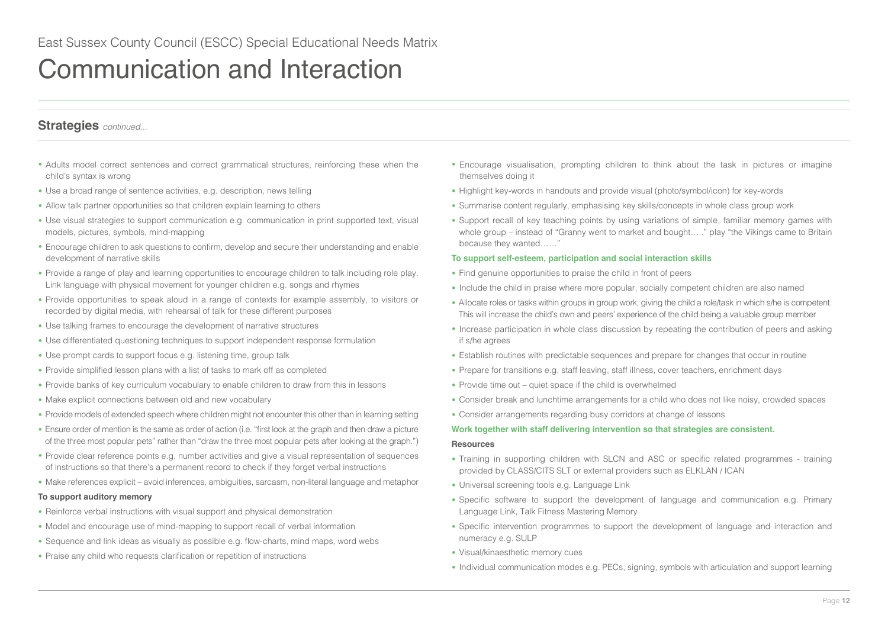East Sussex County Council (ESCC) Special Educational Needs Matrix

# Communication and Interaction

## Strategies *continued...*

- Adults model correct sentences and correct grammatical structures, reinforcing these when the child's syntax is wrong
- Use a broad range of sentence activities, e.g. description, news telling
- Allow talk partner opportunities so that children explain learning to others
- Use visual strategies to support communication e.g. communication in print supported text, visual models, pictures, symbols, mind-mapping
- Encourage children to ask questions to confirm, develop and secure their understanding and enable development of narrative skills
- Provide a range of play and learning opportunities to encourage children to talk including role play. Link language with physical movement for younger children e.g. songs and rhymes
- Provide opportunities to speak aloud in a range of contexts for example assembly, to visitors or recorded by digital media, with rehearsal of talk for these different purposes
- Use talking frames to encourage the development of narrative structures
- Use differentiated questioning techniques to support independent response formulation
- Use prompt cards to support focus e.g. listening time, group talk
- Provide simplified lesson plans with a list of tasks to mark off as completed
- Provide banks of key curriculum vocabulary to enable children to draw from this in lessons
- Make explicit connections between old and new vocabulary
- Provide models of extended speech where children might not encounter this other than in learning setting
- Ensure order of mention is the same as order of action (i.e. "first look at the graph and then draw a picture of the three most popular pets" rather than "draw the three most popular pets after looking at the graph.")
- Provide clear reference points e.g. number activities and give a visual representation of sequences of instructions so that there's a permanent record to check if they forget verbal instructions
- Make references explicit – avoid inferences, ambiguities, sarcasm, non-literal language and metaphor

**To support auditory memory**

- Reinforce verbal instructions with visual support and physical demonstration
- Model and encourage use of mind-mapping to support recall of verbal information
- Sequence and link ideas as visually as possible e.g. flow-charts, mind maps, word webs
- Praise any child who requests clarification or repetition of instructions
- Encourage visualisation, prompting children to think about the task in pictures or imagine themselves doing it
- Highlight key-words in handouts and provide visual (photo/symbol/icon) for key-words
- Summarise content regularly, emphasising key skills/concepts in whole class group work
- Support recall of key teaching points by using variations of simple, familiar memory games with whole group – instead of "Granny went to market and bought….." play "the Vikings came to Britain because they wanted……"

**To support self-esteem, participation and social interaction skills**

- Find genuine opportunities to praise the child in front of peers
- Include the child in praise where more popular, socially competent children are also named
- Allocate roles or tasks within groups in group work, giving the child a role/task in which s/he is competent. This will increase the child's own and peers' experience of the child being a valuable group member
- Increase participation in whole class discussion by repeating the contribution of peers and asking if s/he agrees
- Establish routines with predictable sequences and prepare for changes that occur in routine
- Prepare for transitions e.g. staff leaving, staff illness, cover teachers, enrichment days
- Provide time out – quiet space if the child is overwhelmed
- Consider break and lunchtime arrangements for a child who does not like noisy, crowded spaces
- Consider arrangements regarding busy corridors at change of lessons

**Work together with staff delivering intervention so that strategies are consistent.**

**Resources**

- Training in supporting children with SLCN and ASC or specific related programmes - training provided by CLASS/CITS SLT or external providers such as ELKLAN / ICAN
- Universal screening tools e.g. Language Link
- Specific software to support the development of language and communication e.g. Primary Language Link, Talk Fitness Mastering Memory
- Specific intervention programmes to support the development of language and interaction and numeracy e.g. SULP
- Visual/kinaesthetic memory cues
- Individual communication modes e.g. PECs, signing, symbols with articulation and support learning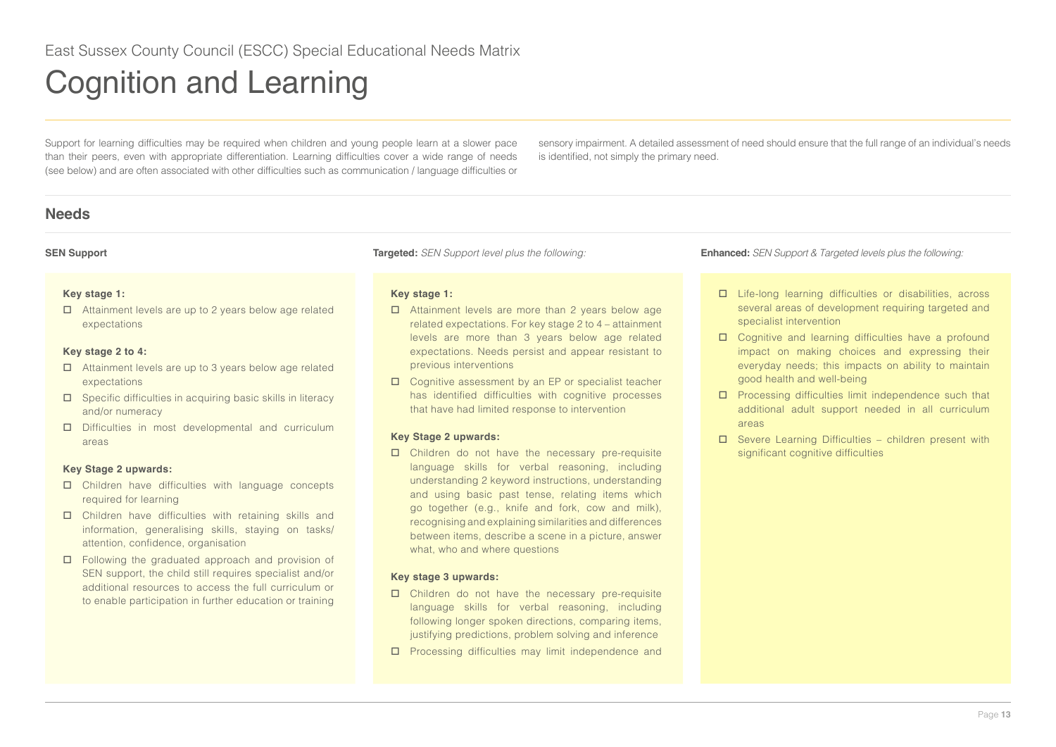East Sussex County Council (ESCC) Special Educational Needs Matrix

# Cognition and Learning

Support for learning difficulties may be required when children and young people learn at a slower pace than their peers, even with appropriate differentiation. Learning difficulties cover a wide range of needs (see below) and are often associated with other difficulties such as communication / language difficulties or sensory impairment. A detailed assessment of need should ensure that the full range of an individual's needs is identified, not simply the primary need.

## Needs

### SEN Support

**Key stage 1:**

- ☐ Attainment levels are up to 2 years below age related expectations

**Key stage 2 to 4:**

- ☐ Attainment levels are up to 3 years below age related expectations
- ☐ Specific difficulties in acquiring basic skills in literacy and/or numeracy
- ☐ Difficulties in most developmental and curriculum areas

**Key Stage 2 upwards:**

- ☐ Children have difficulties with language concepts required for learning
- ☐ Children have difficulties with retaining skills and information, generalising skills, staying on tasks/ attention, confidence, organisation
- ☐ Following the graduated approach and provision of SEN support, the child still requires specialist and/or additional resources to access the full curriculum or to enable participation in further education or training

### Targeted: *SEN Support level plus the following:*

**Key stage 1:**

- ☐ Attainment levels are more than 2 years below age related expectations. For key stage 2 to 4 – attainment levels are more than 3 years below age related expectations. Needs persist and appear resistant to previous interventions
- ☐ Cognitive assessment by an EP or specialist teacher has identified difficulties with cognitive processes that have had limited response to intervention

**Key Stage 2 upwards:**

- ☐ Children do not have the necessary pre-requisite language skills for verbal reasoning, including understanding 2 keyword instructions, understanding and using basic past tense, relating items which go together (e.g., knife and fork, cow and milk), recognising and explaining similarities and differences between items, describe a scene in a picture, answer what, who and where questions

**Key stage 3 upwards:**

- ☐ Children do not have the necessary pre-requisite language skills for verbal reasoning, including following longer spoken directions, comparing items, justifying predictions, problem solving and inference
- ☐ Processing difficulties may limit independence and

### Enhanced: *SEN Support & Targeted levels plus the following:*

- ☐ Life-long learning difficulties or disabilities, across several areas of development requiring targeted and specialist intervention
- ☐ Cognitive and learning difficulties have a profound impact on making choices and expressing their everyday needs; this impacts on ability to maintain good health and well-being
- ☐ Processing difficulties limit independence such that additional adult support needed in all curriculum areas
- ☐ Severe Learning Difficulties – children present with significant cognitive difficulties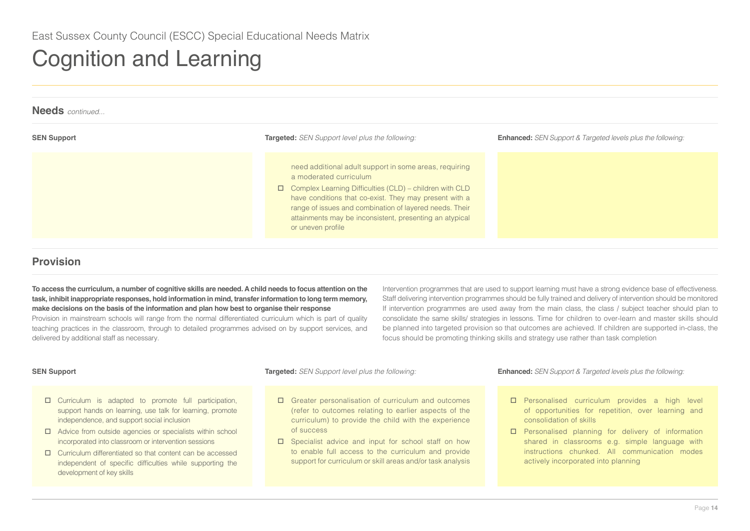East Sussex County Council (ESCC) Special Educational Needs Matrix

# Cognition and Learning

## Needs *continued...*

**SEN Support**

**Targeted:** *SEN Support level plus the following:*

need additional adult support in some areas, requiring a moderated curriculum

- ☐ Complex Learning Difficulties (CLD) – children with CLD have conditions that co-exist. They may present with a range of issues and combination of layered needs. Their attainments may be inconsistent, presenting an atypical or uneven profile

**Enhanced:** *SEN Support & Targeted levels plus the following:*

## Provision

**To access the curriculum, a number of cognitive skills are needed. A child needs to focus attention on the task, inhibit inappropriate responses, hold information in mind, transfer information to long term memory, make decisions on the basis of the information and plan how best to organise their response**

Provision in mainstream schools will range from the normal differentiated curriculum which is part of quality teaching practices in the classroom, through to detailed programmes advised on by support services, and delivered by additional staff as necessary.

Intervention programmes that are used to support learning must have a strong evidence base of effectiveness. Staff delivering intervention programmes should be fully trained and delivery of intervention should be monitored If intervention programmes are used away from the main class, the class / subject teacher should plan to consolidate the same skills/ strategies in lessons. Time for children to over-learn and master skills should be planned into targeted provision so that outcomes are achieved. If children are supported in-class, the focus should be promoting thinking skills and strategy use rather than task completion

**SEN Support**

- ☐ Curriculum is adapted to promote full participation, support hands on learning, use talk for learning, promote independence, and support social inclusion
- ☐ Advice from outside agencies or specialists within school incorporated into classroom or intervention sessions
- ☐ Curriculum differentiated so that content can be accessed independent of specific difficulties while supporting the development of key skills

**Targeted:** *SEN Support level plus the following:*

- ☐ Greater personalisation of curriculum and outcomes (refer to outcomes relating to earlier aspects of the curriculum) to provide the child with the experience of success
- ☐ Specialist advice and input for school staff on how to enable full access to the curriculum and provide support for curriculum or skill areas and/or task analysis

**Enhanced:** *SEN Support & Targeted levels plus the following:*

- ☐ Personalised curriculum provides a high level of opportunities for repetition, over learning and consolidation of skills
- ☐ Personalised planning for delivery of information shared in classrooms e.g. simple language with instructions chunked. All communication modes actively incorporated into planning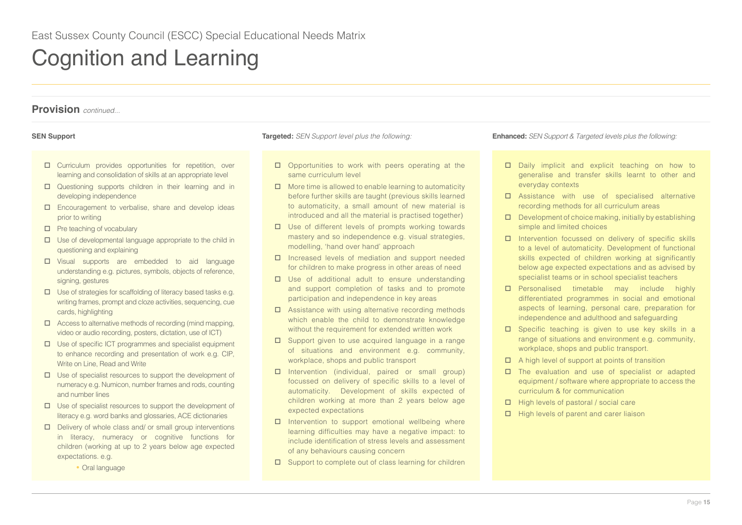East Sussex County Council (ESCC) Special Educational Needs Matrix

# Cognition and Learning

## Provision *continued...*

### SEN Support

- ☐ Curriculum provides opportunities for repetition, over learning and consolidation of skills at an appropriate level
- ☐ Questioning supports children in their learning and in developing independence
- ☐ Encouragement to verbalise, share and develop ideas prior to writing
- ☐ Pre teaching of vocabulary
- ☐ Use of developmental language appropriate to the child in questioning and explaining
- ☐ Visual supports are embedded to aid language understanding e.g. pictures, symbols, objects of reference, signing, gestures
- ☐ Use of strategies for scaffolding of literacy based tasks e.g. writing frames, prompt and cloze activities, sequencing, cue cards, highlighting
- ☐ Access to alternative methods of recording (mind mapping, video or audio recording, posters, dictation, use of ICT)
- ☐ Use of specific ICT programmes and specialist equipment to enhance recording and presentation of work e.g. CIP, Write on Line, Read and Write
- ☐ Use of specialist resources to support the development of numeracy e.g. Numicon, number frames and rods, counting and number lines
- ☐ Use of specialist resources to support the development of literacy e.g. word banks and glossaries, ACE dictionaries
- ☐ Delivery of whole class and/ or small group interventions in literacy, numeracy or cognitive functions for children (working at up to 2 years below age expected expectations. e.g.
  - Oral language

### Targeted: *SEN Support level plus the following:*

- ☐ Opportunities to work with peers operating at the same curriculum level
- ☐ More time is allowed to enable learning to automaticity before further skills are taught (previous skills learned to automaticity, a small amount of new material is introduced and all the material is practised together)
- ☐ Use of different levels of prompts working towards mastery and so independence e.g. visual strategies, modelling, 'hand over hand' approach
- ☐ Increased levels of mediation and support needed for children to make progress in other areas of need
- ☐ Use of additional adult to ensure understanding and support completion of tasks and to promote participation and independence in key areas
- ☐ Assistance with using alternative recording methods which enable the child to demonstrate knowledge without the requirement for extended written work
- ☐ Support given to use acquired language in a range of situations and environment e.g. community, workplace, shops and public transport
- ☐ Intervention (individual, paired or small group) focussed on delivery of specific skills to a level of automaticity. Development of skills expected of children working at more than 2 years below age expected expectations
- ☐ Intervention to support emotional wellbeing where learning difficulties may have a negative impact: to include identification of stress levels and assessment of any behaviours causing concern
- ☐ Support to complete out of class learning for children

### Enhanced: *SEN Support & Targeted levels plus the following:*

- ☐ Daily implicit and explicit teaching on how to generalise and transfer skills learnt to other and everyday contexts
- ☐ Assistance with use of specialised alternative recording methods for all curriculum areas
- ☐ Development of choice making, initially by establishing simple and limited choices
- ☐ Intervention focussed on delivery of specific skills to a level of automaticity. Development of functional skills expected of children working at significantly below age expected expectations and as advised by specialist teams or in school specialist teachers
- ☐ Personalised timetable may include highly differentiated programmes in social and emotional aspects of learning, personal care, preparation for independence and adulthood and safeguarding
- ☐ Specific teaching is given to use key skills in a range of situations and environment e.g. community, workplace, shops and public transport.
- ☐ A high level of support at points of transition
- ☐ The evaluation and use of specialist or adapted equipment / software where appropriate to access the curriculum & for communication
- ☐ High levels of pastoral / social care
- ☐ High levels of parent and carer liaison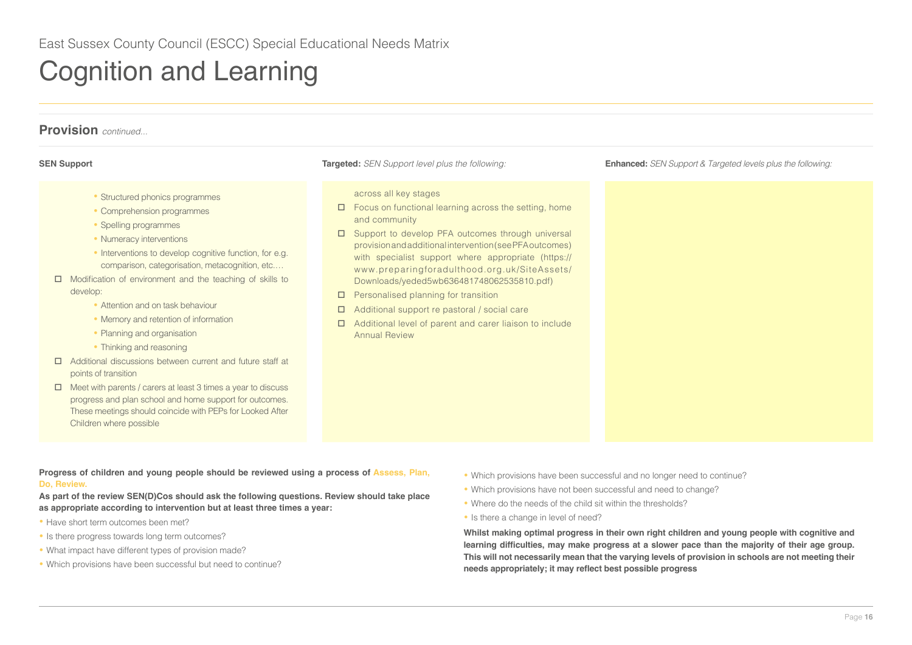East Sussex County Council (ESCC) Special Educational Needs Matrix

# Cognition and Learning

## Provision *continued...*

**SEN Support**

- Structured phonics programmes
- Comprehension programmes
- Spelling programmes
- Numeracy interventions
- Interventions to develop cognitive function, for e.g. comparison, categorisation, metacognition, etc.…

- ☐ Modification of environment and the teaching of skills to develop:
  - Attention and on task behaviour
  - Memory and retention of information
  - Planning and organisation
  - Thinking and reasoning
- ☐ Additional discussions between current and future staff at points of transition
- ☐ Meet with parents / carers at least 3 times a year to discuss progress and plan school and home support for outcomes. These meetings should coincide with PEPs for Looked After Children where possible

**Targeted:** *SEN Support level plus the following:*

across all key stages

- ☐ Focus on functional learning across the setting, home and community
- ☐ Support to develop PFA outcomes through universal provision and additional intervention (see PFA outcomes) with specialist support where appropriate (https://www.preparingforadulthood.org.uk/SiteAssets/Downloads/yeded5wb636481748062535810.pdf)
- ☐ Personalised planning for transition
- ☐ Additional support re pastoral / social care
- ☐ Additional level of parent and carer liaison to include Annual Review

**Enhanced:** *SEN Support & Targeted levels plus the following:*

**Progress of children and young people should be reviewed using a process of Assess, Plan, Do, Review.**

**As part of the review SEN(D)Cos should ask the following questions. Review should take place as appropriate according to intervention but at least three times a year:**

- Have short term outcomes been met?
- Is there progress towards long term outcomes?
- What impact have different types of provision made?
- Which provisions have been successful but need to continue?
- Which provisions have been successful and no longer need to continue?
- Which provisions have not been successful and need to change?
- Where do the needs of the child sit within the thresholds?
- Is there a change in level of need?

**Whilst making optimal progress in their own right children and young people with cognitive and learning difficulties, may make progress at a slower pace than the majority of their age group. This will not necessarily mean that the varying levels of provision in schools are not meeting their needs appropriately; it may reflect best possible progress**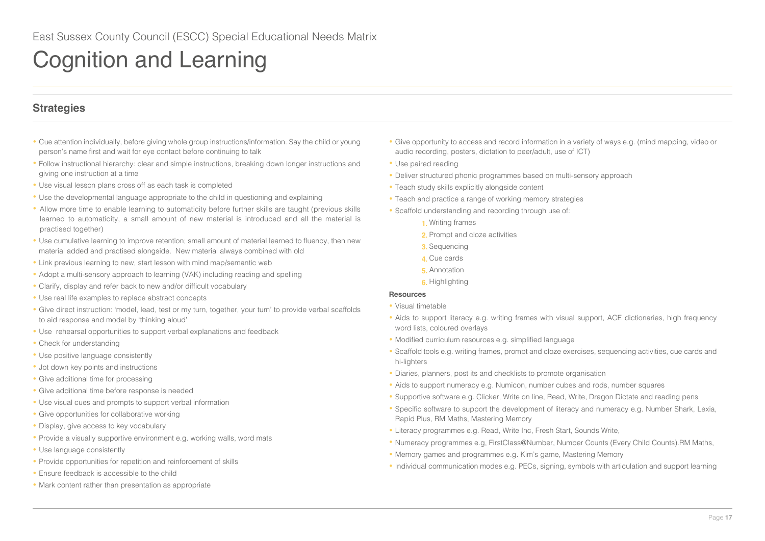East Sussex County Council (ESCC) Special Educational Needs Matrix

# Cognition and Learning

## Strategies

- Cue attention individually, before giving whole group instructions/information. Say the child or young person's name first and wait for eye contact before continuing to talk
- Follow instructional hierarchy: clear and simple instructions, breaking down longer instructions and giving one instruction at a time
- Use visual lesson plans cross off as each task is completed
- Use the developmental language appropriate to the child in questioning and explaining
- Allow more time to enable learning to automaticity before further skills are taught (previous skills learned to automaticity, a small amount of new material is introduced and all the material is practised together)
- Use cumulative learning to improve retention; small amount of material learned to fluency, then new material added and practised alongside. New material always combined with old
- Link previous learning to new, start lesson with mind map/semantic web
- Adopt a multi-sensory approach to learning (VAK) including reading and spelling
- Clarify, display and refer back to new and/or difficult vocabulary
- Use real life examples to replace abstract concepts
- Give direct instruction: 'model, lead, test or my turn, together, your turn' to provide verbal scaffolds to aid response and model by 'thinking aloud'
- Use rehearsal opportunities to support verbal explanations and feedback
- Check for understanding
- Use positive language consistently
- Jot down key points and instructions
- Give additional time for processing
- Give additional time before response is needed
- Use visual cues and prompts to support verbal information
- Give opportunities for collaborative working
- Display, give access to key vocabulary
- Provide a visually supportive environment e.g. working walls, word mats
- Use language consistently
- Provide opportunities for repetition and reinforcement of skills
- Ensure feedback is accessible to the child
- Mark content rather than presentation as appropriate
- Give opportunity to access and record information in a variety of ways e.g. (mind mapping, video or audio recording, posters, dictation to peer/adult, use of ICT)
- Use paired reading
- Deliver structured phonic programmes based on multi-sensory approach
- Teach study skills explicitly alongside content
- Teach and practice a range of working memory strategies
- Scaffold understanding and recording through use of:
  1. Writing frames
  2. Prompt and cloze activities
  3. Sequencing
  4. Cue cards
  5. Annotation
  6. Highlighting

**Resources**

- Visual timetable
- Aids to support literacy e.g. writing frames with visual support, ACE dictionaries, high frequency word lists, coloured overlays
- Modified curriculum resources e.g. simplified language
- Scaffold tools e.g. writing frames, prompt and cloze exercises, sequencing activities, cue cards and hi-lighters
- Diaries, planners, post its and checklists to promote organisation
- Aids to support numeracy e.g. Numicon, number cubes and rods, number squares
- Supportive software e.g. Clicker, Write on line, Read, Write, Dragon Dictate and reading pens
- Specific software to support the development of literacy and numeracy e.g. Number Shark, Lexia, Rapid Plus, RM Maths, Mastering Memory
- Literacy programmes e.g. Read, Write Inc, Fresh Start, Sounds Write,
- Numeracy programmes e.g, FirstClass@Number, Number Counts (Every Child Counts).RM Maths,
- Memory games and programmes e.g. Kim's game, Mastering Memory
- Individual communication modes e.g. PECs, signing, symbols with articulation and support learning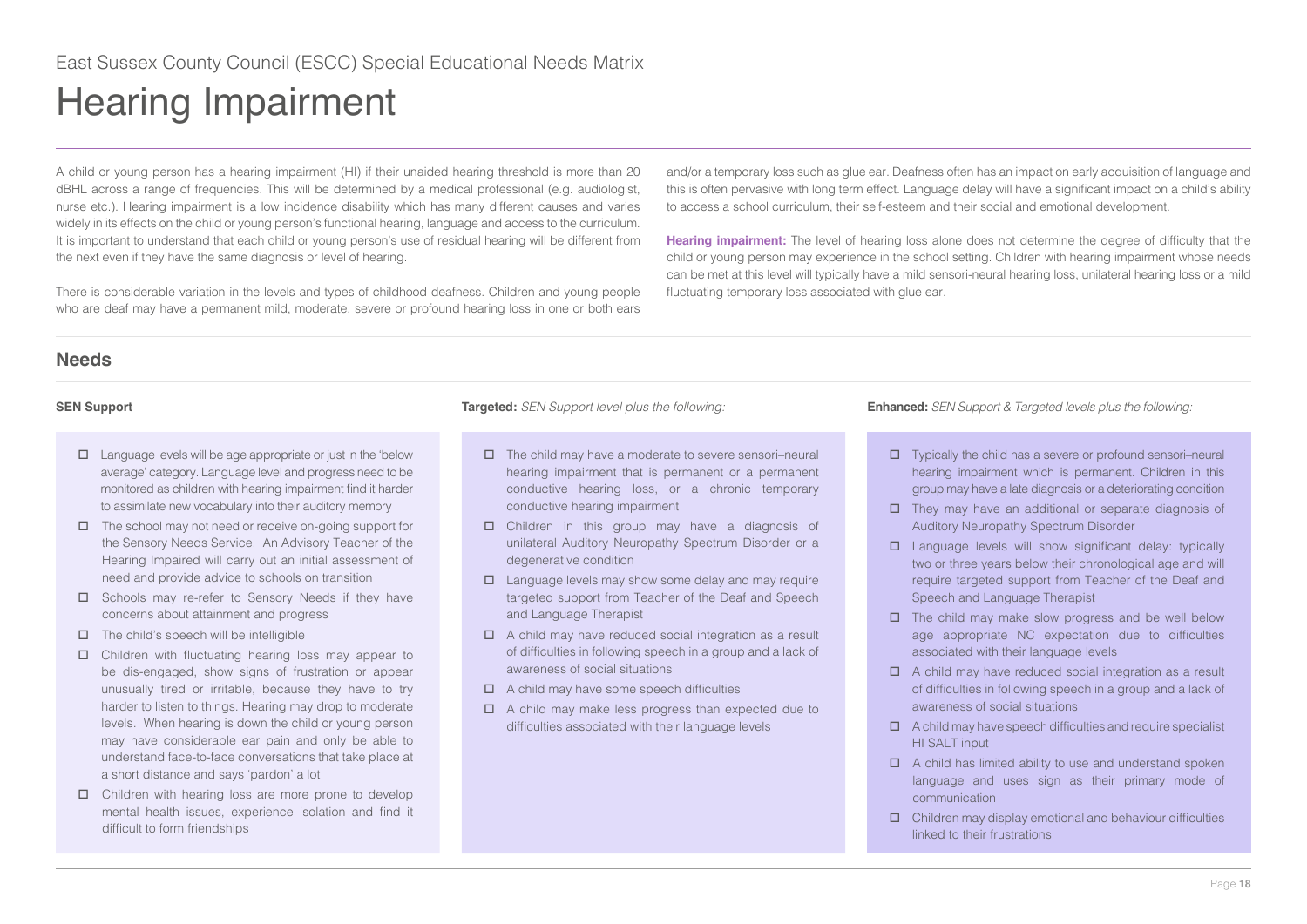East Sussex County Council (ESCC) Special Educational Needs Matrix

# Hearing Impairment

A child or young person has a hearing impairment (HI) if their unaided hearing threshold is more than 20 dBHL across a range of frequencies. This will be determined by a medical professional (e.g. audiologist, nurse etc.). Hearing impairment is a low incidence disability which has many different causes and varies widely in its effects on the child or young person's functional hearing, language and access to the curriculum. It is important to understand that each child or young person's use of residual hearing will be different from the next even if they have the same diagnosis or level of hearing.

There is considerable variation in the levels and types of childhood deafness. Children and young people who are deaf may have a permanent mild, moderate, severe or profound hearing loss in one or both ears and/or a temporary loss such as glue ear. Deafness often has an impact on early acquisition of language and this is often pervasive with long term effect. Language delay will have a significant impact on a child's ability to access a school curriculum, their self-esteem and their social and emotional development.

**Hearing impairment:** The level of hearing loss alone does not determine the degree of difficulty that the child or young person may experience in the school setting. Children with hearing impairment whose needs can be met at this level will typically have a mild sensori-neural hearing loss, unilateral hearing loss or a mild fluctuating temporary loss associated with glue ear.

## Needs

### SEN Support

- ☐ Language levels will be age appropriate or just in the 'below average' category. Language level and progress need to be monitored as children with hearing impairment find it harder to assimilate new vocabulary into their auditory memory
- ☐ The school may not need or receive on-going support for the Sensory Needs Service. An Advisory Teacher of the Hearing Impaired will carry out an initial assessment of need and provide advice to schools on transition
- ☐ Schools may re-refer to Sensory Needs if they have concerns about attainment and progress
- ☐ The child's speech will be intelligible
- ☐ Children with fluctuating hearing loss may appear to be dis-engaged, show signs of frustration or appear unusually tired or irritable, because they have to try harder to listen to things. Hearing may drop to moderate levels. When hearing is down the child or young person may have considerable ear pain and only be able to understand face-to-face conversations that take place at a short distance and says 'pardon' a lot
- ☐ Children with hearing loss are more prone to develop mental health issues, experience isolation and find it difficult to form friendships

### Targeted: *SEN Support level plus the following:*

- ☐ The child may have a moderate to severe sensori–neural hearing impairment that is permanent or a permanent conductive hearing loss, or a chronic temporary conductive hearing impairment
- ☐ Children in this group may have a diagnosis of unilateral Auditory Neuropathy Spectrum Disorder or a degenerative condition
- ☐ Language levels may show some delay and may require targeted support from Teacher of the Deaf and Speech and Language Therapist
- ☐ A child may have reduced social integration as a result of difficulties in following speech in a group and a lack of awareness of social situations
- ☐ A child may have some speech difficulties
- ☐ A child may make less progress than expected due to difficulties associated with their language levels

### Enhanced: *SEN Support & Targeted levels plus the following:*

- ☐ Typically the child has a severe or profound sensori–neural hearing impairment which is permanent. Children in this group may have a late diagnosis or a deteriorating condition
- ☐ They may have an additional or separate diagnosis of Auditory Neuropathy Spectrum Disorder
- ☐ Language levels will show significant delay: typically two or three years below their chronological age and will require targeted support from Teacher of the Deaf and Speech and Language Therapist
- ☐ The child may make slow progress and be well below age appropriate NC expectation due to difficulties associated with their language levels
- ☐ A child may have reduced social integration as a result of difficulties in following speech in a group and a lack of awareness of social situations
- ☐ A child may have speech difficulties and require specialist HI SALT input
- ☐ A child has limited ability to use and understand spoken language and uses sign as their primary mode of communication
- ☐ Children may display emotional and behaviour difficulties linked to their frustrations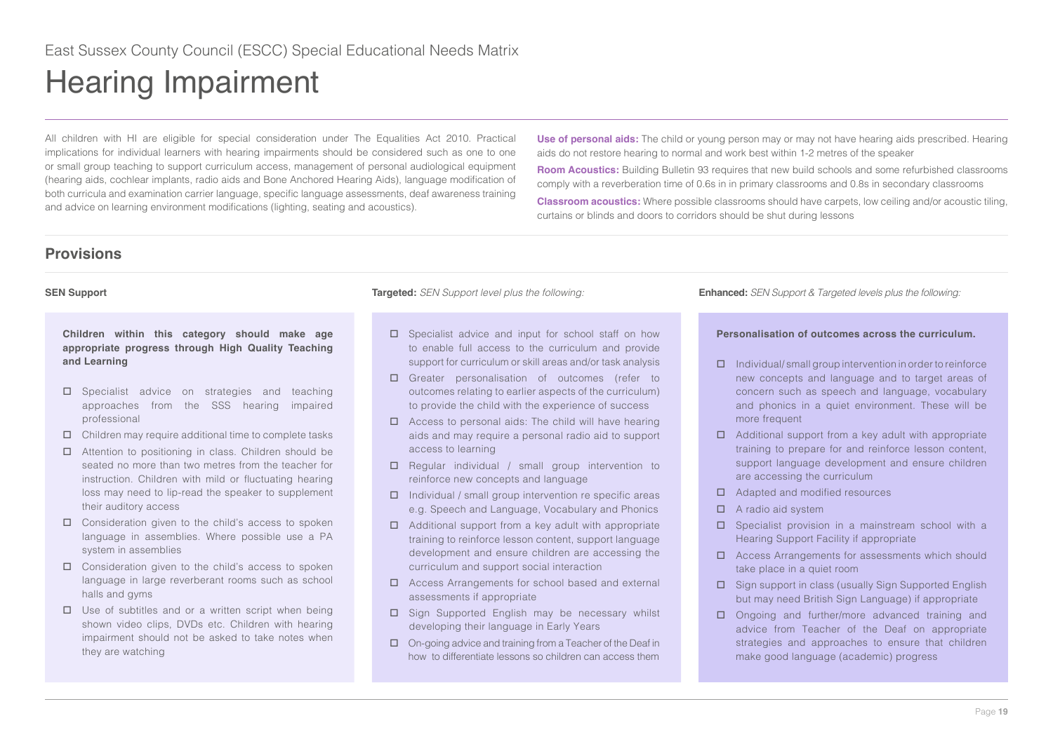East Sussex County Council (ESCC) Special Educational Needs Matrix

# Hearing Impairment

All children with HI are eligible for special consideration under The Equalities Act 2010. Practical implications for individual learners with hearing impairments should be considered such as one to one or small group teaching to support curriculum access, management of personal audiological equipment (hearing aids, cochlear implants, radio aids and Bone Anchored Hearing Aids), language modification of both curricula and examination carrier language, specific language assessments, deaf awareness training and advice on learning environment modifications (lighting, seating and acoustics).

**Use of personal aids:** The child or young person may or may not have hearing aids prescribed. Hearing aids do not restore hearing to normal and work best within 1-2 metres of the speaker

**Room Acoustics:** Building Bulletin 93 requires that new build schools and some refurbished classrooms comply with a reverberation time of 0.6s in in primary classrooms and 0.8s in secondary classrooms

**Classroom acoustics:** Where possible classrooms should have carpets, low ceiling and/or acoustic tiling, curtains or blinds and doors to corridors should be shut during lessons

## Provisions

### SEN Support

**Children within this category should make age appropriate progress through High Quality Teaching and Learning**

- Specialist advice on strategies and teaching approaches from the SSS hearing impaired professional
- Children may require additional time to complete tasks
- Attention to positioning in class. Children should be seated no more than two metres from the teacher for instruction. Children with mild or fluctuating hearing loss may need to lip-read the speaker to supplement their auditory access
- Consideration given to the child's access to spoken language in assemblies. Where possible use a PA system in assemblies
- Consideration given to the child's access to spoken language in large reverberant rooms such as school halls and gyms
- Use of subtitles and or a written script when being shown video clips, DVDs etc. Children with hearing impairment should not be asked to take notes when they are watching

### Targeted: *SEN Support level plus the following:*

- Specialist advice and input for school staff on how to enable full access to the curriculum and provide support for curriculum or skill areas and/or task analysis
- Greater personalisation of outcomes (refer to outcomes relating to earlier aspects of the curriculum) to provide the child with the experience of success
- Access to personal aids: The child will have hearing aids and may require a personal radio aid to support access to learning
- Regular individual / small group intervention to reinforce new concepts and language
- Individual / small group intervention re specific areas e.g. Speech and Language, Vocabulary and Phonics
- Additional support from a key adult with appropriate training to reinforce lesson content, support language development and ensure children are accessing the curriculum and support social interaction
- Access Arrangements for school based and external assessments if appropriate
- Sign Supported English may be necessary whilst developing their language in Early Years
- On-going advice and training from a Teacher of the Deaf in how to differentiate lessons so children can access them

### Enhanced: *SEN Support & Targeted levels plus the following:*

**Personalisation of outcomes across the curriculum.**

- Individual/ small group intervention in order to reinforce new concepts and language and to target areas of concern such as speech and language, vocabulary and phonics in a quiet environment. These will be more frequent
- Additional support from a key adult with appropriate training to prepare for and reinforce lesson content, support language development and ensure children are accessing the curriculum
- Adapted and modified resources
- A radio aid system
- Specialist provision in a mainstream school with a Hearing Support Facility if appropriate
- Access Arrangements for assessments which should take place in a quiet room
- Sign support in class (usually Sign Supported English but may need British Sign Language) if appropriate
- Ongoing and further/more advanced training and advice from Teacher of the Deaf on appropriate strategies and approaches to ensure that children make good language (academic) progress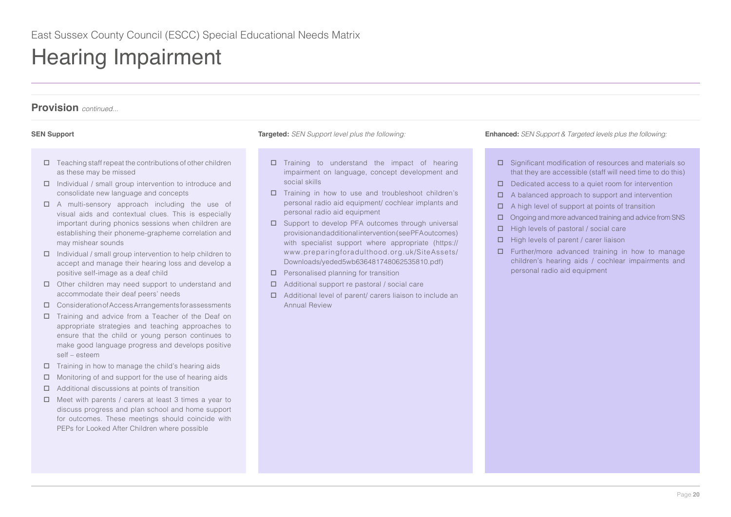East Sussex County Council (ESCC) Special Educational Needs Matrix

# Hearing Impairment

## Provision *continued...*

### SEN Support

- ☐ Teaching staff repeat the contributions of other children as these may be missed
- ☐ Individual / small group intervention to introduce and consolidate new language and concepts
- ☐ A multi-sensory approach including the use of visual aids and contextual clues. This is especially important during phonics sessions when children are establishing their phoneme-grapheme correlation and may mishear sounds
- ☐ Individual / small group intervention to help children to accept and manage their hearing loss and develop a positive self-image as a deaf child
- ☐ Other children may need support to understand and accommodate their deaf peers' needs
- ☐ Consideration of Access Arrangements for assessments
- ☐ Training and advice from a Teacher of the Deaf on appropriate strategies and teaching approaches to ensure that the child or young person continues to make good language progress and develops positive self – esteem
- ☐ Training in how to manage the child's hearing aids
- ☐ Monitoring of and support for the use of hearing aids
- ☐ Additional discussions at points of transition
- ☐ Meet with parents / carers at least 3 times a year to discuss progress and plan school and home support for outcomes. These meetings should coincide with PEPs for Looked After Children where possible

### Targeted: *SEN Support level plus the following:*

- ☐ Training to understand the impact of hearing impairment on language, concept development and social skills
- ☐ Training in how to use and troubleshoot children's personal radio aid equipment/ cochlear implants and personal radio aid equipment
- ☐ Support to develop PFA outcomes through universal provision and additional intervention (see PFA outcomes) with specialist support where appropriate (https://www.preparingforadulthood.org.uk/SiteAssets/Downloads/yeded5wb636481748062535810.pdf)
- ☐ Personalised planning for transition
- ☐ Additional support re pastoral / social care
- ☐ Additional level of parent/ carers liaison to include an Annual Review

### Enhanced: *SEN Support & Targeted levels plus the following:*

- ☐ Significant modification of resources and materials so that they are accessible (staff will need time to do this)
- ☐ Dedicated access to a quiet room for intervention
- ☐ A balanced approach to support and intervention
- ☐ A high level of support at points of transition
- ☐ Ongoing and more advanced training and advice from SNS
- ☐ High levels of pastoral / social care
- ☐ High levels of parent / carer liaison
- ☐ Further/more advanced training in how to manage children's hearing aids / cochlear impairments and personal radio aid equipment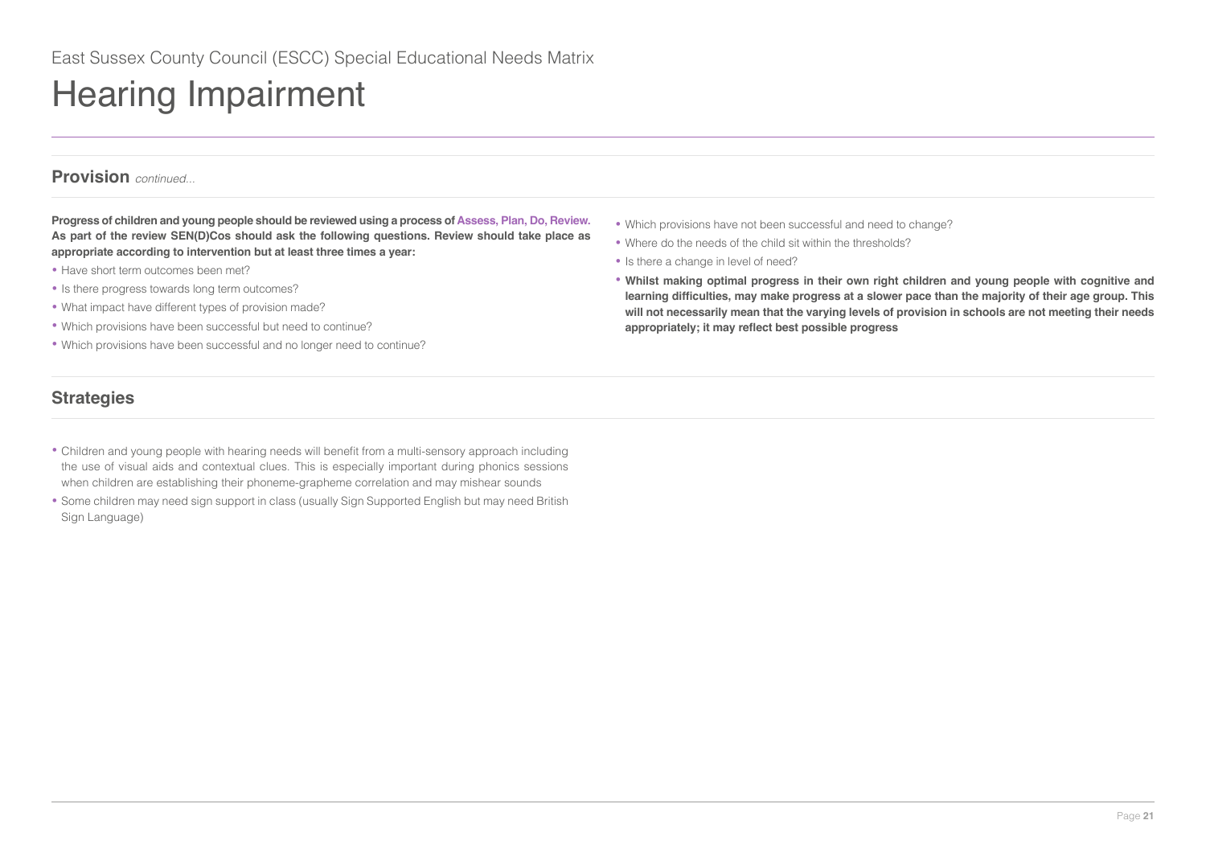# Hearing Impairment

## Provision *continued...*

**Progress of children and young people should be reviewed using a process of Assess, Plan, Do, Review. As part of the review SEN(D)Cos should ask the following questions. Review should take place as appropriate according to intervention but at least three times a year:**

- Have short term outcomes been met?
- Is there progress towards long term outcomes?
- What impact have different types of provision made?
- Which provisions have been successful but need to continue?
- Which provisions have been successful and no longer need to continue?
- Which provisions have not been successful and need to change?
- Where do the needs of the child sit within the thresholds?
- Is there a change in level of need?
- **Whilst making optimal progress in their own right children and young people with cognitive and learning difficulties, may make progress at a slower pace than the majority of their age group. This will not necessarily mean that the varying levels of provision in schools are not meeting their needs appropriately; it may reflect best possible progress**

## Strategies

- Children and young people with hearing needs will benefit from a multi-sensory approach including the use of visual aids and contextual clues. This is especially important during phonics sessions when children are establishing their phoneme-grapheme correlation and may mishear sounds
- Some children may need sign support in class (usually Sign Supported English but may need British Sign Language)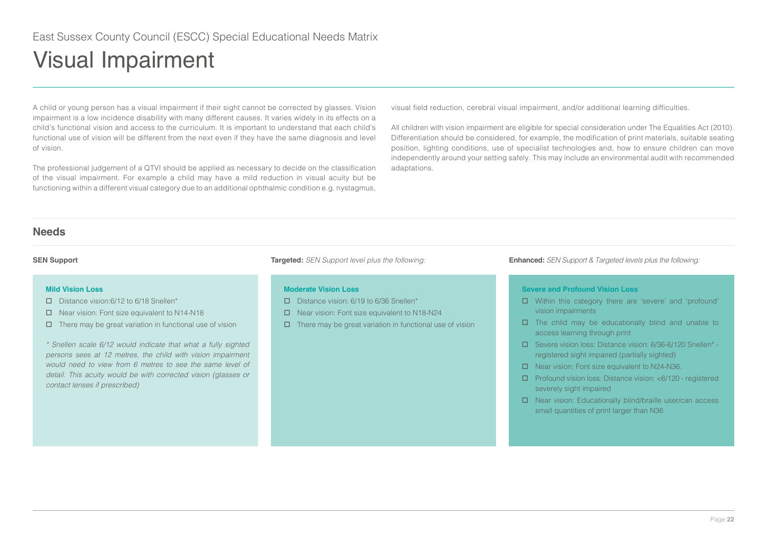East Sussex County Council (ESCC) Special Educational Needs Matrix

# Visual Impairment

A child or young person has a visual impairment if their sight cannot be corrected by glasses. Vision impairment is a low incidence disability with many different causes. It varies widely in its effects on a child's functional vision and access to the curriculum. It is important to understand that each child's functional use of vision will be different from the next even if they have the same diagnosis and level of vision.

The professional judgement of a QTVI should be applied as necessary to decide on the classification of the visual impairment. For example a child may have a mild reduction in visual acuity but be functioning within a different visual category due to an additional ophthalmic condition e.g. nystagmus, visual field reduction, cerebral visual impairment, and/or additional learning difficulties.

All children with vision impairment are eligible for special consideration under The Equalities Act (2010). Differentiation should be considered, for example, the modification of print materials, suitable seating position, lighting conditions, use of specialist technologies and, how to ensure children can move independently around your setting safely. This may include an environmental audit with recommended adaptations.

## Needs

### SEN Support

**Mild Vision Loss**

- ☐ Distance vision:6/12 to 6/18 Snellen*
- ☐ Near vision: Font size equivalent to N14-N18
- ☐ There may be great variation in functional use of vision

*\* Snellen scale 6/12 would indicate that what a fully sighted persons sees at 12 metres, the child with vision impairment would need to view from 6 metres to see the same level of detail. This acuity would be with corrected vision (glasses or contact lenses if prescribed)*

### Targeted: *SEN Support level plus the following:*

**Moderate Vision Loss**

- ☐ Distance vision: 6/19 to 6/36 Snellen*
- ☐ Near vision: Font size equivalent to N18-N24
- ☐ There may be great variation in functional use of vision

### Enhanced: *SEN Support & Targeted levels plus the following:*

**Severe and Profound Vision Loss**

- ☐ Within this category there are 'severe' and 'profound' vision impairments
- ☐ The child may be educationally blind and unable to access learning through print
- ☐ Severe vision loss: Distance vision: 6/36-6/120 Snellen* - registered sight impaired (partially sighted)
- ☐ Near vision: Font size equivalent to N24-N36.
- ☐ Profound vision loss: Distance vision: <6/120 - registered severely sight impaired
- ☐ Near vision: Educationally blind/braille user/can access small quantities of print larger than N36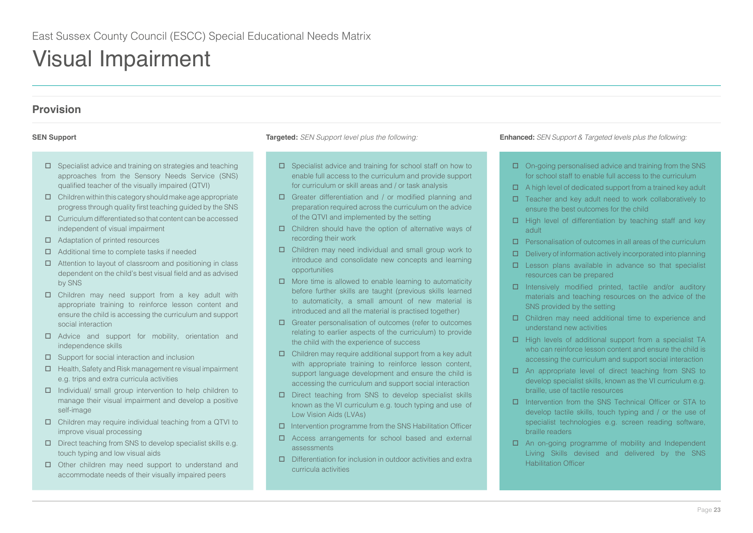East Sussex County Council (ESCC) Special Educational Needs Matrix

# Visual Impairment

## Provision

**SEN Support**

- Specialist advice and training on strategies and teaching approaches from the Sensory Needs Service (SNS) qualified teacher of the visually impaired (QTVI)
- Children within this category should make age appropriate progress through quality first teaching guided by the SNS
- Curriculum differentiated so that content can be accessed independent of visual impairment
- Adaptation of printed resources
- Additional time to complete tasks if needed
- Attention to layout of classroom and positioning in class dependent on the child's best visual field and as advised by SNS
- Children may need support from a key adult with appropriate training to reinforce lesson content and ensure the child is accessing the curriculum and support social interaction
- Advice and support for mobility, orientation and independence skills
- Support for social interaction and inclusion
- Health, Safety and Risk management re visual impairment e.g. trips and extra curricula activities
- Individual/ small group intervention to help children to manage their visual impairment and develop a positive self-image
- Children may require individual teaching from a QTVI to improve visual processing
- Direct teaching from SNS to develop specialist skills e.g. touch typing and low visual aids
- Other children may need support to understand and accommodate needs of their visually impaired peers

**Targeted:** *SEN Support level plus the following:*

- Specialist advice and training for school staff on how to enable full access to the curriculum and provide support for curriculum or skill areas and / or task analysis
- Greater differentiation and / or modified planning and preparation required across the curriculum on the advice of the QTVI and implemented by the setting
- Children should have the option of alternative ways of recording their work
- Children may need individual and small group work to introduce and consolidate new concepts and learning opportunities
- More time is allowed to enable learning to automaticity before further skills are taught (previous skills learned to automaticity, a small amount of new material is introduced and all the material is practised together)
- Greater personalisation of outcomes (refer to outcomes relating to earlier aspects of the curriculum) to provide the child with the experience of success
- Children may require additional support from a key adult with appropriate training to reinforce lesson content, support language development and ensure the child is accessing the curriculum and support social interaction
- Direct teaching from SNS to develop specialist skills known as the VI curriculum e.g. touch typing and use of Low Vision Aids (LVAs)
- Intervention programme from the SNS Habilitation Officer
- Access arrangements for school based and external assessments
- Differentiation for inclusion in outdoor activities and extra curricula activities

**Enhanced:** *SEN Support & Targeted levels plus the following:*

- On-going personalised advice and training from the SNS for school staff to enable full access to the curriculum
- A high level of dedicated support from a trained key adult
- Teacher and key adult need to work collaboratively to ensure the best outcomes for the child
- High level of differentiation by teaching staff and key adult
- Personalisation of outcomes in all areas of the curriculum
- Delivery of information actively incorporated into planning
- Lesson plans available in advance so that specialist resources can be prepared
- Intensively modified printed, tactile and/or auditory materials and teaching resources on the advice of the SNS provided by the setting
- Children may need additional time to experience and understand new activities
- High levels of additional support from a specialist TA who can reinforce lesson content and ensure the child is accessing the curriculum and support social interaction
- An appropriate level of direct teaching from SNS to develop specialist skills, known as the VI curriculum e.g. braille, use of tactile resources
- Intervention from the SNS Technical Officer or STA to develop tactile skills, touch typing and / or the use of specialist technologies e.g. screen reading software, braille readers
- An on-going programme of mobility and Independent Living Skills devised and delivered by the SNS Habilitation Officer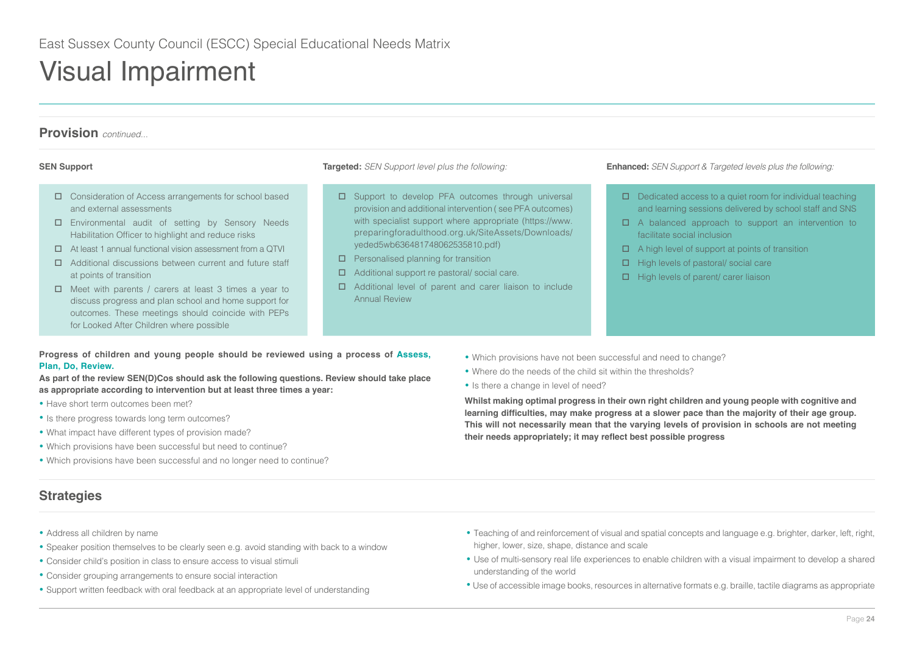East Sussex County Council (ESCC) Special Educational Needs Matrix

# Visual Impairment

## Provision *continued...*

| **SEN Support** | **Targeted:** *SEN Support level plus the following:* | **Enhanced:** *SEN Support & Targeted levels plus the following:* |
| --- | --- | --- |
| ☐ Consideration of Access arrangements for school based and external assessments<br>☐ Environmental audit of setting by Sensory Needs Habilitation Officer to highlight and reduce risks<br>☐ At least 1 annual functional vision assessment from a QTVI<br>☐ Additional discussions between current and future staff at points of transition<br>☐ Meet with parents / carers at least 3 times a year to discuss progress and plan school and home support for outcomes. These meetings should coincide with PEPs for Looked After Children where possible | ☐ Support to develop PFA outcomes through universal provision and additional intervention ( see PFA outcomes) with specialist support where appropriate (https://www.preparingforadulthood.org.uk/SiteAssets/Downloads/yeded5wb636481748062535810.pdf)<br>☐ Personalised planning for transition<br>☐ Additional support re pastoral/ social care.<br>☐ Additional level of parent and carer liaison to include Annual Review | ☐ Dedicated access to a quiet room for individual teaching and learning sessions delivered by school staff and SNS<br>☐ A balanced approach to support an intervention to facilitate social inclusion<br>☐ A high level of support at points of transition<br>☐ High levels of pastoral/ social care<br>☐ High levels of parent/ carer liaison |

**Progress of children and young people should be reviewed using a process of Assess, Plan, Do, Review.**

**As part of the review SEN(D)Cos should ask the following questions. Review should take place as appropriate according to intervention but at least three times a year:**

- Have short term outcomes been met?
- Is there progress towards long term outcomes?
- What impact have different types of provision made?
- Which provisions have been successful but need to continue?
- Which provisions have been successful and no longer need to continue?
- Which provisions have not been successful and need to change?
- Where do the needs of the child sit within the thresholds?
- Is there a change in level of need?

**Whilst making optimal progress in their own right children and young people with cognitive and learning difficulties, may make progress at a slower pace than the majority of their age group. This will not necessarily mean that the varying levels of provision in schools are not meeting their needs appropriately; it may reflect best possible progress**

## Strategies

- Address all children by name
- Speaker position themselves to be clearly seen e.g. avoid standing with back to a window
- Consider child's position in class to ensure access to visual stimuli
- Consider grouping arrangements to ensure social interaction
- Support written feedback with oral feedback at an appropriate level of understanding
- Teaching of and reinforcement of visual and spatial concepts and language e.g. brighter, darker, left, right, higher, lower, size, shape, distance and scale
- Use of multi-sensory real life experiences to enable children with a visual impairment to develop a shared understanding of the world
- Use of accessible image books, resources in alternative formats e.g. braille, tactile diagrams as appropriate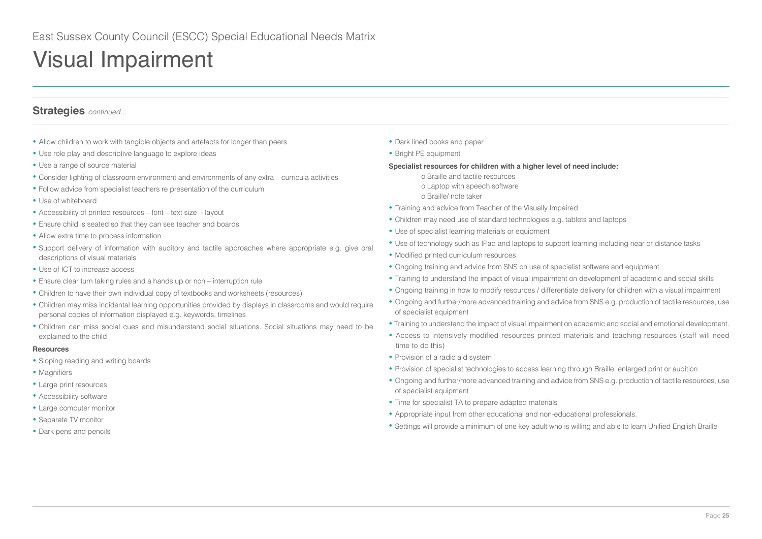East Sussex County Council (ESCC) Special Educational Needs Matrix

# Visual Impairment

## Strategies *continued...*

- Allow children to work with tangible objects and artefacts for longer than peers
- Use role play and descriptive language to explore ideas
- Use a range of source material
- Consider lighting of classroom environment and environments of any extra – curricula activities
- Follow advice from specialist teachers re presentation of the curriculum
- Use of whiteboard
- Accessibility of printed resources – font – text size - layout
- Ensure child is seated so that they can see teacher and boards
- Allow extra time to process information
- Support delivery of information with auditory and tactile approaches where appropriate e.g. give oral descriptions of visual materials
- Use of ICT to increase access
- Ensure clear turn taking rules and a hands up or non – interruption rule
- Children to have their own individual copy of textbooks and worksheets (resources)
- Children may miss incidental learning opportunities provided by displays in classrooms and would require personal copies of information displayed e.g. keywords, timelines
- Children can miss social cues and misunderstand social situations. Social situations may need to be explained to the child

**Resources**

- Sloping reading and writing boards
- Magnifiers
- Large print resources
- Accessibility software
- Large computer monitor
- Separate TV monitor
- Dark pens and pencils
- Dark lined books and paper
- Bright PE equipment

**Specialist resources for children with a higher level of need include:**

- o Braille and tactile resources
- o Laptop with speech software
- o Braille/ note taker

- Training and advice from Teacher of the Visually Impaired
- Children may need use of standard technologies e.g. tablets and laptops
- Use of specialist learning materials or equipment
- Use of technology such as IPad and laptops to support learning including near or distance tasks
- Modified printed curriculum resources
- Ongoing training and advice from SNS on use of specialist software and equipment
- Training to understand the impact of visual impairment on development of academic and social skills
- Ongoing training in how to modify resources / differentiate delivery for children with a visual impairment
- Ongoing and further/more advanced training and advice from SNS e.g. production of tactile resources, use of specialist equipment
- Training to understand the impact of visual impairment on academic and social and emotional development.
- Access to intensively modified resources printed materials and teaching resources (staff will need time to do this)
- Provision of a radio aid system
- Provision of specialist technologies to access learning through Braille, enlarged print or audition
- Ongoing and further/more advanced training and advice from SNS e.g. production of tactile resources, use of specialist equipment
- Time for specialist TA to prepare adapted materials
- Appropriate input from other educational and non-educational professionals.
- Settings will provide a minimum of one key adult who is willing and able to learn Unified English Braille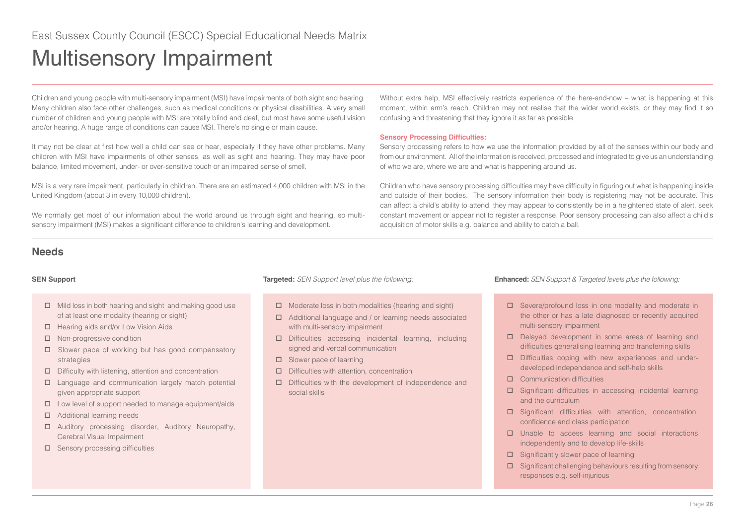East Sussex County Council (ESCC) Special Educational Needs Matrix

# Multisensory Impairment

Children and young people with multi-sensory impairment (MSI) have impairments of both sight and hearing. Many children also face other challenges, such as medical conditions or physical disabilities. A very small number of children and young people with MSI are totally blind and deaf, but most have some useful vision and/or hearing. A huge range of conditions can cause MSI. There's no single or main cause.

It may not be clear at first how well a child can see or hear, especially if they have other problems. Many children with MSI have impairments of other senses, as well as sight and hearing. They may have poor balance, limited movement, under- or over-sensitive touch or an impaired sense of smell.

MSI is a very rare impairment, particularly in children. There are an estimated 4,000 children with MSI in the United Kingdom (about 3 in every 10,000 children).

We normally get most of our information about the world around us through sight and hearing, so multi-sensory impairment (MSI) makes a significant difference to children's learning and development.

Without extra help, MSI effectively restricts experience of the here-and-now – what is happening at this moment, within arm's reach. Children may not realise that the wider world exists, or they may find it so confusing and threatening that they ignore it as far as possible.

**Sensory Processing Difficulties:**

Sensory processing refers to how we use the information provided by all of the senses within our body and from our environment. All of the information is received, processed and integrated to give us an understanding of who we are, where we are and what is happening around us.

Children who have sensory processing difficulties may have difficulty in figuring out what is happening inside and outside of their bodies. The sensory information their body is registering may not be accurate. This can affect a child's ability to attend, they may appear to consistently be in a heightened state of alert, seek constant movement or appear not to register a response. Poor sensory processing can also affect a child's acquisition of motor skills e.g. balance and ability to catch a ball.

## Needs

**SEN Support**

- ☐ Mild loss in both hearing and sight and making good use of at least one modality (hearing or sight)
- ☐ Hearing aids and/or Low Vision Aids
- ☐ Non-progressive condition
- ☐ Slower pace of working but has good compensatory strategies
- ☐ Difficulty with listening, attention and concentration
- ☐ Language and communication largely match potential given appropriate support
- ☐ Low level of support needed to manage equipment/aids
- ☐ Additional learning needs
- ☐ Auditory processing disorder, Auditory Neuropathy, Cerebral Visual Impairment
- ☐ Sensory processing difficulties

**Targeted:** *SEN Support level plus the following:*

- ☐ Moderate loss in both modalities (hearing and sight)
- ☐ Additional language and / or learning needs associated with multi-sensory impairment
- ☐ Difficulties accessing incidental learning, including signed and verbal communication
- ☐ Slower pace of learning
- ☐ Difficulties with attention, concentration
- ☐ Difficulties with the development of independence and social skills

**Enhanced:** *SEN Support & Targeted levels plus the following:*

- ☐ Severe/profound loss in one modality and moderate in the other or has a late diagnosed or recently acquired multi-sensory impairment
- ☐ Delayed development in some areas of learning and difficulties generalising learning and transferring skills
- ☐ Difficulties coping with new experiences and under-developed independence and self-help skills
- ☐ Communication difficulties
- ☐ Significant difficulties in accessing incidental learning and the curriculum
- ☐ Significant difficulties with attention, concentration, confidence and class participation
- ☐ Unable to access learning and social interactions independently and to develop life-skills
- ☐ Significantly slower pace of learning
- ☐ Significant challenging behaviours resulting from sensory responses e.g. self-injurious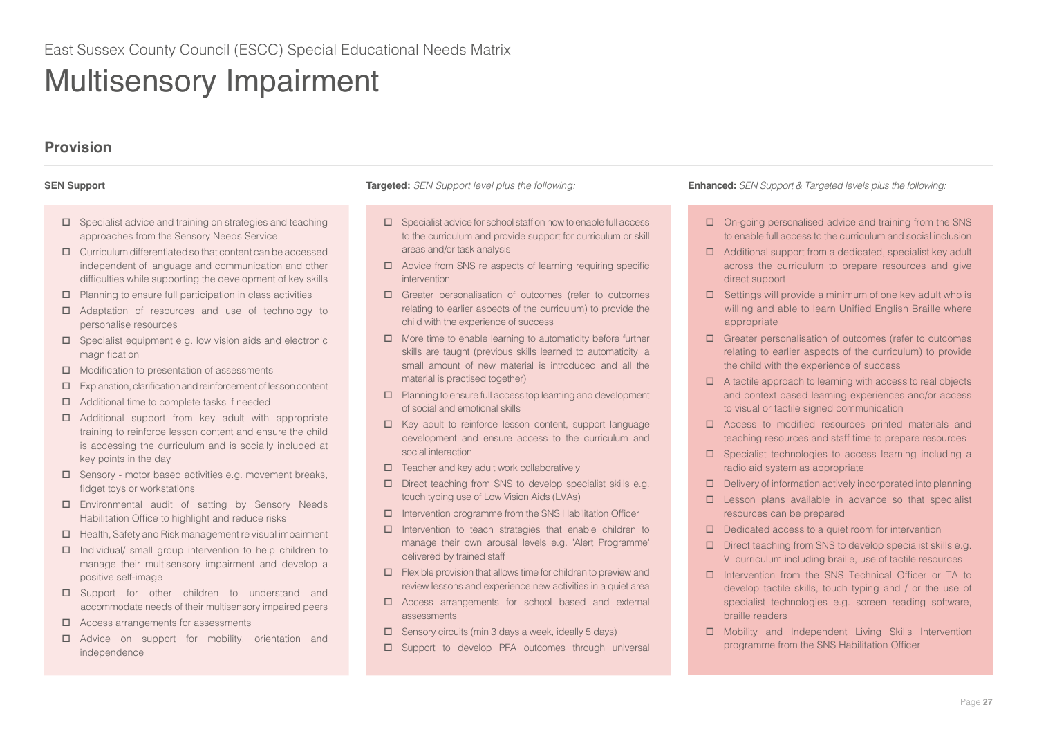East Sussex County Council (ESCC) Special Educational Needs Matrix

# Multisensory Impairment

## Provision

**SEN Support**

- ☐ Specialist advice and training on strategies and teaching approaches from the Sensory Needs Service
- ☐ Curriculum differentiated so that content can be accessed independent of language and communication and other difficulties while supporting the development of key skills
- ☐ Planning to ensure full participation in class activities
- ☐ Adaptation of resources and use of technology to personalise resources
- ☐ Specialist equipment e.g. low vision aids and electronic magnification
- ☐ Modification to presentation of assessments
- ☐ Explanation, clarification and reinforcement of lesson content
- ☐ Additional time to complete tasks if needed
- ☐ Additional support from key adult with appropriate training to reinforce lesson content and ensure the child is accessing the curriculum and is socially included at key points in the day
- ☐ Sensory - motor based activities e.g. movement breaks, fidget toys or workstations
- ☐ Environmental audit of setting by Sensory Needs Habilitation Office to highlight and reduce risks
- ☐ Health, Safety and Risk management re visual impairment
- ☐ Individual/ small group intervention to help children to manage their multisensory impairment and develop a positive self-image
- ☐ Support for other children to understand and accommodate needs of their multisensory impaired peers
- ☐ Access arrangements for assessments
- ☐ Advice on support for mobility, orientation and independence

**Targeted:** *SEN Support level plus the following:*

- ☐ Specialist advice for school staff on how to enable full access to the curriculum and provide support for curriculum or skill areas and/or task analysis
- ☐ Advice from SNS re aspects of learning requiring specific intervention
- ☐ Greater personalisation of outcomes (refer to outcomes relating to earlier aspects of the curriculum) to provide the child with the experience of success
- ☐ More time to enable learning to automaticity before further skills are taught (previous skills learned to automaticity, a small amount of new material is introduced and all the material is practised together)
- ☐ Planning to ensure full access top learning and development of social and emotional skills
- ☐ Key adult to reinforce lesson content, support language development and ensure access to the curriculum and social interaction
- ☐ Teacher and key adult work collaboratively
- ☐ Direct teaching from SNS to develop specialist skills e.g. touch typing use of Low Vision Aids (LVAs)
- ☐ Intervention programme from the SNS Habilitation Officer
- ☐ Intervention to teach strategies that enable children to manage their own arousal levels e.g. 'Alert Programme' delivered by trained staff
- ☐ Flexible provision that allows time for children to preview and review lessons and experience new activities in a quiet area
- ☐ Access arrangements for school based and external assessments
- ☐ Sensory circuits (min 3 days a week, ideally 5 days)
- ☐ Support to develop PFA outcomes through universal

**Enhanced:** *SEN Support & Targeted levels plus the following:*

- ☐ On-going personalised advice and training from the SNS to enable full access to the curriculum and social inclusion
- ☐ Additional support from a dedicated, specialist key adult across the curriculum to prepare resources and give direct support
- ☐ Settings will provide a minimum of one key adult who is willing and able to learn Unified English Braille where appropriate
- ☐ Greater personalisation of outcomes (refer to outcomes relating to earlier aspects of the curriculum) to provide the child with the experience of success
- ☐ A tactile approach to learning with access to real objects and context based learning experiences and/or access to visual or tactile signed communication
- ☐ Access to modified resources printed materials and teaching resources and staff time to prepare resources
- ☐ Specialist technologies to access learning including a radio aid system as appropriate
- ☐ Delivery of information actively incorporated into planning
- ☐ Lesson plans available in advance so that specialist resources can be prepared
- ☐ Dedicated access to a quiet room for intervention
- ☐ Direct teaching from SNS to develop specialist skills e.g. VI curriculum including braille, use of tactile resources
- ☐ Intervention from the SNS Technical Officer or TA to develop tactile skills, touch typing and / or the use of specialist technologies e.g. screen reading software, braille readers
- ☐ Mobility and Independent Living Skills Intervention programme from the SNS Habilitation Officer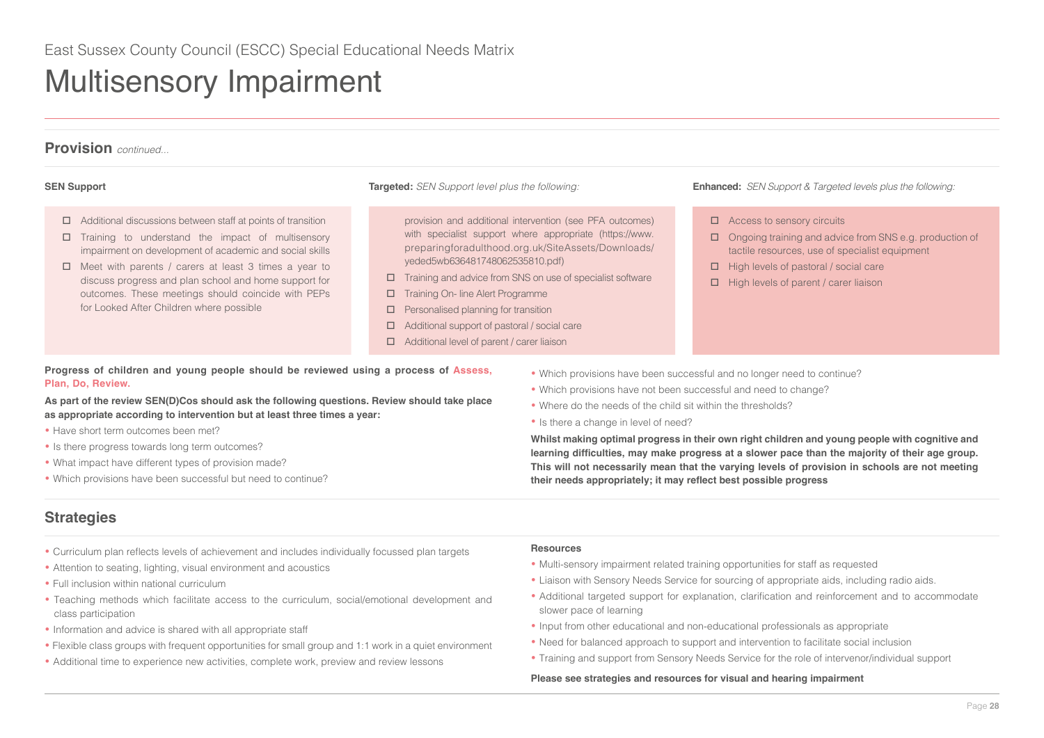East Sussex County Council (ESCC) Special Educational Needs Matrix

# Multisensory Impairment

## Provision *continued...*

**SEN Support**

- ☐ Additional discussions between staff at points of transition
- ☐ Training to understand the impact of multisensory impairment on development of academic and social skills
- ☐ Meet with parents / carers at least 3 times a year to discuss progress and plan school and home support for outcomes. These meetings should coincide with PEPs for Looked After Children where possible

**Targeted:** *SEN Support level plus the following:*

provision and additional intervention (see PFA outcomes) with specialist support where appropriate (https://www.preparingforadulthood.org.uk/SiteAssets/Downloads/yeded5wb636481748062535810.pdf)

- ☐ Training and advice from SNS on use of specialist software
- ☐ Training On- line Alert Programme
- ☐ Personalised planning for transition
- ☐ Additional support of pastoral / social care
- ☐ Additional level of parent / carer liaison

**Enhanced:** *SEN Support & Targeted levels plus the following:*

- ☐ Access to sensory circuits
- ☐ Ongoing training and advice from SNS e.g. production of tactile resources, use of specialist equipment
- ☐ High levels of pastoral / social care
- ☐ High levels of parent / carer liaison

**Progress of children and young people should be reviewed using a process of Assess, Plan, Do, Review.**

**As part of the review SEN(D)Cos should ask the following questions. Review should take place as appropriate according to intervention but at least three times a year:**

- Have short term outcomes been met?
- Is there progress towards long term outcomes?
- What impact have different types of provision made?
- Which provisions have been successful but need to continue?
- Which provisions have been successful and no longer need to continue?
- Which provisions have not been successful and need to change?
- Where do the needs of the child sit within the thresholds?
- Is there a change in level of need?

**Whilst making optimal progress in their own right children and young people with cognitive and learning difficulties, may make progress at a slower pace than the majority of their age group. This will not necessarily mean that the varying levels of provision in schools are not meeting their needs appropriately; it may reflect best possible progress**

## Strategies

- Curriculum plan reflects levels of achievement and includes individually focussed plan targets
- Attention to seating, lighting, visual environment and acoustics
- Full inclusion within national curriculum
- Teaching methods which facilitate access to the curriculum, social/emotional development and class participation
- Information and advice is shared with all appropriate staff
- Flexible class groups with frequent opportunities for small group and 1:1 work in a quiet environment
- Additional time to experience new activities, complete work, preview and review lessons

**Resources**

- Multi-sensory impairment related training opportunities for staff as requested
- Liaison with Sensory Needs Service for sourcing of appropriate aids, including radio aids.
- Additional targeted support for explanation, clarification and reinforcement and to accommodate slower pace of learning
- Input from other educational and non-educational professionals as appropriate
- Need for balanced approach to support and intervention to facilitate social inclusion
- Training and support from Sensory Needs Service for the role of intervenor/individual support

**Please see strategies and resources for visual and hearing impairment**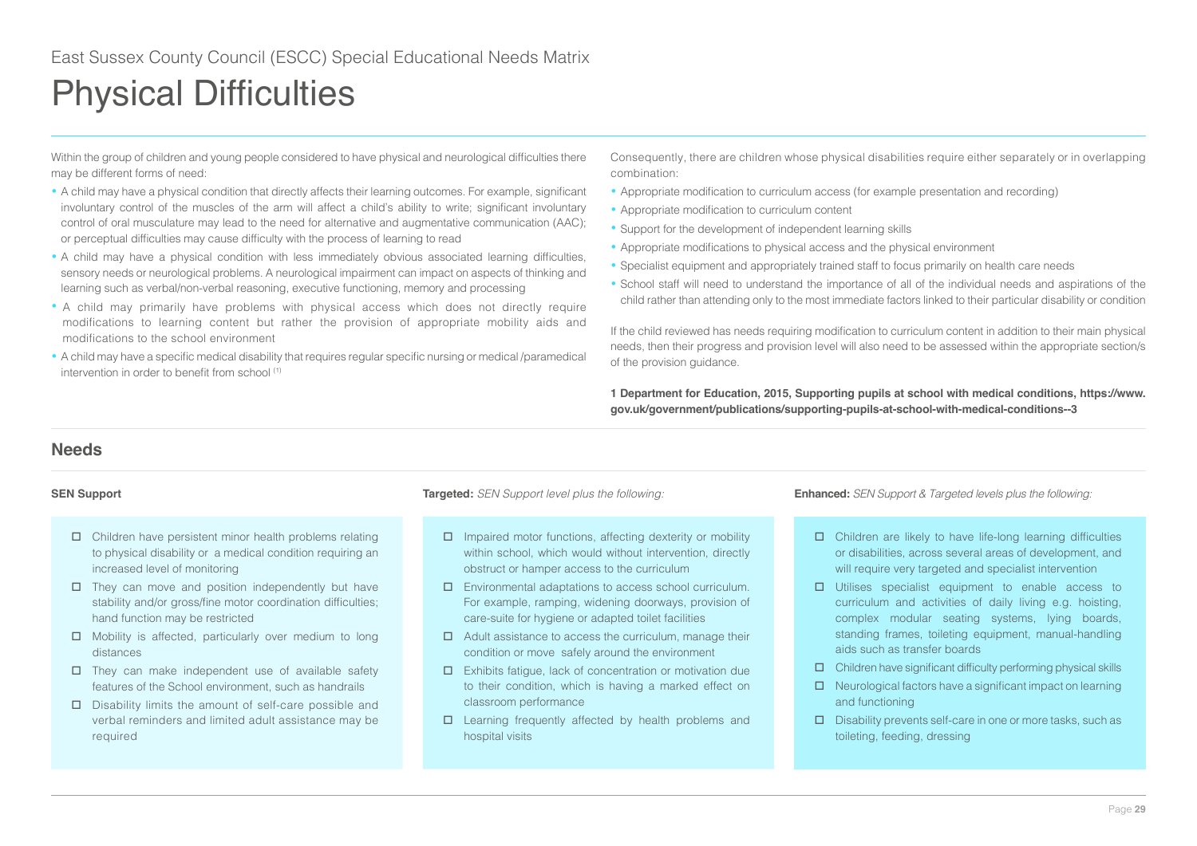East Sussex County Council (ESCC) Special Educational Needs Matrix

# Physical Difficulties

Within the group of children and young people considered to have physical and neurological difficulties there may be different forms of need:

- A child may have a physical condition that directly affects their learning outcomes. For example, significant involuntary control of the muscles of the arm will affect a child's ability to write; significant involuntary control of oral musculature may lead to the need for alternative and augmentative communication (AAC); or perceptual difficulties may cause difficulty with the process of learning to read
- A child may have a physical condition with less immediately obvious associated learning difficulties, sensory needs or neurological problems. A neurological impairment can impact on aspects of thinking and learning such as verbal/non-verbal reasoning, executive functioning, memory and processing
- A child may primarily have problems with physical access which does not directly require modifications to learning content but rather the provision of appropriate mobility aids and modifications to the school environment
- A child may have a specific medical disability that requires regular specific nursing or medical /paramedical intervention in order to benefit from school [1]

Consequently, there are children whose physical disabilities require either separately or in overlapping combination:

- Appropriate modification to curriculum access (for example presentation and recording)
- Appropriate modification to curriculum content
- Support for the development of independent learning skills
- Appropriate modifications to physical access and the physical environment
- Specialist equipment and appropriately trained staff to focus primarily on health care needs
- School staff will need to understand the importance of all of the individual needs and aspirations of the child rather than attending only to the most immediate factors linked to their particular disability or condition

If the child reviewed has needs requiring modification to curriculum content in addition to their main physical needs, then their progress and provision level will also need to be assessed within the appropriate section/s of the provision guidance.

**1 Department for Education, 2015, Supporting pupils at school with medical conditions, https://www.gov.uk/government/publications/supporting-pupils-at-school-with-medical-conditions--3**

## Needs

### SEN Support

- ☐ Children have persistent minor health problems relating to physical disability or a medical condition requiring an increased level of monitoring
- ☐ They can move and position independently but have stability and/or gross/fine motor coordination difficulties; hand function may be restricted
- ☐ Mobility is affected, particularly over medium to long distances
- ☐ They can make independent use of available safety features of the School environment, such as handrails
- ☐ Disability limits the amount of self-care possible and verbal reminders and limited adult assistance may be required

### Targeted: *SEN Support level plus the following:*

- ☐ Impaired motor functions, affecting dexterity or mobility within school, which would without intervention, directly obstruct or hamper access to the curriculum
- ☐ Environmental adaptations to access school curriculum. For example, ramping, widening doorways, provision of care-suite for hygiene or adapted toilet facilities
- ☐ Adult assistance to access the curriculum, manage their condition or move safely around the environment
- ☐ Exhibits fatigue, lack of concentration or motivation due to their condition, which is having a marked effect on classroom performance
- ☐ Learning frequently affected by health problems and hospital visits

### Enhanced: *SEN Support & Targeted levels plus the following:*

- ☐ Children are likely to have life-long learning difficulties or disabilities, across several areas of development, and will require very targeted and specialist intervention
- ☐ Utilises specialist equipment to enable access to curriculum and activities of daily living e.g. hoisting, complex modular seating systems, lying boards, standing frames, toileting equipment, manual-handling aids such as transfer boards
- ☐ Children have significant difficulty performing physical skills
- ☐ Neurological factors have a significant impact on learning and functioning
- ☐ Disability prevents self-care in one or more tasks, such as toileting, feeding, dressing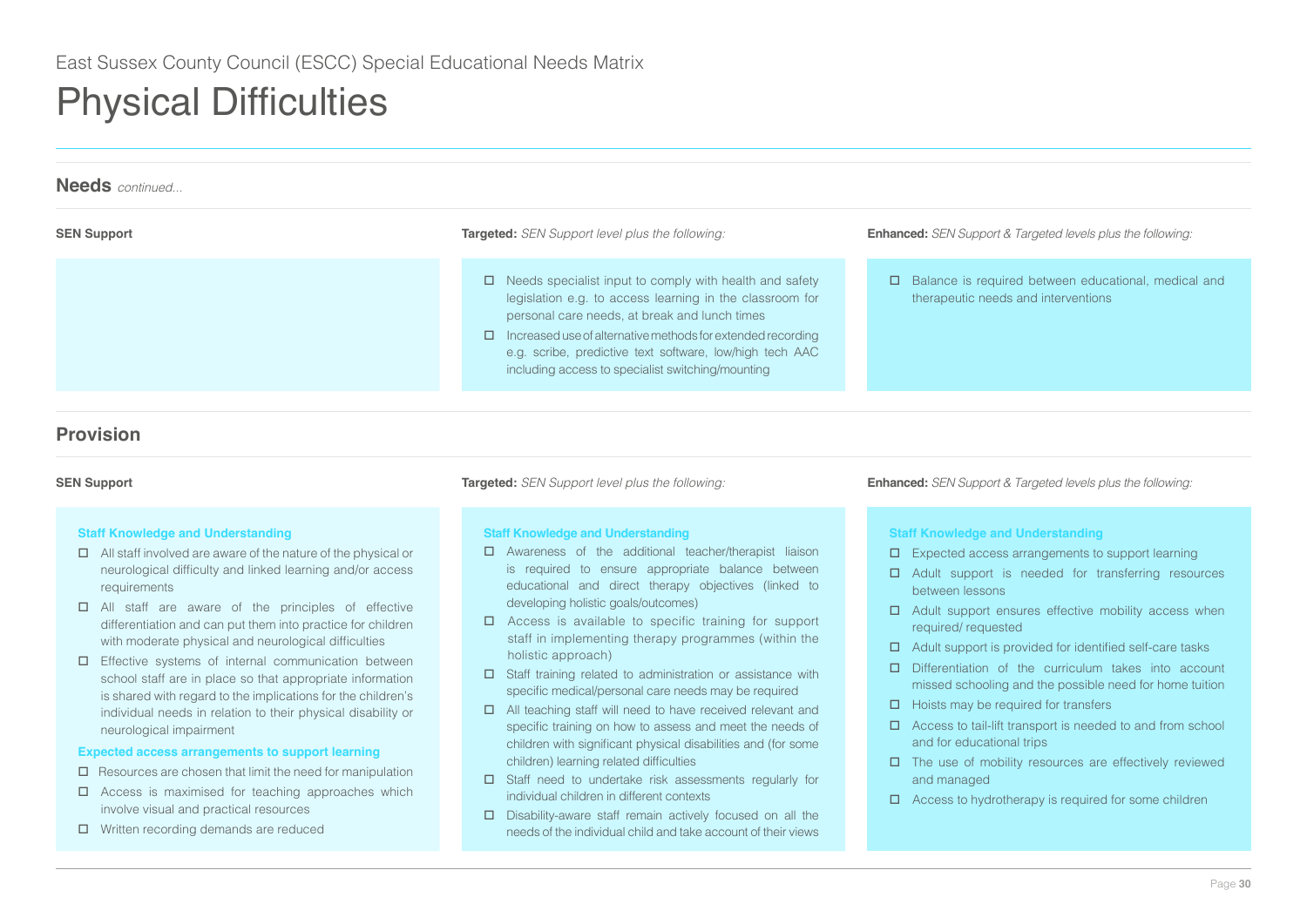East Sussex County Council (ESCC) Special Educational Needs Matrix

# Physical Difficulties

## Needs *continued...*

### SEN Support

### Targeted: *SEN Support level plus the following:*

- ☐ Needs specialist input to comply with health and safety legislation e.g. to access learning in the classroom for personal care needs, at break and lunch times
- ☐ Increased use of alternative methods for extended recording e.g. scribe, predictive text software, low/high tech AAC including access to specialist switching/mounting

### Enhanced: *SEN Support & Targeted levels plus the following:*

- ☐ Balance is required between educational, medical and therapeutic needs and interventions

## Provision

### SEN Support

**Staff Knowledge and Understanding**

- ☐ All staff involved are aware of the nature of the physical or neurological difficulty and linked learning and/or access requirements
- ☐ All staff are aware of the principles of effective differentiation and can put them into practice for children with moderate physical and neurological difficulties
- ☐ Effective systems of internal communication between school staff are in place so that appropriate information is shared with regard to the implications for the children's individual needs in relation to their physical disability or neurological impairment

**Expected access arrangements to support learning**

- ☐ Resources are chosen that limit the need for manipulation
- ☐ Access is maximised for teaching approaches which involve visual and practical resources
- ☐ Written recording demands are reduced

### Targeted: *SEN Support level plus the following:*

**Staff Knowledge and Understanding**

- ☐ Awareness of the additional teacher/therapist liaison is required to ensure appropriate balance between educational and direct therapy objectives (linked to developing holistic goals/outcomes)
- ☐ Access is available to specific training for support staff in implementing therapy programmes (within the holistic approach)
- ☐ Staff training related to administration or assistance with specific medical/personal care needs may be required
- ☐ All teaching staff will need to have received relevant and specific training on how to assess and meet the needs of children with significant physical disabilities and (for some children) learning related difficulties
- ☐ Staff need to undertake risk assessments regularly for individual children in different contexts
- ☐ Disability-aware staff remain actively focused on all the needs of the individual child and take account of their views

### Enhanced: *SEN Support & Targeted levels plus the following:*

**Staff Knowledge and Understanding**

- ☐ Expected access arrangements to support learning
- ☐ Adult support is needed for transferring resources between lessons
- ☐ Adult support ensures effective mobility access when required/ requested
- ☐ Adult support is provided for identified self-care tasks
- ☐ Differentiation of the curriculum takes into account missed schooling and the possible need for home tuition
- ☐ Hoists may be required for transfers
- ☐ Access to tail-lift transport is needed to and from school and for educational trips
- ☐ The use of mobility resources are effectively reviewed and managed
- ☐ Access to hydrotherapy is required for some children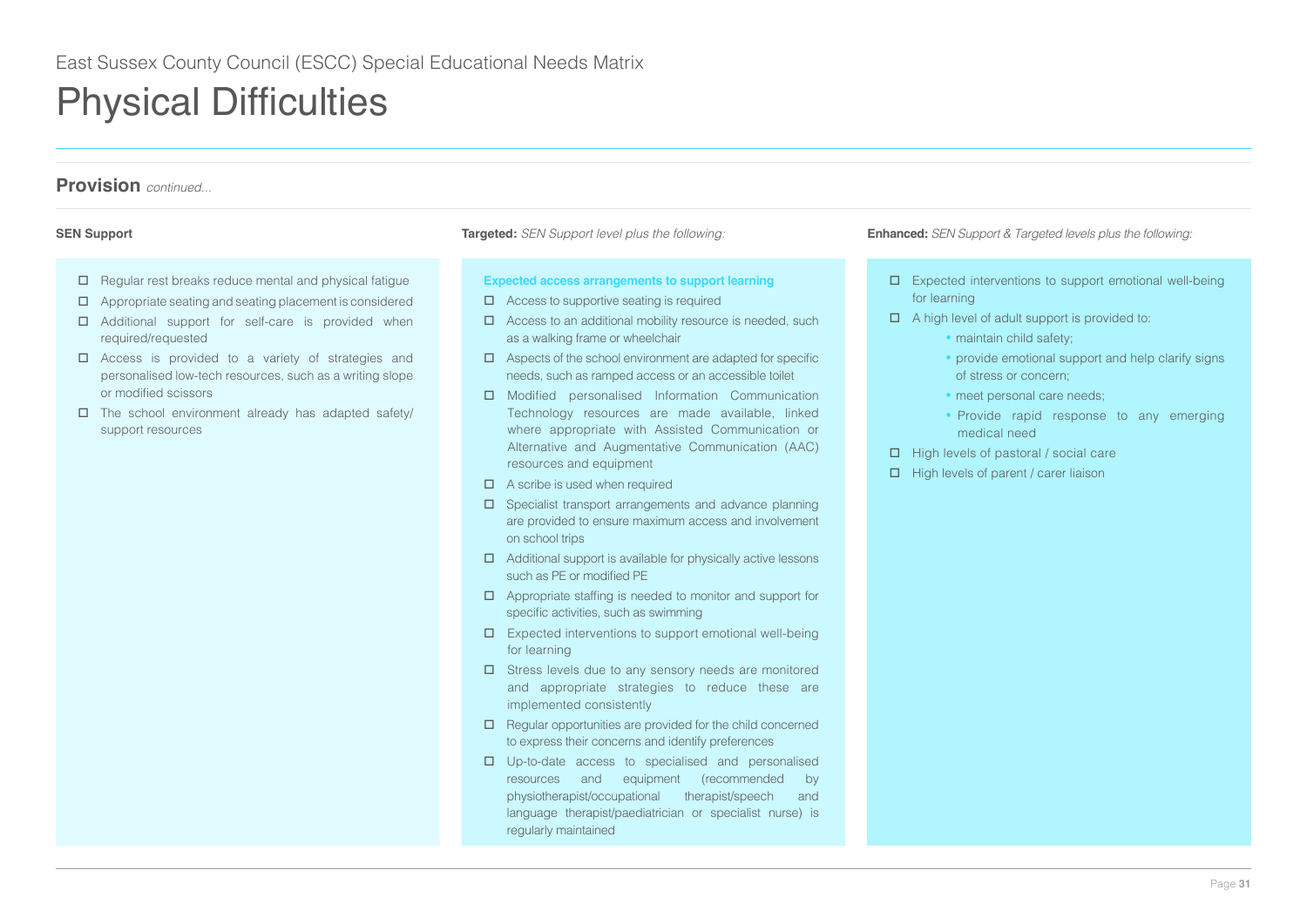East Sussex County Council (ESCC) Special Educational Needs Matrix

# Physical Difficulties

## Provision *continued...*

### SEN Support

- ☐ Regular rest breaks reduce mental and physical fatigue
- ☐ Appropriate seating and seating placement is considered
- ☐ Additional support for self-care is provided when required/requested
- ☐ Access is provided to a variety of strategies and personalised low-tech resources, such as a writing slope or modified scissors
- ☐ The school environment already has adapted safety/ support resources

### Targeted: *SEN Support level plus the following:*

**Expected access arrangements to support learning**

- ☐ Access to supportive seating is required
- ☐ Access to an additional mobility resource is needed, such as a walking frame or wheelchair
- ☐ Aspects of the school environment are adapted for specific needs, such as ramped access or an accessible toilet
- ☐ Modified personalised Information Communication Technology resources are made available, linked where appropriate with Assisted Communication or Alternative and Augmentative Communication (AAC) resources and equipment
- ☐ A scribe is used when required
- ☐ Specialist transport arrangements and advance planning are provided to ensure maximum access and involvement on school trips
- ☐ Additional support is available for physically active lessons such as PE or modified PE
- ☐ Appropriate staffing is needed to monitor and support for specific activities, such as swimming
- ☐ Expected interventions to support emotional well-being for learning
- ☐ Stress levels due to any sensory needs are monitored and appropriate strategies to reduce these are implemented consistently
- ☐ Regular opportunities are provided for the child concerned to express their concerns and identify preferences
- ☐ Up-to-date access to specialised and personalised resources and equipment (recommended by physiotherapist/occupational therapist/speech and language therapist/paediatrician or specialist nurse) is regularly maintained

### Enhanced: *SEN Support & Targeted levels plus the following:*

- ☐ Expected interventions to support emotional well-being for learning
- ☐ A high level of adult support is provided to:
  - maintain child safety;
  - provide emotional support and help clarify signs of stress or concern;
  - meet personal care needs;
  - Provide rapid response to any emerging medical need
- ☐ High levels of pastoral / social care
- ☐ High levels of parent / carer liaison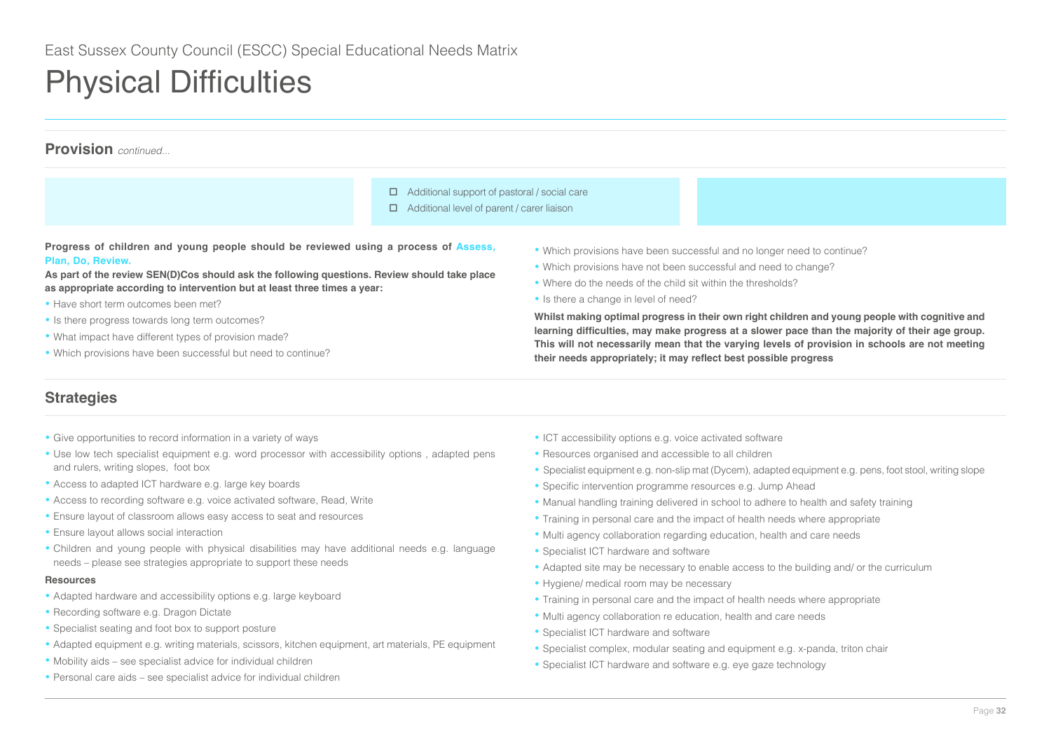East Sussex County Council (ESCC) Special Educational Needs Matrix

# Physical Difficulties

## Provision *continued...*

| | | |
|---|---|---|
| | ☐ Additional support of pastoral / social care<br>☐ Additional level of parent / carer liaison | |

**Progress of children and young people should be reviewed using a process of Assess, Plan, Do, Review.**

**As part of the review SEN(D)Cos should ask the following questions. Review should take place as appropriate according to intervention but at least three times a year:**

- Have short term outcomes been met?
- Is there progress towards long term outcomes?
- What impact have different types of provision made?
- Which provisions have been successful but need to continue?
- Which provisions have been successful and no longer need to continue?
- Which provisions have not been successful and need to change?
- Where do the needs of the child sit within the thresholds?
- Is there a change in level of need?

**Whilst making optimal progress in their own right children and young people with cognitive and learning difficulties, may make progress at a slower pace than the majority of their age group. This will not necessarily mean that the varying levels of provision in schools are not meeting their needs appropriately; it may reflect best possible progress**

## Strategies

- Give opportunities to record information in a variety of ways
- Use low tech specialist equipment e.g. word processor with accessibility options , adapted pens and rulers, writing slopes, foot box
- Access to adapted ICT hardware e.g. large key boards
- Access to recording software e.g. voice activated software, Read, Write
- Ensure layout of classroom allows easy access to seat and resources
- Ensure layout allows social interaction
- Children and young people with physical disabilities may have additional needs e.g. language needs – please see strategies appropriate to support these needs

**Resources**

- Adapted hardware and accessibility options e.g. large keyboard
- Recording software e.g. Dragon Dictate
- Specialist seating and foot box to support posture
- Adapted equipment e.g. writing materials, scissors, kitchen equipment, art materials, PE equipment
- Mobility aids – see specialist advice for individual children
- Personal care aids – see specialist advice for individual children
- ICT accessibility options e.g. voice activated software
- Resources organised and accessible to all children
- Specialist equipment e.g. non-slip mat (Dycem), adapted equipment e.g. pens, foot stool, writing slope
- Specific intervention programme resources e.g. Jump Ahead
- Manual handling training delivered in school to adhere to health and safety training
- Training in personal care and the impact of health needs where appropriate
- Multi agency collaboration regarding education, health and care needs
- Specialist ICT hardware and software
- Adapted site may be necessary to enable access to the building and/ or the curriculum
- Hygiene/ medical room may be necessary
- Training in personal care and the impact of health needs where appropriate
- Multi agency collaboration re education, health and care needs
- Specialist ICT hardware and software
- Specialist complex, modular seating and equipment e.g. x-panda, triton chair
- Specialist ICT hardware and software e.g. eye gaze technology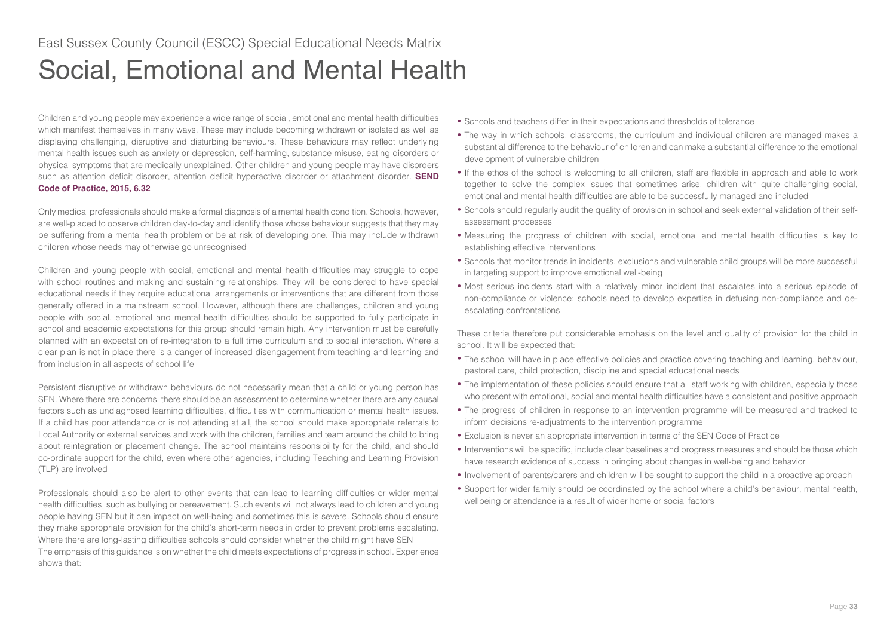East Sussex County Council (ESCC) Special Educational Needs Matrix

# Social, Emotional and Mental Health

Children and young people may experience a wide range of social, emotional and mental health difficulties which manifest themselves in many ways. These may include becoming withdrawn or isolated as well as displaying challenging, disruptive and disturbing behaviours. These behaviours may reflect underlying mental health issues such as anxiety or depression, self-harming, substance misuse, eating disorders or physical symptoms that are medically unexplained. Other children and young people may have disorders such as attention deficit disorder, attention deficit hyperactive disorder or attachment disorder. **SEND Code of Practice, 2015, 6.32**

Only medical professionals should make a formal diagnosis of a mental health condition. Schools, however, are well-placed to observe children day-to-day and identify those whose behaviour suggests that they may be suffering from a mental health problem or be at risk of developing one. This may include withdrawn children whose needs may otherwise go unrecognised

Children and young people with social, emotional and mental health difficulties may struggle to cope with school routines and making and sustaining relationships. They will be considered to have special educational needs if they require educational arrangements or interventions that are different from those generally offered in a mainstream school. However, although there are challenges, children and young people with social, emotional and mental health difficulties should be supported to fully participate in school and academic expectations for this group should remain high. Any intervention must be carefully planned with an expectation of re-integration to a full time curriculum and to social interaction. Where a clear plan is not in place there is a danger of increased disengagement from teaching and learning and from inclusion in all aspects of school life

Persistent disruptive or withdrawn behaviours do not necessarily mean that a child or young person has SEN. Where there are concerns, there should be an assessment to determine whether there are any causal factors such as undiagnosed learning difficulties, difficulties with communication or mental health issues. If a child has poor attendance or is not attending at all, the school should make appropriate referrals to Local Authority or external services and work with the children, families and team around the child to bring about reintegration or placement change. The school maintains responsibility for the child, and should co-ordinate support for the child, even where other agencies, including Teaching and Learning Provision (TLP) are involved

Professionals should also be alert to other events that can lead to learning difficulties or wider mental health difficulties, such as bullying or bereavement. Such events will not always lead to children and young people having SEN but it can impact on well-being and sometimes this is severe. Schools should ensure they make appropriate provision for the child's short-term needs in order to prevent problems escalating. Where there are long-lasting difficulties schools should consider whether the child might have SEN
The emphasis of this guidance is on whether the child meets expectations of progress in school. Experience shows that:

- Schools and teachers differ in their expectations and thresholds of tolerance
- The way in which schools, classrooms, the curriculum and individual children are managed makes a substantial difference to the behaviour of children and can make a substantial difference to the emotional development of vulnerable children
- If the ethos of the school is welcoming to all children, staff are flexible in approach and able to work together to solve the complex issues that sometimes arise; children with quite challenging social, emotional and mental health difficulties are able to be successfully managed and included
- Schools should regularly audit the quality of provision in school and seek external validation of their self-assessment processes
- Measuring the progress of children with social, emotional and mental health difficulties is key to establishing effective interventions
- Schools that monitor trends in incidents, exclusions and vulnerable child groups will be more successful in targeting support to improve emotional well-being
- Most serious incidents start with a relatively minor incident that escalates into a serious episode of non-compliance or violence; schools need to develop expertise in defusing non-compliance and de-escalating confrontations

These criteria therefore put considerable emphasis on the level and quality of provision for the child in school. It will be expected that:

- The school will have in place effective policies and practice covering teaching and learning, behaviour, pastoral care, child protection, discipline and special educational needs
- The implementation of these policies should ensure that all staff working with children, especially those who present with emotional, social and mental health difficulties have a consistent and positive approach
- The progress of children in response to an intervention programme will be measured and tracked to inform decisions re-adjustments to the intervention programme
- Exclusion is never an appropriate intervention in terms of the SEN Code of Practice
- Interventions will be specific, include clear baselines and progress measures and should be those which have research evidence of success in bringing about changes in well-being and behavior
- Involvement of parents/carers and children will be sought to support the child in a proactive approach
- Support for wider family should be coordinated by the school where a child's behaviour, mental health, wellbeing or attendance is a result of wider home or social factors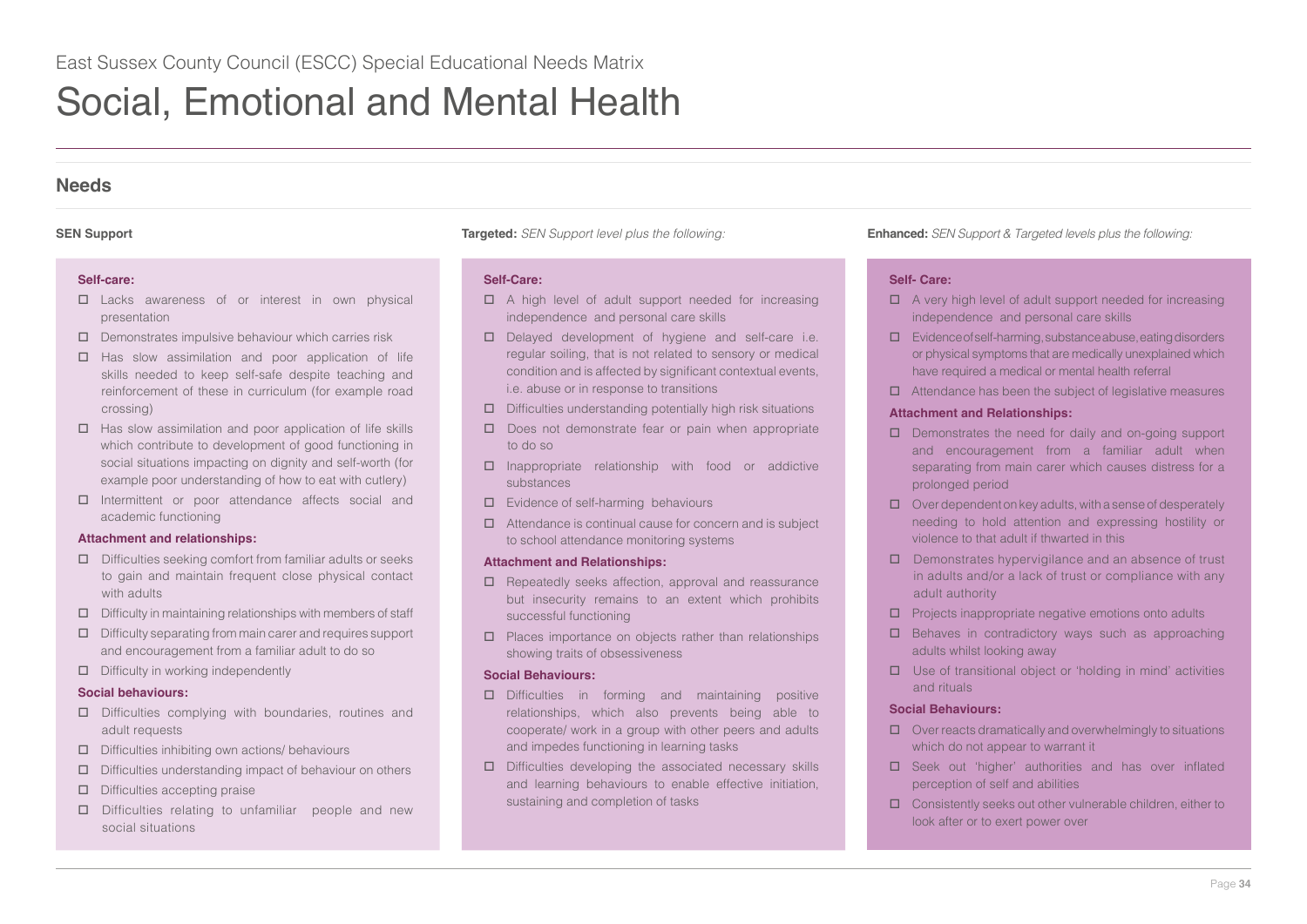East Sussex County Council (ESCC) Special Educational Needs Matrix

# Social, Emotional and Mental Health

## Needs

### SEN Support

**Self-care:**

- Lacks awareness of or interest in own physical presentation
- Demonstrates impulsive behaviour which carries risk
- Has slow assimilation and poor application of life skills needed to keep self-safe despite teaching and reinforcement of these in curriculum (for example road crossing)
- Has slow assimilation and poor application of life skills which contribute to development of good functioning in social situations impacting on dignity and self-worth (for example poor understanding of how to eat with cutlery)
- Intermittent or poor attendance affects social and academic functioning

**Attachment and relationships:**

- Difficulties seeking comfort from familiar adults or seeks to gain and maintain frequent close physical contact with adults
- Difficulty in maintaining relationships with members of staff
- Difficulty separating from main carer and requires support and encouragement from a familiar adult to do so
- Difficulty in working independently

**Social behaviours:**

- Difficulties complying with boundaries, routines and adult requests
- Difficulties inhibiting own actions/ behaviours
- Difficulties understanding impact of behaviour on others
- Difficulties accepting praise
- Difficulties relating to unfamiliar people and new social situations

### Targeted: *SEN Support level plus the following:*

**Self-Care:**

- A high level of adult support needed for increasing independence and personal care skills
- Delayed development of hygiene and self-care i.e. regular soiling, that is not related to sensory or medical condition and is affected by significant contextual events, i.e. abuse or in response to transitions
- Difficulties understanding potentially high risk situations
- Does not demonstrate fear or pain when appropriate to do so
- Inappropriate relationship with food or addictive substances
- Evidence of self-harming behaviours
- Attendance is continual cause for concern and is subject to school attendance monitoring systems

**Attachment and Relationships:**

- Repeatedly seeks affection, approval and reassurance but insecurity remains to an extent which prohibits successful functioning
- Places importance on objects rather than relationships showing traits of obsessiveness

**Social Behaviours:**

- Difficulties in forming and maintaining positive relationships, which also prevents being able to cooperate/ work in a group with other peers and adults and impedes functioning in learning tasks
- Difficulties developing the associated necessary skills and learning behaviours to enable effective initiation, sustaining and completion of tasks

### Enhanced: *SEN Support & Targeted levels plus the following:*

**Self- Care:**

- A very high level of adult support needed for increasing independence and personal care skills
- Evidence of self-harming, substance abuse, eating disorders or physical symptoms that are medically unexplained which have required a medical or mental health referral
- Attendance has been the subject of legislative measures

**Attachment and Relationships:**

- Demonstrates the need for daily and on-going support and encouragement from a familiar adult when separating from main carer which causes distress for a prolonged period
- Over dependent on key adults, with a sense of desperately needing to hold attention and expressing hostility or violence to that adult if thwarted in this
- Demonstrates hypervigilance and an absence of trust in adults and/or a lack of trust or compliance with any adult authority
- Projects inappropriate negative emotions onto adults
- Behaves in contradictory ways such as approaching adults whilst looking away
- Use of transitional object or 'holding in mind' activities and rituals

**Social Behaviours:**

- Over reacts dramatically and overwhelmingly to situations which do not appear to warrant it
- Seek out 'higher' authorities and has over inflated perception of self and abilities
- Consistently seeks out other vulnerable children, either to look after or to exert power over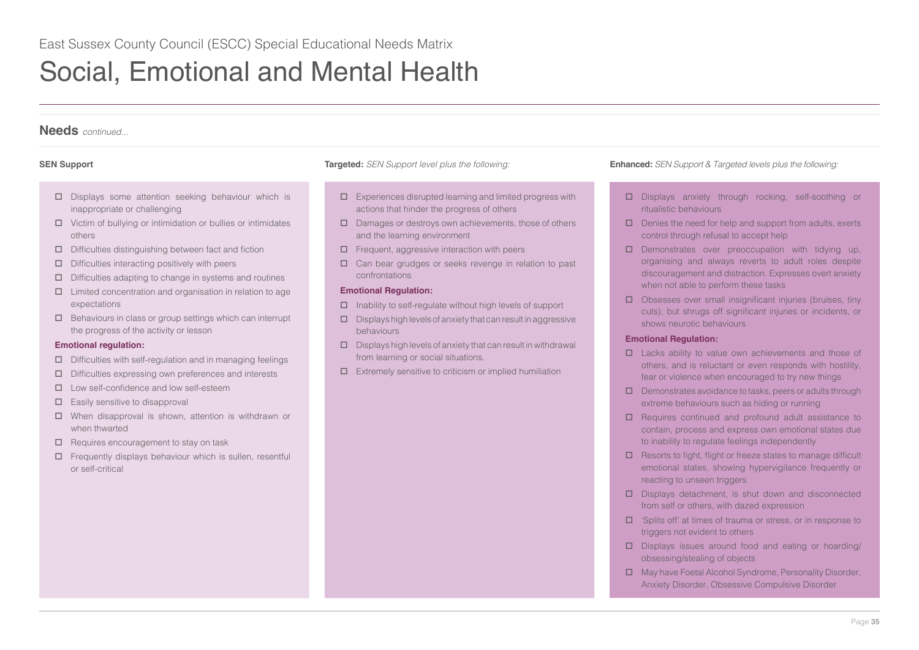East Sussex County Council (ESCC) Special Educational Needs Matrix

# Social, Emotional and Mental Health

## Needs *continued...*

### SEN Support

- Displays some attention seeking behaviour which is inappropriate or challenging
- Victim of bullying or intimidation or bullies or intimidates others
- Difficulties distinguishing between fact and fiction
- Difficulties interacting positively with peers
- Difficulties adapting to change in systems and routines
- Limited concentration and organisation in relation to age expectations
- Behaviours in class or group settings which can interrupt the progress of the activity or lesson

**Emotional regulation:**

- Difficulties with self-regulation and in managing feelings
- Difficulties expressing own preferences and interests
- Low self-confidence and low self-esteem
- Easily sensitive to disapproval
- When disapproval is shown, attention is withdrawn or when thwarted
- Requires encouragement to stay on task
- Frequently displays behaviour which is sullen, resentful or self-critical

### Targeted: *SEN Support level plus the following:*

- Experiences disrupted learning and limited progress with actions that hinder the progress of others
- Damages or destroys own achievements, those of others and the learning environment
- Frequent, aggressive interaction with peers
- Can bear grudges or seeks revenge in relation to past confrontations

**Emotional Regulation:**

- Inability to self-regulate without high levels of support
- Displays high levels of anxiety that can result in aggressive behaviours
- Displays high levels of anxiety that can result in withdrawal from learning or social situations.
- Extremely sensitive to criticism or implied humiliation

### Enhanced: *SEN Support & Targeted levels plus the following:*

- Displays anxiety through rocking, self-soothing or ritualistic behaviours
- Denies the need for help and support from adults, exerts control through refusal to accept help
- Demonstrates over preoccupation with tidying up, organising and always reverts to adult roles despite discouragement and distraction. Expresses overt anxiety when not able to perform these tasks
- Obsesses over small insignificant injuries (bruises, tiny cuts), but shrugs off significant injuries or incidents, or shows neurotic behaviours

**Emotional Regulation:**

- Lacks ability to value own achievements and those of others, and is reluctant or even responds with hostility, fear or violence when encouraged to try new things
- Demonstrates avoidance to tasks, peers or adults through extreme behaviours such as hiding or running
- Requires continued and profound adult assistance to contain, process and express own emotional states due to inability to regulate feelings independently
- Resorts to fight, flight or freeze states to manage difficult emotional states, showing hypervigilance frequently or reacting to unseen triggers
- Displays detachment, is shut down and disconnected from self or others, with dazed expression
- 'Splits off' at times of trauma or stress, or in response to triggers not evident to others
- Displays issues around food and eating or hoarding/obsessing/stealing of objects
- May have Foetal Alcohol Syndrome, Personality Disorder, Anxiety Disorder, Obsessive Compulsive Disorder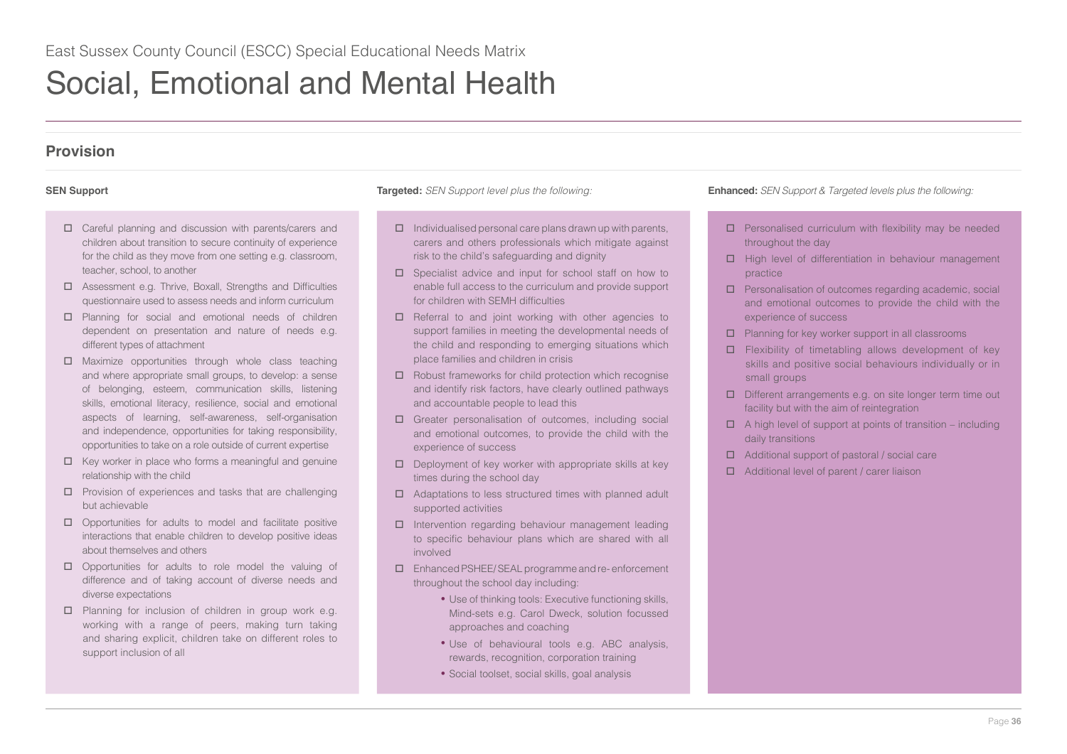East Sussex County Council (ESCC) Special Educational Needs Matrix

# Social, Emotional and Mental Health

## Provision

**SEN Support**

- ☐ Careful planning and discussion with parents/carers and children about transition to secure continuity of experience for the child as they move from one setting e.g. classroom, teacher, school, to another
- ☐ Assessment e.g. Thrive, Boxall, Strengths and Difficulties questionnaire used to assess needs and inform curriculum
- ☐ Planning for social and emotional needs of children dependent on presentation and nature of needs e.g. different types of attachment
- ☐ Maximize opportunities through whole class teaching and where appropriate small groups, to develop: a sense of belonging, esteem, communication skills, listening skills, emotional literacy, resilience, social and emotional aspects of learning, self-awareness, self-organisation and independence, opportunities for taking responsibility, opportunities to take on a role outside of current expertise
- ☐ Key worker in place who forms a meaningful and genuine relationship with the child
- ☐ Provision of experiences and tasks that are challenging but achievable
- ☐ Opportunities for adults to model and facilitate positive interactions that enable children to develop positive ideas about themselves and others
- ☐ Opportunities for adults to role model the valuing of difference and of taking account of diverse needs and diverse expectations
- ☐ Planning for inclusion of children in group work e.g. working with a range of peers, making turn taking and sharing explicit, children take on different roles to support inclusion of all

**Targeted:** *SEN Support level plus the following:*

- ☐ Individualised personal care plans drawn up with parents, carers and others professionals which mitigate against risk to the child's safeguarding and dignity
- ☐ Specialist advice and input for school staff on how to enable full access to the curriculum and provide support for children with SEMH difficulties
- ☐ Referral to and joint working with other agencies to support families in meeting the developmental needs of the child and responding to emerging situations which place families and children in crisis
- ☐ Robust frameworks for child protection which recognise and identify risk factors, have clearly outlined pathways and accountable people to lead this
- ☐ Greater personalisation of outcomes, including social and emotional outcomes, to provide the child with the experience of success
- ☐ Deployment of key worker with appropriate skills at key times during the school day
- ☐ Adaptations to less structured times with planned adult supported activities
- ☐ Intervention regarding behaviour management leading to specific behaviour plans which are shared with all involved
- ☐ Enhanced PSHEE/SEAL programme and re-enforcement throughout the school day including:
  - Use of thinking tools: Executive functioning skills, Mind-sets e.g. Carol Dweck, solution focussed approaches and coaching
  - Use of behavioural tools e.g. ABC analysis, rewards, recognition, corporation training
  - Social toolset, social skills, goal analysis

**Enhanced:** *SEN Support & Targeted levels plus the following:*

- ☐ Personalised curriculum with flexibility may be needed throughout the day
- ☐ High level of differentiation in behaviour management practice
- ☐ Personalisation of outcomes regarding academic, social and emotional outcomes to provide the child with the experience of success
- ☐ Planning for key worker support in all classrooms
- ☐ Flexibility of timetabling allows development of key skills and positive social behaviours individually or in small groups
- ☐ Different arrangements e.g. on site longer term time out facility but with the aim of reintegration
- ☐ A high level of support at points of transition – including daily transitions
- ☐ Additional support of pastoral / social care
- ☐ Additional level of parent / carer liaison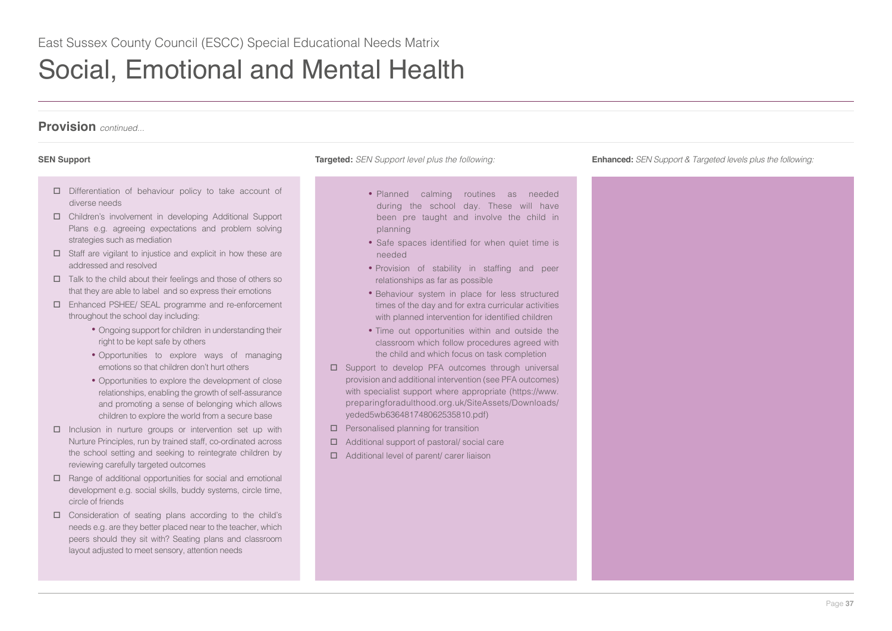East Sussex County Council (ESCC) Special Educational Needs Matrix

# Social, Emotional and Mental Health

## Provision *continued...*

### SEN Support

- Differentiation of behaviour policy to take account of diverse needs
- Children's involvement in developing Additional Support Plans e.g. agreeing expectations and problem solving strategies such as mediation
- Staff are vigilant to injustice and explicit in how these are addressed and resolved
- Talk to the child about their feelings and those of others so that they are able to label and so express their emotions
- Enhanced PSHEE/ SEAL programme and re-enforcement throughout the school day including:
    - Ongoing support for children in understanding their right to be kept safe by others
    - Opportunities to explore ways of managing emotions so that children don't hurt others
    - Opportunities to explore the development of close relationships, enabling the growth of self-assurance and promoting a sense of belonging which allows children to explore the world from a secure base
- Inclusion in nurture groups or intervention set up with Nurture Principles, run by trained staff, co-ordinated across the school setting and seeking to reintegrate children by reviewing carefully targeted outcomes
- Range of additional opportunities for social and emotional development e.g. social skills, buddy systems, circle time, circle of friends
- Consideration of seating plans according to the child's needs e.g. are they better placed near to the teacher, which peers should they sit with? Seating plans and classroom layout adjusted to meet sensory, attention needs

### Targeted: *SEN Support level plus the following:*

- Planned calming routines as needed during the school day. These will have been pre taught and involve the child in planning
- Safe spaces identified for when quiet time is needed
- Provision of stability in staffing and peer relationships as far as possible
- Behaviour system in place for less structured times of the day and for extra curricular activities with planned intervention for identified children
- Time out opportunities within and outside the classroom which follow procedures agreed with the child and which focus on task completion

- Support to develop PFA outcomes through universal provision and additional intervention (see PFA outcomes) with specialist support where appropriate (https://www.preparingforadulthood.org.uk/SiteAssets/Downloads/yeded5wb636481748062535810.pdf)
- Personalised planning for transition
- Additional support of pastoral/ social care
- Additional level of parent/ carer liaison

### Enhanced: *SEN Support & Targeted levels plus the following:*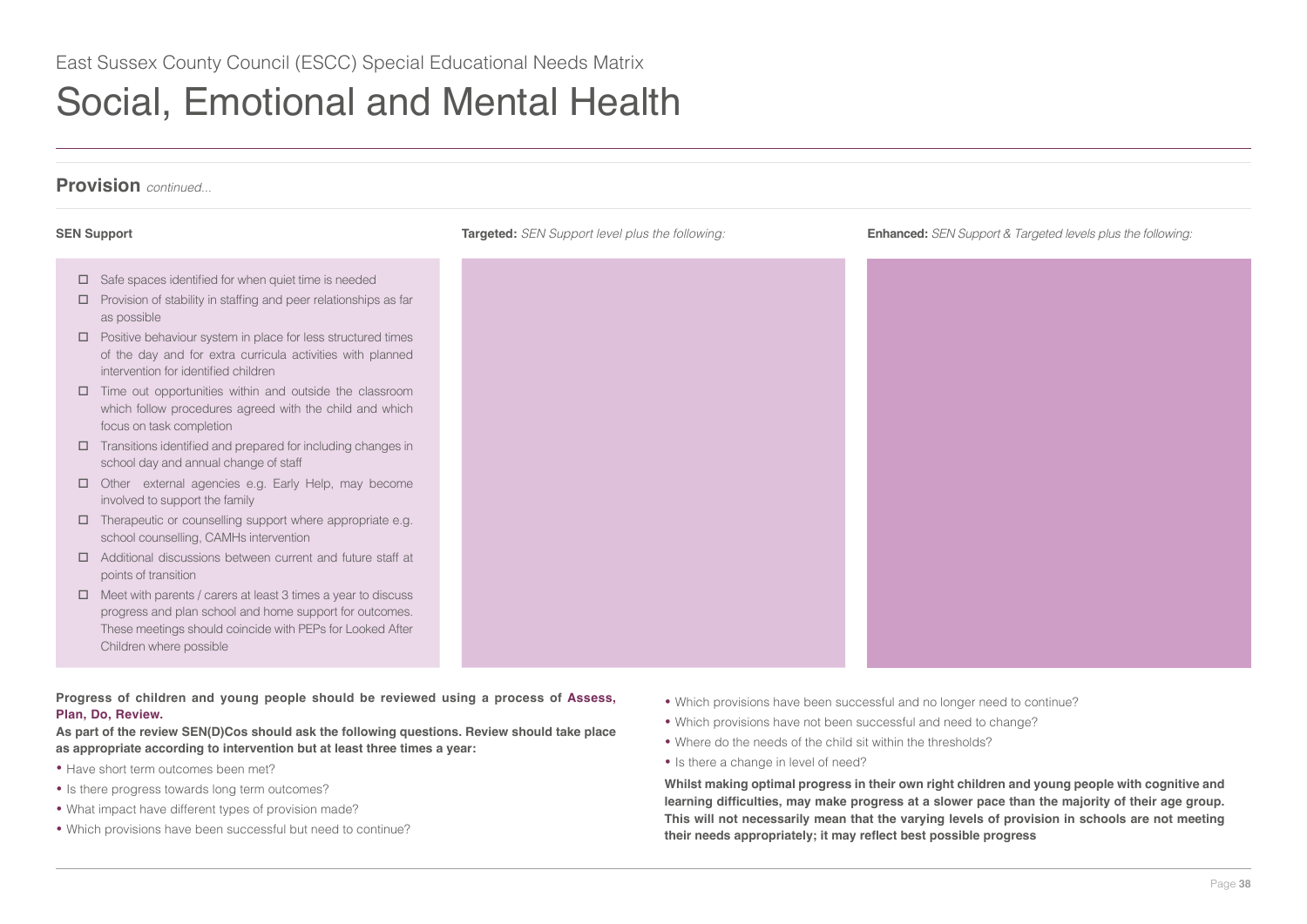East Sussex County Council (ESCC) Special Educational Needs Matrix

# Social, Emotional and Mental Health

## Provision *continued...*

| SEN Support | **Targeted:** *SEN Support level plus the following:* | **Enhanced:** *SEN Support & Targeted levels plus the following:* |
| --- | --- | --- |
| ☐ Safe spaces identified for when quiet time is needed<br>☐ Provision of stability in staffing and peer relationships as far as possible<br>☐ Positive behaviour system in place for less structured times of the day and for extra curricula activities with planned intervention for identified children<br>☐ Time out opportunities within and outside the classroom which follow procedures agreed with the child and which focus on task completion<br>☐ Transitions identified and prepared for including changes in school day and annual change of staff<br>☐ Other external agencies e.g. Early Help, may become involved to support the family<br>☐ Therapeutic or counselling support where appropriate e.g. school counselling, CAMHs intervention<br>☐ Additional discussions between current and future staff at points of transition<br>☐ Meet with parents / carers at least 3 times a year to discuss progress and plan school and home support for outcomes. These meetings should coincide with PEPs for Looked After Children where possible | | |

**Progress of children and young people should be reviewed using a process of Assess, Plan, Do, Review.**

**As part of the review SEN(D)Cos should ask the following questions. Review should take place as appropriate according to intervention but at least three times a year:**

- Have short term outcomes been met?
- Is there progress towards long term outcomes?
- What impact have different types of provision made?
- Which provisions have been successful but need to continue?
- Which provisions have been successful and no longer need to continue?
- Which provisions have not been successful and need to change?
- Where do the needs of the child sit within the thresholds?
- Is there a change in level of need?

**Whilst making optimal progress in their own right children and young people with cognitive and learning difficulties, may make progress at a slower pace than the majority of their age group. This will not necessarily mean that the varying levels of provision in schools are not meeting their needs appropriately; it may reflect best possible progress**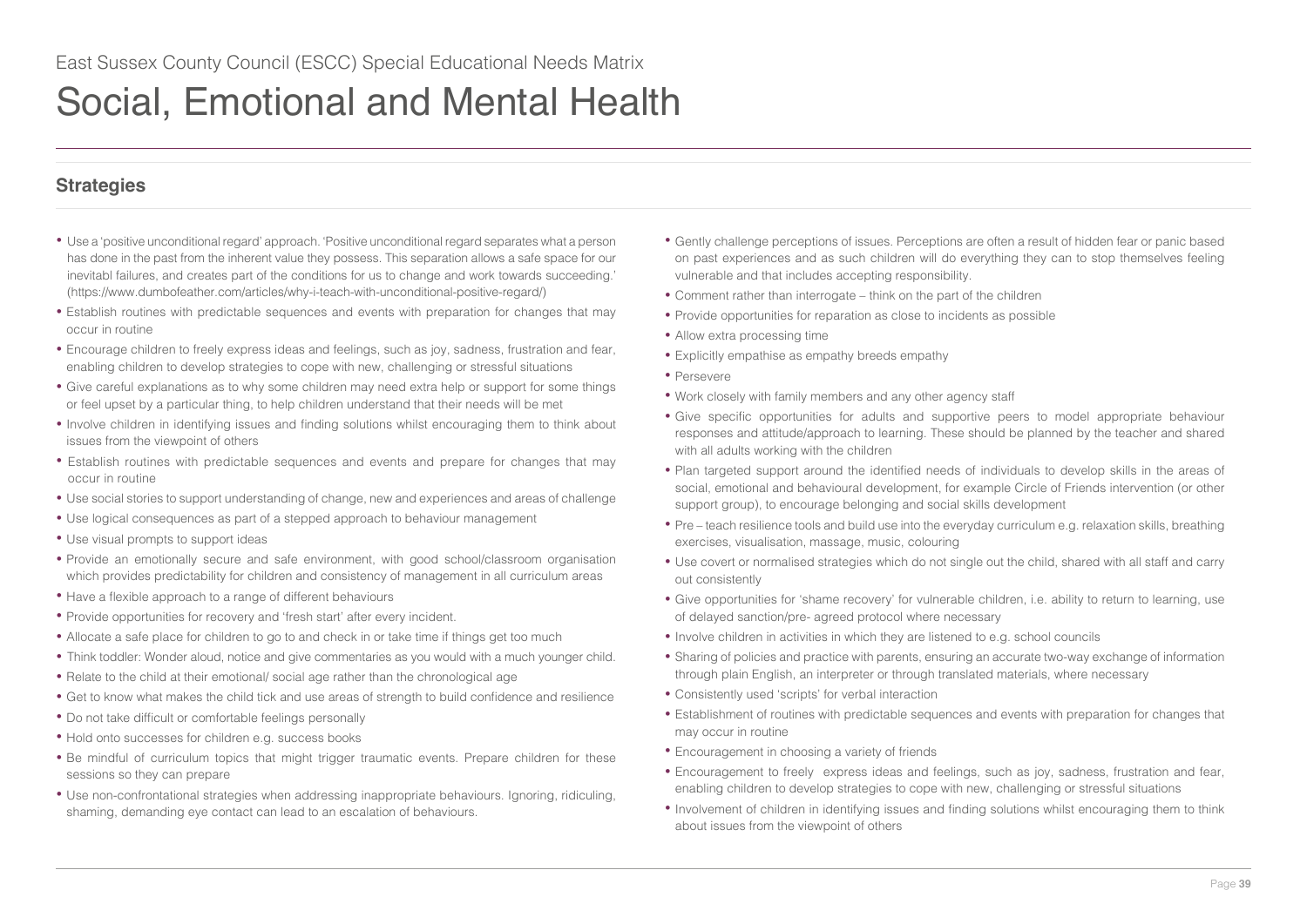East Sussex County Council (ESCC) Special Educational Needs Matrix

# Social, Emotional and Mental Health

## Strategies

- Use a 'positive unconditional regard' approach. 'Positive unconditional regard separates what a person has done in the past from the inherent value they possess. This separation allows a safe space for our inevitabl failures, and creates part of the conditions for us to change and work towards succeeding.' (https://www.dumbofeather.com/articles/why-i-teach-with-unconditional-positive-regard/)
- Establish routines with predictable sequences and events with preparation for changes that may occur in routine
- Encourage children to freely express ideas and feelings, such as joy, sadness, frustration and fear, enabling children to develop strategies to cope with new, challenging or stressful situations
- Give careful explanations as to why some children may need extra help or support for some things or feel upset by a particular thing, to help children understand that their needs will be met
- Involve children in identifying issues and finding solutions whilst encouraging them to think about issues from the viewpoint of others
- Establish routines with predictable sequences and events and prepare for changes that may occur in routine
- Use social stories to support understanding of change, new and experiences and areas of challenge
- Use logical consequences as part of a stepped approach to behaviour management
- Use visual prompts to support ideas
- Provide an emotionally secure and safe environment, with good school/classroom organisation which provides predictability for children and consistency of management in all curriculum areas
- Have a flexible approach to a range of different behaviours
- Provide opportunities for recovery and 'fresh start' after every incident.
- Allocate a safe place for children to go to and check in or take time if things get too much
- Think toddler: Wonder aloud, notice and give commentaries as you would with a much younger child.
- Relate to the child at their emotional/ social age rather than the chronological age
- Get to know what makes the child tick and use areas of strength to build confidence and resilience
- Do not take difficult or comfortable feelings personally
- Hold onto successes for children e.g. success books
- Be mindful of curriculum topics that might trigger traumatic events. Prepare children for these sessions so they can prepare
- Use non-confrontational strategies when addressing inappropriate behaviours. Ignoring, ridiculing, shaming, demanding eye contact can lead to an escalation of behaviours.
- Gently challenge perceptions of issues. Perceptions are often a result of hidden fear or panic based on past experiences and as such children will do everything they can to stop themselves feeling vulnerable and that includes accepting responsibility.
- Comment rather than interrogate – think on the part of the children
- Provide opportunities for reparation as close to incidents as possible
- Allow extra processing time
- Explicitly empathise as empathy breeds empathy
- Persevere
- Work closely with family members and any other agency staff
- Give specific opportunities for adults and supportive peers to model appropriate behaviour responses and attitude/approach to learning. These should be planned by the teacher and shared with all adults working with the children
- Plan targeted support around the identified needs of individuals to develop skills in the areas of social, emotional and behavioural development, for example Circle of Friends intervention (or other support group), to encourage belonging and social skills development
- Pre – teach resilience tools and build use into the everyday curriculum e.g. relaxation skills, breathing exercises, visualisation, massage, music, colouring
- Use covert or normalised strategies which do not single out the child, shared with all staff and carry out consistently
- Give opportunities for 'shame recovery' for vulnerable children, i.e. ability to return to learning, use of delayed sanction/pre- agreed protocol where necessary
- Involve children in activities in which they are listened to e.g. school councils
- Sharing of policies and practice with parents, ensuring an accurate two-way exchange of information through plain English, an interpreter or through translated materials, where necessary
- Consistently used 'scripts' for verbal interaction
- Establishment of routines with predictable sequences and events with preparation for changes that may occur in routine
- Encouragement in choosing a variety of friends
- Encouragement to freely express ideas and feelings, such as joy, sadness, frustration and fear, enabling children to develop strategies to cope with new, challenging or stressful situations
- Involvement of children in identifying issues and finding solutions whilst encouraging them to think about issues from the viewpoint of others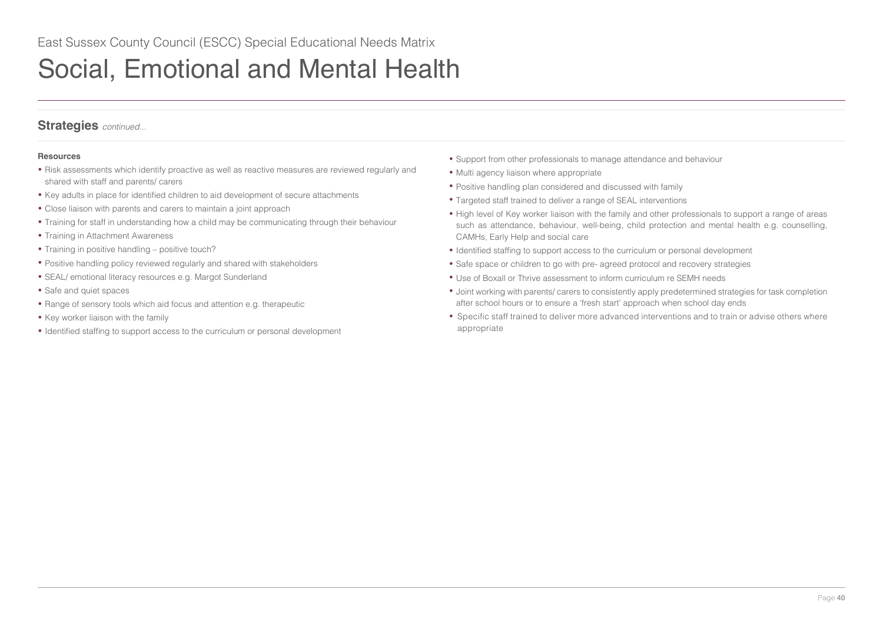East Sussex County Council (ESCC) Special Educational Needs Matrix

# Social, Emotional and Mental Health

## Strategies *continued...*

**Resources**

- Risk assessments which identify proactive as well as reactive measures are reviewed regularly and shared with staff and parents/ carers
- Key adults in place for identified children to aid development of secure attachments
- Close liaison with parents and carers to maintain a joint approach
- Training for staff in understanding how a child may be communicating through their behaviour
- Training in Attachment Awareness
- Training in positive handling – positive touch?
- Positive handling policy reviewed regularly and shared with stakeholders
- SEAL/ emotional literacy resources e.g. Margot Sunderland
- Safe and quiet spaces
- Range of sensory tools which aid focus and attention e.g. therapeutic
- Key worker liaison with the family
- Identified staffing to support access to the curriculum or personal development
- Support from other professionals to manage attendance and behaviour
- Multi agency liaison where appropriate
- Positive handling plan considered and discussed with family
- Targeted staff trained to deliver a range of SEAL interventions
- High level of Key worker liaison with the family and other professionals to support a range of areas such as attendance, behaviour, well-being, child protection and mental health e.g. counselling, CAMHs, Early Help and social care
- Identified staffing to support access to the curriculum or personal development
- Safe space or children to go with pre- agreed protocol and recovery strategies
- Use of Boxall or Thrive assessment to inform curriculum re SEMH needs
- Joint working with parents/ carers to consistently apply predetermined strategies for task completion after school hours or to ensure a 'fresh start' approach when school day ends
- Specific staff trained to deliver more advanced interventions and to train or advise others where appropriate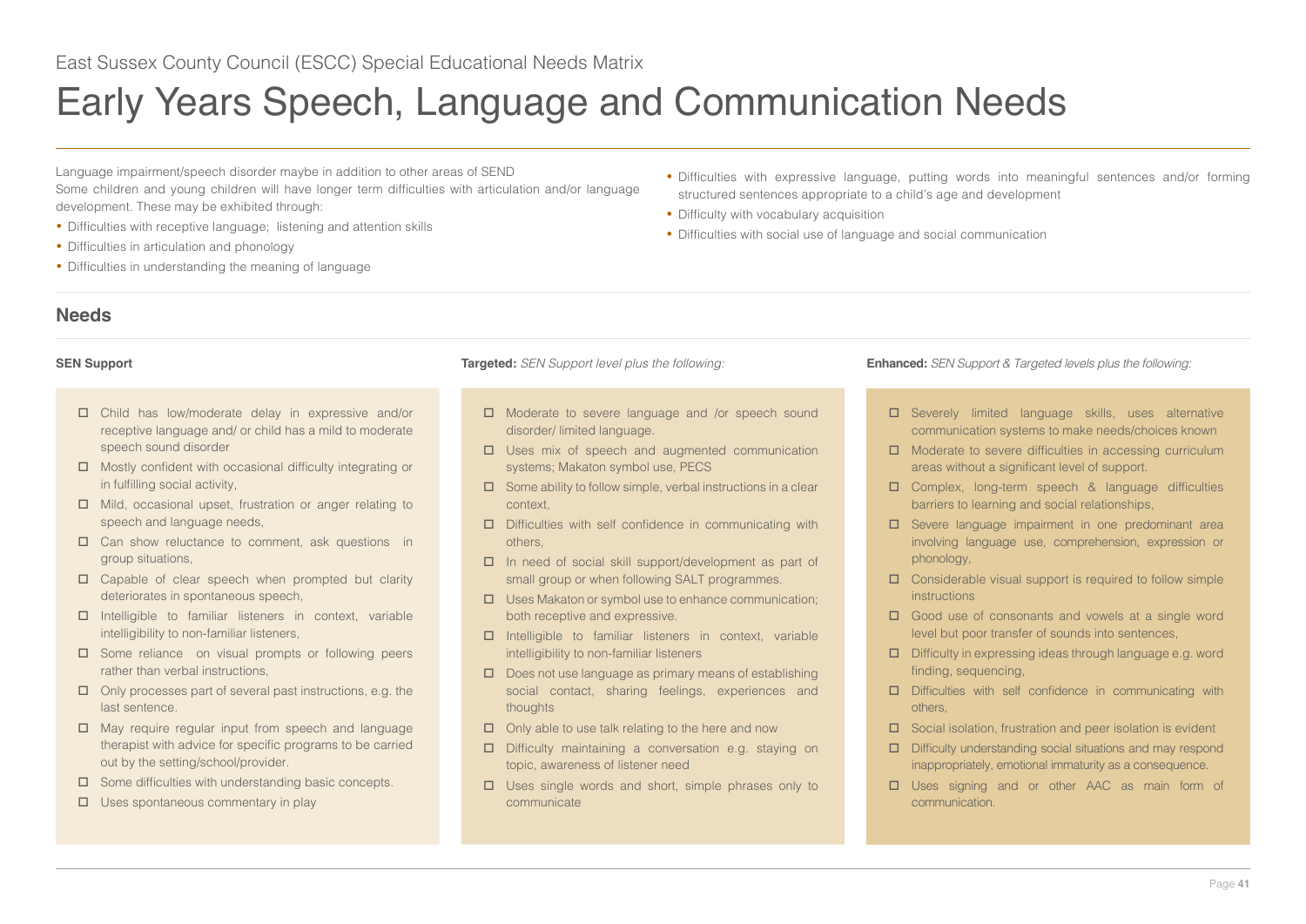East Sussex County Council (ESCC) Special Educational Needs Matrix

# Early Years Speech, Language and Communication Needs

Language impairment/speech disorder maybe in addition to other areas of SEND

Some children and young children will have longer term difficulties with articulation and/or language development. These may be exhibited through:

- Difficulties with receptive language; listening and attention skills
- Difficulties in articulation and phonology
- Difficulties in understanding the meaning of language
- Difficulties with expressive language, putting words into meaningful sentences and/or forming structured sentences appropriate to a child's age and development
- Difficulty with vocabulary acquisition
- Difficulties with social use of language and social communication

## Needs

### SEN Support

- ☐ Child has low/moderate delay in expressive and/or receptive language and/ or child has a mild to moderate speech sound disorder
- ☐ Mostly confident with occasional difficulty integrating or in fulfilling social activity,
- ☐ Mild, occasional upset, frustration or anger relating to speech and language needs,
- ☐ Can show reluctance to comment, ask questions in group situations,
- ☐ Capable of clear speech when prompted but clarity deteriorates in spontaneous speech,
- ☐ Intelligible to familiar listeners in context, variable intelligibility to non-familiar listeners,
- ☐ Some reliance on visual prompts or following peers rather than verbal instructions,
- ☐ Only processes part of several past instructions, e.g. the last sentence.
- ☐ May require regular input from speech and language therapist with advice for specific programs to be carried out by the setting/school/provider.
- ☐ Some difficulties with understanding basic concepts.
- ☐ Uses spontaneous commentary in play

### Targeted: *SEN Support level plus the following:*

- ☐ Moderate to severe language and /or speech sound disorder/ limited language.
- ☐ Uses mix of speech and augmented communication systems; Makaton symbol use, PECS
- ☐ Some ability to follow simple, verbal instructions in a clear context,
- ☐ Difficulties with self confidence in communicating with others,
- ☐ In need of social skill support/development as part of small group or when following SALT programmes.
- ☐ Uses Makaton or symbol use to enhance communication; both receptive and expressive.
- ☐ Intelligible to familiar listeners in context, variable intelligibility to non-familiar listeners
- ☐ Does not use language as primary means of establishing social contact, sharing feelings, experiences and thoughts
- ☐ Only able to use talk relating to the here and now
- ☐ Difficulty maintaining a conversation e.g. staying on topic, awareness of listener need
- ☐ Uses single words and short, simple phrases only to communicate

### Enhanced: *SEN Support & Targeted levels plus the following:*

- ☐ Severely limited language skills, uses alternative communication systems to make needs/choices known
- ☐ Moderate to severe difficulties in accessing curriculum areas without a significant level of support.
- ☐ Complex, long-term speech & language difficulties barriers to learning and social relationships,
- ☐ Severe language impairment in one predominant area involving language use, comprehension, expression or phonology,
- ☐ Considerable visual support is required to follow simple instructions
- ☐ Good use of consonants and vowels at a single word level but poor transfer of sounds into sentences,
- ☐ Difficulty in expressing ideas through language e.g. word finding, sequencing,
- ☐ Difficulties with self confidence in communicating with others,
- ☐ Social isolation, frustration and peer isolation is evident
- ☐ Difficulty understanding social situations and may respond inappropriately, emotional immaturity as a consequence.
- ☐ Uses signing and or other AAC as main form of communication.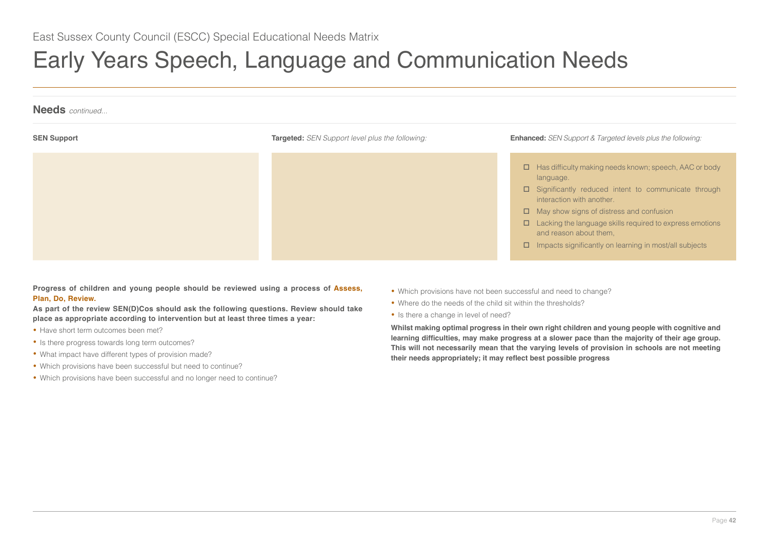East Sussex County Council (ESCC) Special Educational Needs Matrix

# Early Years Speech, Language and Communication Needs

## Needs *continued...*

| **SEN Support** | **Targeted:** *SEN Support level plus the following:* | **Enhanced:** *SEN Support & Targeted levels plus the following:* |
|---|---|---|
| | | ☐ Has difficulty making needs known; speech, AAC or body language.<br>☐ Significantly reduced intent to communicate through interaction with another.<br>☐ May show signs of distress and confusion<br>☐ Lacking the language skills required to express emotions and reason about them,<br>☐ Impacts significantly on learning in most/all subjects |

**Progress of children and young people should be reviewed using a process of Assess, Plan, Do, Review.**

**As part of the review SEN(D)Cos should ask the following questions. Review should take place as appropriate according to intervention but at least three times a year:**

- Have short term outcomes been met?
- Is there progress towards long term outcomes?
- What impact have different types of provision made?
- Which provisions have been successful but need to continue?
- Which provisions have been successful and no longer need to continue?
- Which provisions have not been successful and need to change?
- Where do the needs of the child sit within the thresholds?
- Is there a change in level of need?

**Whilst making optimal progress in their own right children and young people with cognitive and learning difficulties, may make progress at a slower pace than the majority of their age group. This will not necessarily mean that the varying levels of provision in schools are not meeting their needs appropriately; it may reflect best possible progress**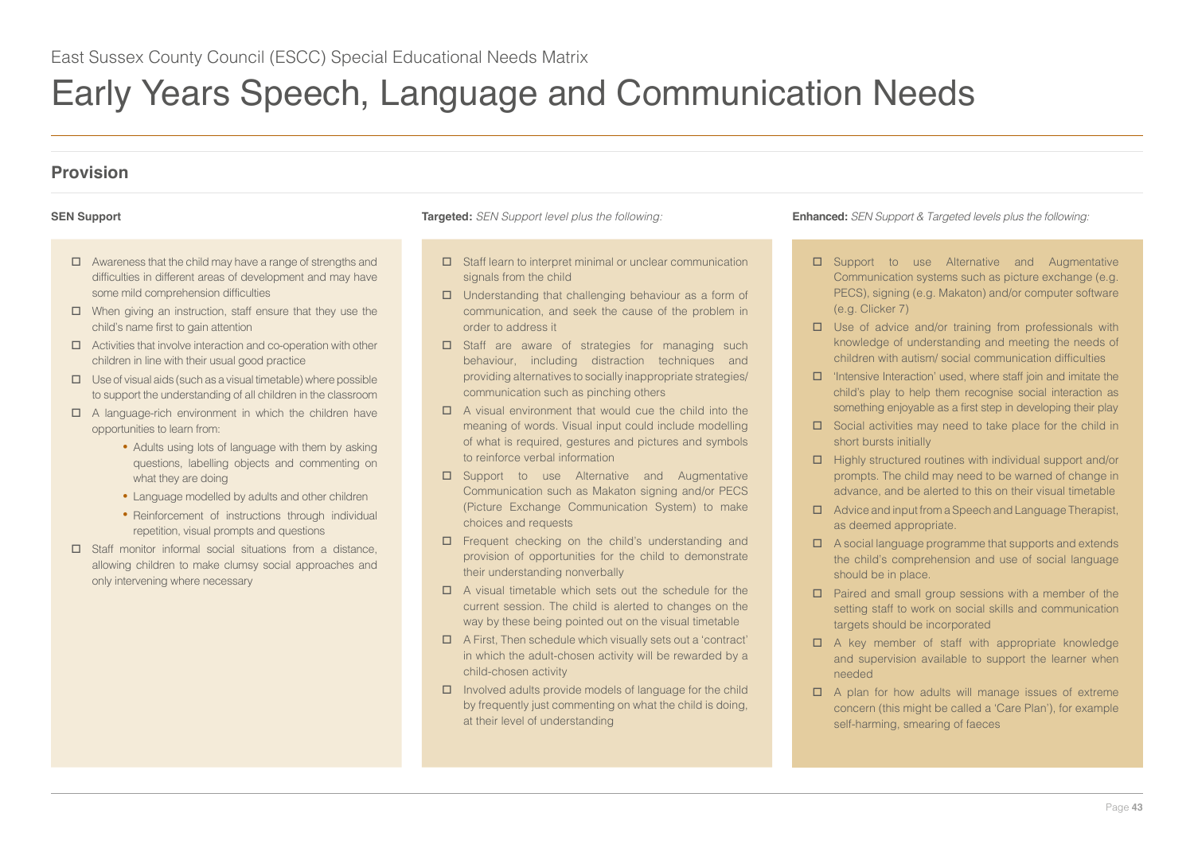East Sussex County Council (ESCC) Special Educational Needs Matrix

# Early Years Speech, Language and Communication Needs

## Provision

### SEN Support

- ☐ Awareness that the child may have a range of strengths and difficulties in different areas of development and may have some mild comprehension difficulties
- ☐ When giving an instruction, staff ensure that they use the child's name first to gain attention
- ☐ Activities that involve interaction and co-operation with other children in line with their usual good practice
- ☐ Use of visual aids (such as a visual timetable) where possible to support the understanding of all children in the classroom
- ☐ A language-rich environment in which the children have opportunities to learn from:
  - Adults using lots of language with them by asking questions, labelling objects and commenting on what they are doing
  - Language modelled by adults and other children
  - Reinforcement of instructions through individual repetition, visual prompts and questions
- ☐ Staff monitor informal social situations from a distance, allowing children to make clumsy social approaches and only intervening where necessary

### Targeted: *SEN Support level plus the following:*

- ☐ Staff learn to interpret minimal or unclear communication signals from the child
- ☐ Understanding that challenging behaviour as a form of communication, and seek the cause of the problem in order to address it
- ☐ Staff are aware of strategies for managing such behaviour, including distraction techniques and providing alternatives to socially inappropriate strategies/ communication such as pinching others
- ☐ A visual environment that would cue the child into the meaning of words. Visual input could include modelling of what is required, gestures and pictures and symbols to reinforce verbal information
- ☐ Support to use Alternative and Augmentative Communication such as Makaton signing and/or PECS (Picture Exchange Communication System) to make choices and requests
- ☐ Frequent checking on the child's understanding and provision of opportunities for the child to demonstrate their understanding nonverbally
- ☐ A visual timetable which sets out the schedule for the current session. The child is alerted to changes on the way by these being pointed out on the visual timetable
- ☐ A First, Then schedule which visually sets out a 'contract' in which the adult-chosen activity will be rewarded by a child-chosen activity
- ☐ Involved adults provide models of language for the child by frequently just commenting on what the child is doing, at their level of understanding

### Enhanced: *SEN Support & Targeted levels plus the following:*

- ☐ Support to use Alternative and Augmentative Communication systems such as picture exchange (e.g. PECS), signing (e.g. Makaton) and/or computer software (e.g. Clicker 7)
- ☐ Use of advice and/or training from professionals with knowledge of understanding and meeting the needs of children with autism/ social communication difficulties
- ☐ 'Intensive Interaction' used, where staff join and imitate the child's play to help them recognise social interaction as something enjoyable as a first step in developing their play
- ☐ Social activities may need to take place for the child in short bursts initially
- ☐ Highly structured routines with individual support and/or prompts. The child may need to be warned of change in advance, and be alerted to this on their visual timetable
- ☐ Advice and input from a Speech and Language Therapist, as deemed appropriate.
- ☐ A social language programme that supports and extends the child's comprehension and use of social language should be in place.
- ☐ Paired and small group sessions with a member of the setting staff to work on social skills and communication targets should be incorporated
- ☐ A key member of staff with appropriate knowledge and supervision available to support the learner when needed
- ☐ A plan for how adults will manage issues of extreme concern (this might be called a 'Care Plan'), for example self-harming, smearing of faeces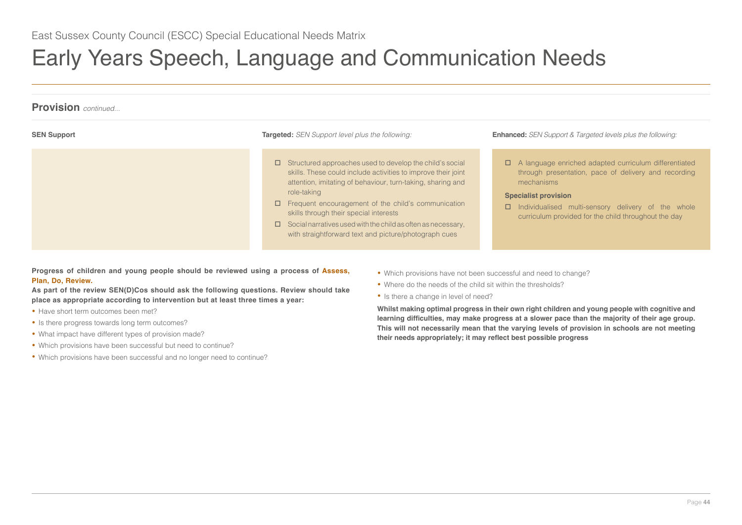East Sussex County Council (ESCC) Special Educational Needs Matrix

# Early Years Speech, Language and Communication Needs

## Provision *continued...*

| **SEN Support** | **Targeted:** *SEN Support level plus the following:* | **Enhanced:** *SEN Support & Targeted levels plus the following:* |
|---|---|---|
| | ☐ Structured approaches used to develop the child's social skills. These could include activities to improve their joint attention, imitating of behaviour, turn-taking, sharing and role-taking<br>☐ Frequent encouragement of the child's communication skills through their special interests<br>☐ Social narratives used with the child as often as necessary, with straightforward text and picture/photograph cues | ☐ A language enriched adapted curriculum differentiated through presentation, pace of delivery and recording mechanisms<br>**Specialist provision**<br>☐ Individualised multi-sensory delivery of the whole curriculum provided for the child throughout the day |

**Progress of children and young people should be reviewed using a process of Assess, Plan, Do, Review.**

**As part of the review SEN(D)Cos should ask the following questions. Review should take place as appropriate according to intervention but at least three times a year:**

- Have short term outcomes been met?
- Is there progress towards long term outcomes?
- What impact have different types of provision made?
- Which provisions have been successful but need to continue?
- Which provisions have been successful and no longer need to continue?
- Which provisions have not been successful and need to change?
- Where do the needs of the child sit within the thresholds?
- Is there a change in level of need?

**Whilst making optimal progress in their own right children and young people with cognitive and learning difficulties, may make progress at a slower pace than the majority of their age group. This will not necessarily mean that the varying levels of provision in schools are not meeting their needs appropriately; it may reflect best possible progress**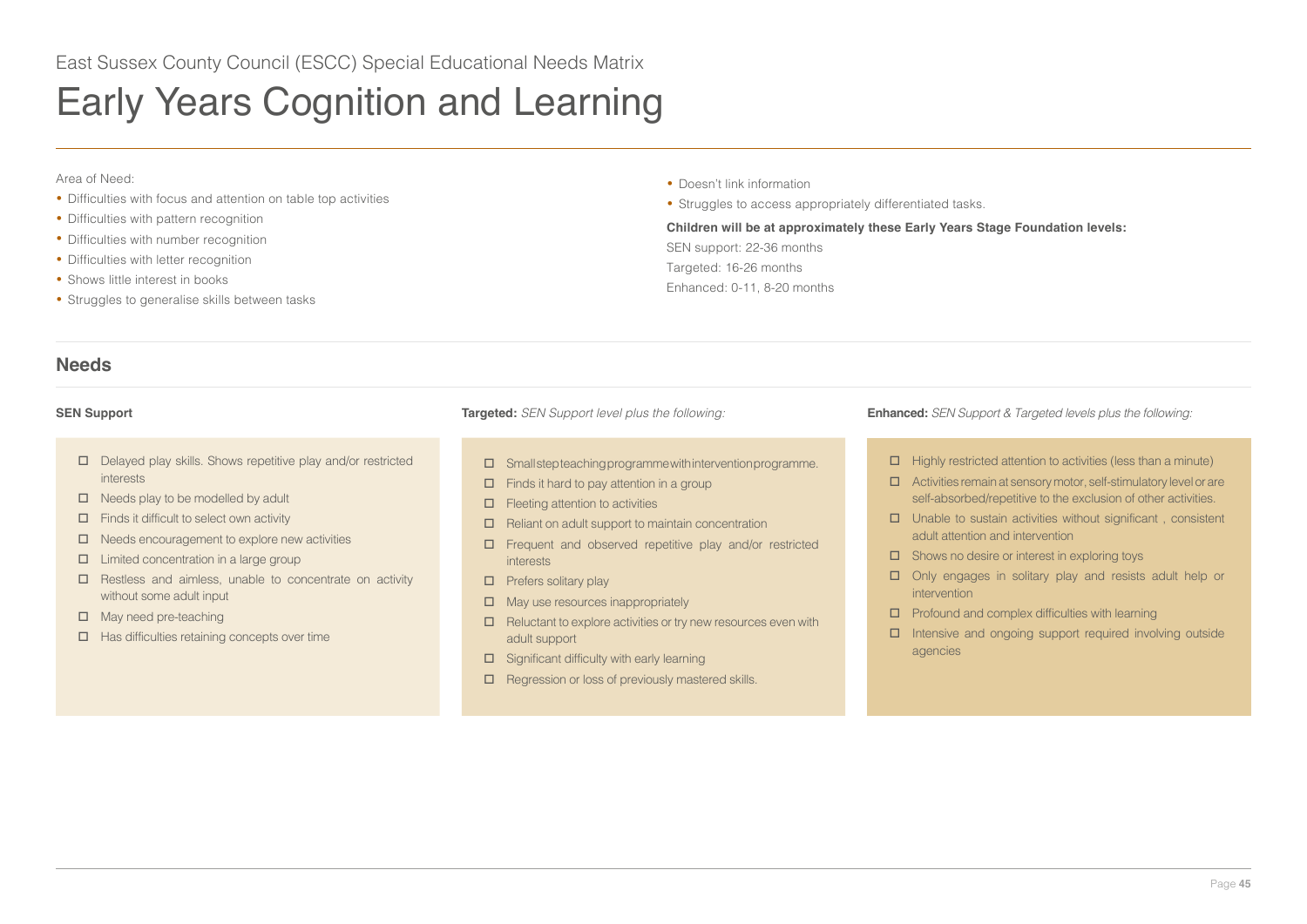East Sussex County Council (ESCC) Special Educational Needs Matrix

# Early Years Cognition and Learning

Area of Need:

- Difficulties with focus and attention on table top activities
- Difficulties with pattern recognition
- Difficulties with number recognition
- Difficulties with letter recognition
- Shows little interest in books
- Struggles to generalise skills between tasks
- Doesn't link information
- Struggles to access appropriately differentiated tasks.

**Children will be at approximately these Early Years Stage Foundation levels:**

SEN support: 22-36 months

Targeted: 16-26 months

Enhanced: 0-11, 8-20 months

## Needs

### SEN Support

- ☐ Delayed play skills. Shows repetitive play and/or restricted interests
- ☐ Needs play to be modelled by adult
- ☐ Finds it difficult to select own activity
- ☐ Needs encouragement to explore new activities
- ☐ Limited concentration in a large group
- ☐ Restless and aimless, unable to concentrate on activity without some adult input
- ☐ May need pre-teaching
- ☐ Has difficulties retaining concepts over time

### Targeted: *SEN Support level plus the following:*

- ☐ Small step teaching programme with intervention programme.
- ☐ Finds it hard to pay attention in a group
- ☐ Fleeting attention to activities
- ☐ Reliant on adult support to maintain concentration
- ☐ Frequent and observed repetitive play and/or restricted interests
- ☐ Prefers solitary play
- ☐ May use resources inappropriately
- ☐ Reluctant to explore activities or try new resources even with adult support
- ☐ Significant difficulty with early learning
- ☐ Regression or loss of previously mastered skills.

### Enhanced: *SEN Support & Targeted levels plus the following:*

- ☐ Highly restricted attention to activities (less than a minute)
- ☐ Activities remain at sensory motor, self-stimulatory level or are self-absorbed/repetitive to the exclusion of other activities.
- ☐ Unable to sustain activities without significant , consistent adult attention and intervention
- ☐ Shows no desire or interest in exploring toys
- ☐ Only engages in solitary play and resists adult help or intervention
- ☐ Profound and complex difficulties with learning
- ☐ Intensive and ongoing support required involving outside agencies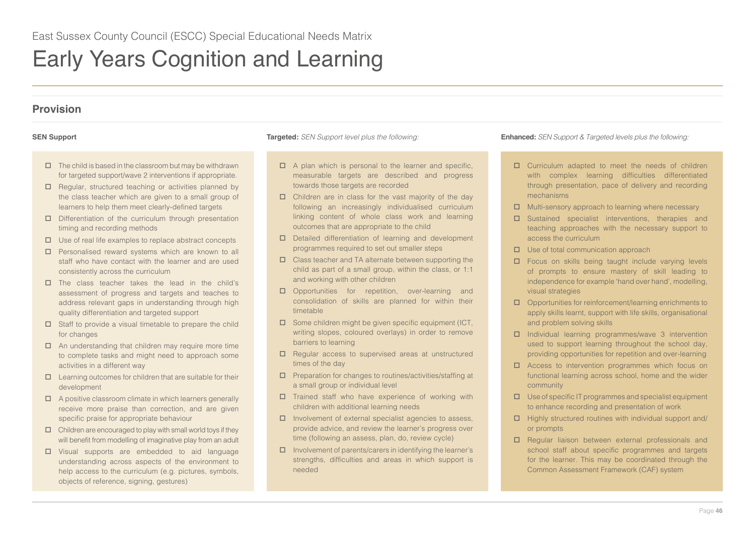East Sussex County Council (ESCC) Special Educational Needs Matrix

# Early Years Cognition and Learning

## Provision

### SEN Support

- ☐ The child is based in the classroom but may be withdrawn for targeted support/wave 2 interventions if appropriate.
- ☐ Regular, structured teaching or activities planned by the class teacher which are given to a small group of learners to help them meet clearly-defined targets
- ☐ Differentiation of the curriculum through presentation timing and recording methods
- ☐ Use of real life examples to replace abstract concepts
- ☐ Personalised reward systems which are known to all staff who have contact with the learner and are used consistently across the curriculum
- ☐ The class teacher takes the lead in the child's assessment of progress and targets and teaches to address relevant gaps in understanding through high quality differentiation and targeted support
- ☐ Staff to provide a visual timetable to prepare the child for changes
- ☐ An understanding that children may require more time to complete tasks and might need to approach some activities in a different way
- ☐ Learning outcomes for children that are suitable for their development
- ☐ A positive classroom climate in which learners generally receive more praise than correction, and are given specific praise for appropriate behaviour
- ☐ Children are encouraged to play with small world toys if they will benefit from modelling of imaginative play from an adult
- ☐ Visual supports are embedded to aid language understanding across aspects of the environment to help access to the curriculum (e.g. pictures, symbols, objects of reference, signing, gestures)

### Targeted: *SEN Support level plus the following:*

- ☐ A plan which is personal to the learner and specific, measurable targets are described and progress towards those targets are recorded
- ☐ Children are in class for the vast majority of the day following an increasingly individualised curriculum linking content of whole class work and learning outcomes that are appropriate to the child
- ☐ Detailed differentiation of learning and development programmes required to set out smaller steps
- ☐ Class teacher and TA alternate between supporting the child as part of a small group, within the class, or 1:1 and working with other children
- ☐ Opportunities for repetition, over-learning and consolidation of skills are planned for within their timetable
- ☐ Some children might be given specific equipment (ICT, writing slopes, coloured overlays) in order to remove barriers to learning
- ☐ Regular access to supervised areas at unstructured times of the day
- ☐ Preparation for changes to routines/activities/staffing at a small group or individual level
- ☐ Trained staff who have experience of working with children with additional learning needs
- ☐ Involvement of external specialist agencies to assess, provide advice, and review the learner's progress over time (following an assess, plan, do, review cycle)
- ☐ Involvement of parents/carers in identifying the learner's strengths, difficulties and areas in which support is needed

### Enhanced: *SEN Support & Targeted levels plus the following:*

- ☐ Curriculum adapted to meet the needs of children with complex learning difficulties differentiated through presentation, pace of delivery and recording mechanisms
- ☐ Multi-sensory approach to learning where necessary
- ☐ Sustained specialist interventions, therapies and teaching approaches with the necessary support to access the curriculum
- ☐ Use of total communication approach
- ☐ Focus on skills being taught include varying levels of prompts to ensure mastery of skill leading to independence for example 'hand over hand', modelling, visual strategies
- ☐ Opportunities for reinforcement/learning enrichments to apply skills learnt, support with life skills, organisational and problem solving skills
- ☐ Individual learning programmes/wave 3 intervention used to support learning throughout the school day, providing opportunities for repetition and over-learning
- ☐ Access to intervention programmes which focus on functional learning across school, home and the wider community
- ☐ Use of specific IT programmes and specialist equipment to enhance recording and presentation of work
- ☐ Highly structured routines with individual support and/or prompts
- ☐ Regular liaison between external professionals and school staff about specific programmes and targets for the learner. This may be coordinated through the Common Assessment Framework (CAF) system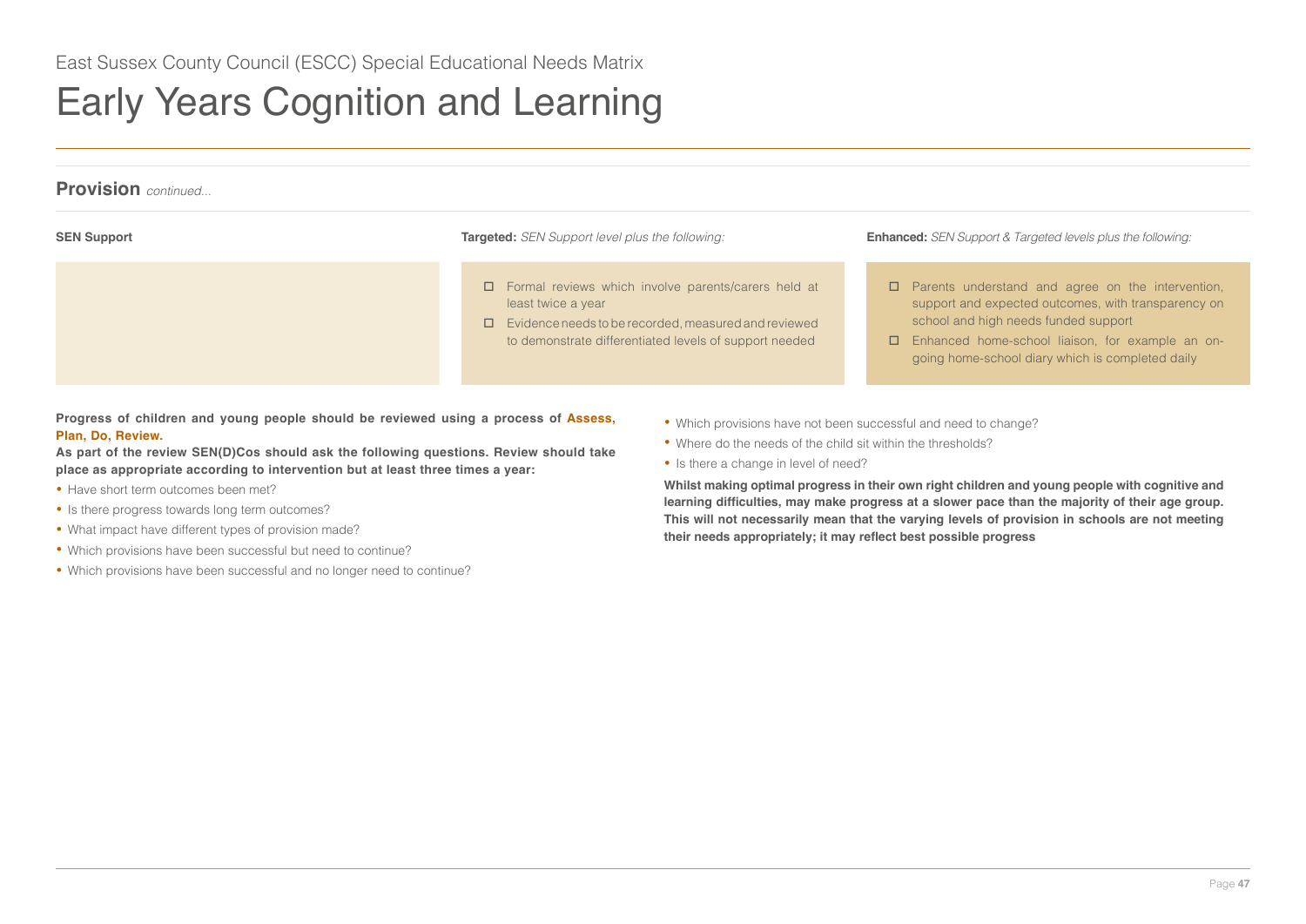East Sussex County Council (ESCC) Special Educational Needs Matrix

# Early Years Cognition and Learning

## Provision *continued...*

| **SEN Support** | **Targeted:** *SEN Support level plus the following:* | **Enhanced:** *SEN Support & Targeted levels plus the following:* |
| --- | --- | --- |
| | ☐ Formal reviews which involve parents/carers held at least twice a year<br>☐ Evidence needs to be recorded, measured and reviewed to demonstrate differentiated levels of support needed | ☐ Parents understand and agree on the intervention, support and expected outcomes, with transparency on school and high needs funded support<br>☐ Enhanced home-school liaison, for example an on-going home-school diary which is completed daily |

**Progress of children and young people should be reviewed using a process of Assess, Plan, Do, Review.**

**As part of the review SEN(D)Cos should ask the following questions. Review should take place as appropriate according to intervention but at least three times a year:**

- Have short term outcomes been met?
- Is there progress towards long term outcomes?
- What impact have different types of provision made?
- Which provisions have been successful but need to continue?
- Which provisions have been successful and no longer need to continue?
- Which provisions have not been successful and need to change?
- Where do the needs of the child sit within the thresholds?
- Is there a change in level of need?

**Whilst making optimal progress in their own right children and young people with cognitive and learning difficulties, may make progress at a slower pace than the majority of their age group. This will not necessarily mean that the varying levels of provision in schools are not meeting their needs appropriately; it may reflect best possible progress**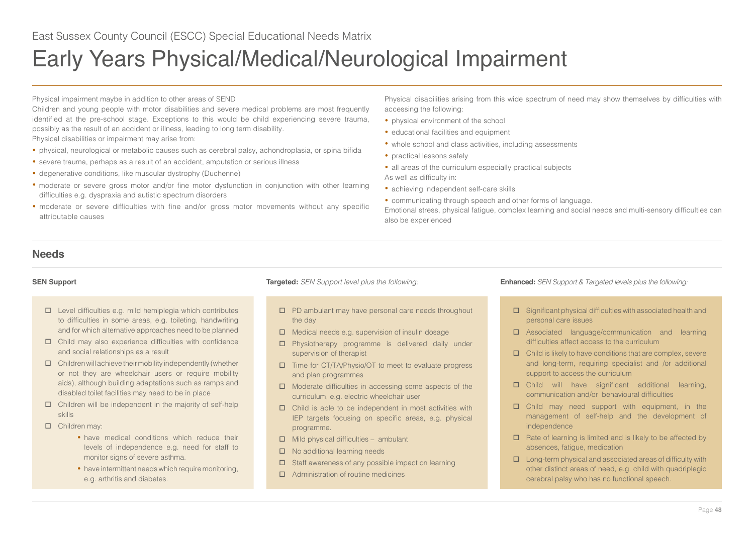East Sussex County Council (ESCC) Special Educational Needs Matrix

# Early Years Physical/Medical/Neurological Impairment

Physical impairment maybe in addition to other areas of SEND

Children and young people with motor disabilities and severe medical problems are most frequently identified at the pre-school stage. Exceptions to this would be child experiencing severe trauma, possibly as the result of an accident or illness, leading to long term disability.

Physical disabilities or impairment may arise from:

- physical, neurological or metabolic causes such as cerebral palsy, achondroplasia, or spina bifida
- severe trauma, perhaps as a result of an accident, amputation or serious illness
- degenerative conditions, like muscular dystrophy (Duchenne)
- moderate or severe gross motor and/or fine motor dysfunction in conjunction with other learning difficulties e.g. dyspraxia and autistic spectrum disorders
- moderate or severe difficulties with fine and/or gross motor movements without any specific attributable causes

Physical disabilities arising from this wide spectrum of need may show themselves by difficulties with accessing the following:

- physical environment of the school
- educational facilities and equipment
- whole school and class activities, including assessments
- practical lessons safely
- all areas of the curriculum especially practical subjects

As well as difficulty in:

- achieving independent self-care skills
- communicating through speech and other forms of language.

Emotional stress, physical fatigue, complex learning and social needs and multi-sensory difficulties can also be experienced

## Needs

### SEN Support

- Level difficulties e.g. mild hemiplegia which contributes to difficulties in some areas, e.g. toileting, handwriting and for which alternative approaches need to be planned
- Child may also experience difficulties with confidence and social relationships as a result
- Children will achieve their mobility independently (whether or not they are wheelchair users or require mobility aids), although building adaptations such as ramps and disabled toilet facilities may need to be in place
- Children will be independent in the majority of self-help skills
- Children may:
  - have medical conditions which reduce their levels of independence e.g. need for staff to monitor signs of severe asthma.
  - have intermittent needs which require monitoring, e.g. arthritis and diabetes.

### Targeted: *SEN Support level plus the following:*

- PD ambulant may have personal care needs throughout the day
- Medical needs e.g. supervision of insulin dosage
- Physiotherapy programme is delivered daily under supervision of therapist
- Time for CT/TA/Physio/OT to meet to evaluate progress and plan programmes
- Moderate difficulties in accessing some aspects of the curriculum, e.g. electric wheelchair user
- Child is able to be independent in most activities with IEP targets focusing on specific areas, e.g. physical programme.
- Mild physical difficulties – ambulant
- No additional learning needs
- Staff awareness of any possible impact on learning
- Administration of routine medicines

### Enhanced: *SEN Support & Targeted levels plus the following:*

- Significant physical difficulties with associated health and personal care issues
- Associated language/communication and learning difficulties affect access to the curriculum
- Child is likely to have conditions that are complex, severe and long-term, requiring specialist and /or additional support to access the curriculum
- Child will have significant additional learning, communication and/or behavioural difficulties
- Child may need support with equipment, in the management of self-help and the development of independence
- Rate of learning is limited and is likely to be affected by absences, fatigue, medication
- Long-term physical and associated areas of difficulty with other distinct areas of need, e.g. child with quadriplegic cerebral palsy who has no functional speech.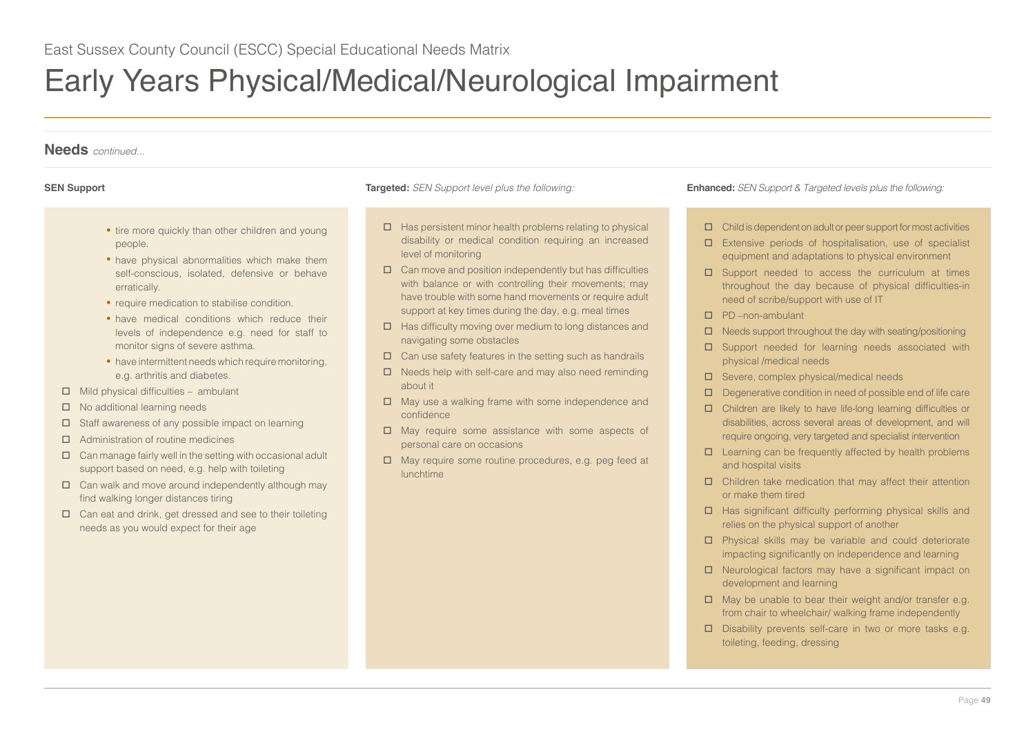East Sussex County Council (ESCC) Special Educational Needs Matrix

# Early Years Physical/Medical/Neurological Impairment

## Needs *continued...*

### SEN Support

- tire more quickly than other children and young people.
- have physical abnormalities which make them self-conscious, isolated, defensive or behave erratically.
- require medication to stabilise condition.
- have medical conditions which reduce their levels of independence e.g. need for staff to monitor signs of severe asthma.
- have intermittent needs which require monitoring, e.g. arthritis and diabetes.

- ☐ Mild physical difficulties – ambulant
- ☐ No additional learning needs
- ☐ Staff awareness of any possible impact on learning
- ☐ Administration of routine medicines
- ☐ Can manage fairly well in the setting with occasional adult support based on need, e.g. help with toileting
- ☐ Can walk and move around independently although may find walking longer distances tiring
- ☐ Can eat and drink, get dressed and see to their toileting needs as you would expect for their age

### Targeted: *SEN Support level plus the following:*

- ☐ Has persistent minor health problems relating to physical disability or medical condition requiring an increased level of monitoring
- ☐ Can move and position independently but has difficulties with balance or with controlling their movements; may have trouble with some hand movements or require adult support at key times during the day, e.g. meal times
- ☐ Has difficulty moving over medium to long distances and navigating some obstacles
- ☐ Can use safety features in the setting such as handrails
- ☐ Needs help with self-care and may also need reminding about it
- ☐ May use a walking frame with some independence and confidence
- ☐ May require some assistance with some aspects of personal care on occasions
- ☐ May require some routine procedures, e.g. peg feed at lunchtime

### Enhanced: *SEN Support & Targeted levels plus the following:*

- ☐ Child is dependent on adult or peer support for most activities
- ☐ Extensive periods of hospitalisation, use of specialist equipment and adaptations to physical environment
- ☐ Support needed to access the curriculum at times throughout the day because of physical difficulties-in need of scribe/support with use of IT
- ☐ PD –non-ambulant
- ☐ Needs support throughout the day with seating/positioning
- ☐ Support needed for learning needs associated with physical /medical needs
- ☐ Severe, complex physical/medical needs
- ☐ Degenerative condition in need of possible end of life care
- ☐ Children are likely to have life-long learning difficulties or disabilities, across several areas of development, and will require ongoing, very targeted and specialist intervention
- ☐ Learning can be frequently affected by health problems and hospital visits
- ☐ Children take medication that may affect their attention or make them tired
- ☐ Has significant difficulty performing physical skills and relies on the physical support of another
- ☐ Physical skills may be variable and could deteriorate impacting significantly on independence and learning
- ☐ Neurological factors may have a significant impact on development and learning
- ☐ May be unable to bear their weight and/or transfer e.g. from chair to wheelchair/ walking frame independently
- ☐ Disability prevents self-care in two or more tasks e.g. toileting, feeding, dressing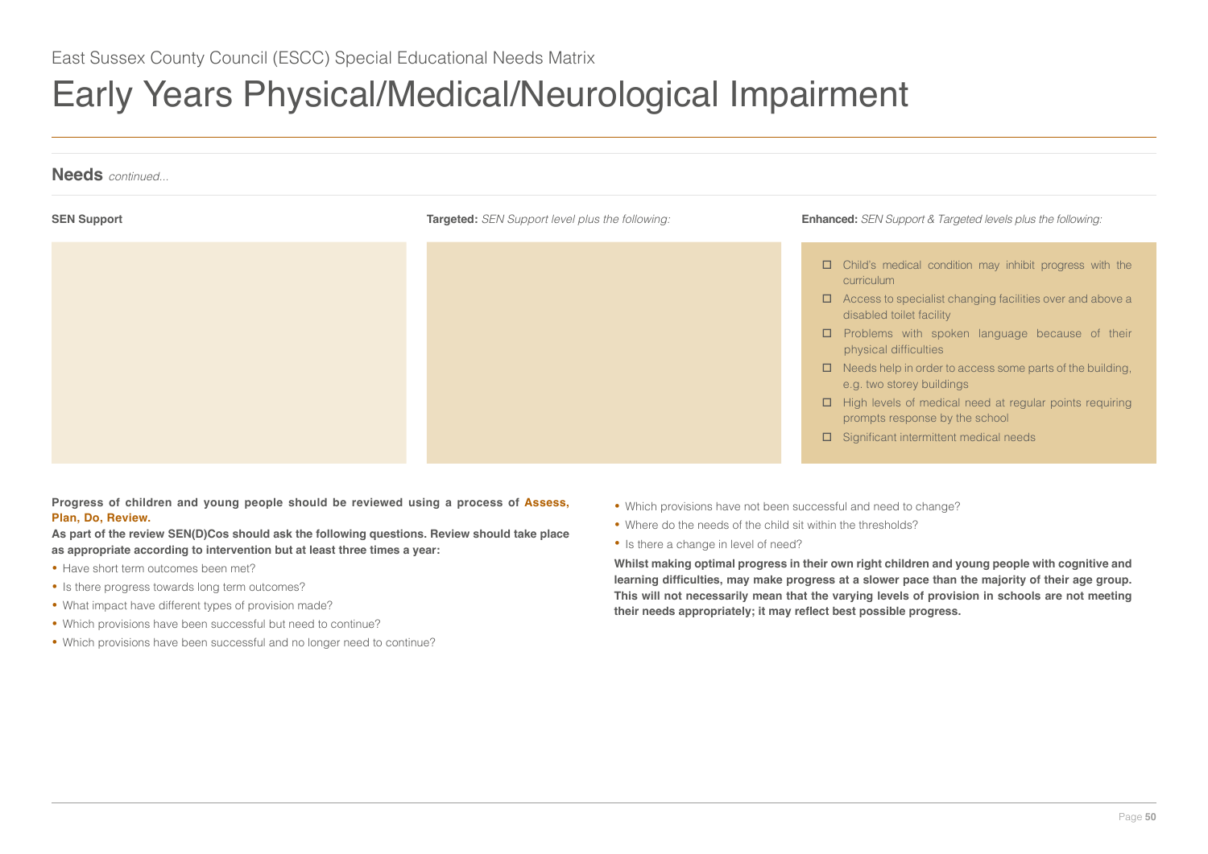East Sussex County Council (ESCC) Special Educational Needs Matrix

# Early Years Physical/Medical/Neurological Impairment

## Needs *continued...*

| SEN Support | **Targeted:** *SEN Support level plus the following:* | **Enhanced:** *SEN Support & Targeted levels plus the following:* |
|---|---|---|
| | | ☐ Child's medical condition may inhibit progress with the curriculum<br>☐ Access to specialist changing facilities over and above a disabled toilet facility<br>☐ Problems with spoken language because of their physical difficulties<br>☐ Needs help in order to access some parts of the building, e.g. two storey buildings<br>☐ High levels of medical need at regular points requiring prompts response by the school<br>☐ Significant intermittent medical needs |

**Progress of children and young people should be reviewed using a process of Assess, Plan, Do, Review.**

**As part of the review SEN(D)Cos should ask the following questions. Review should take place as appropriate according to intervention but at least three times a year:**

- Have short term outcomes been met?
- Is there progress towards long term outcomes?
- What impact have different types of provision made?
- Which provisions have been successful but need to continue?
- Which provisions have been successful and no longer need to continue?
- Which provisions have not been successful and need to change?
- Where do the needs of the child sit within the thresholds?
- Is there a change in level of need?

**Whilst making optimal progress in their own right children and young people with cognitive and learning difficulties, may make progress at a slower pace than the majority of their age group. This will not necessarily mean that the varying levels of provision in schools are not meeting their needs appropriately; it may reflect best possible progress.**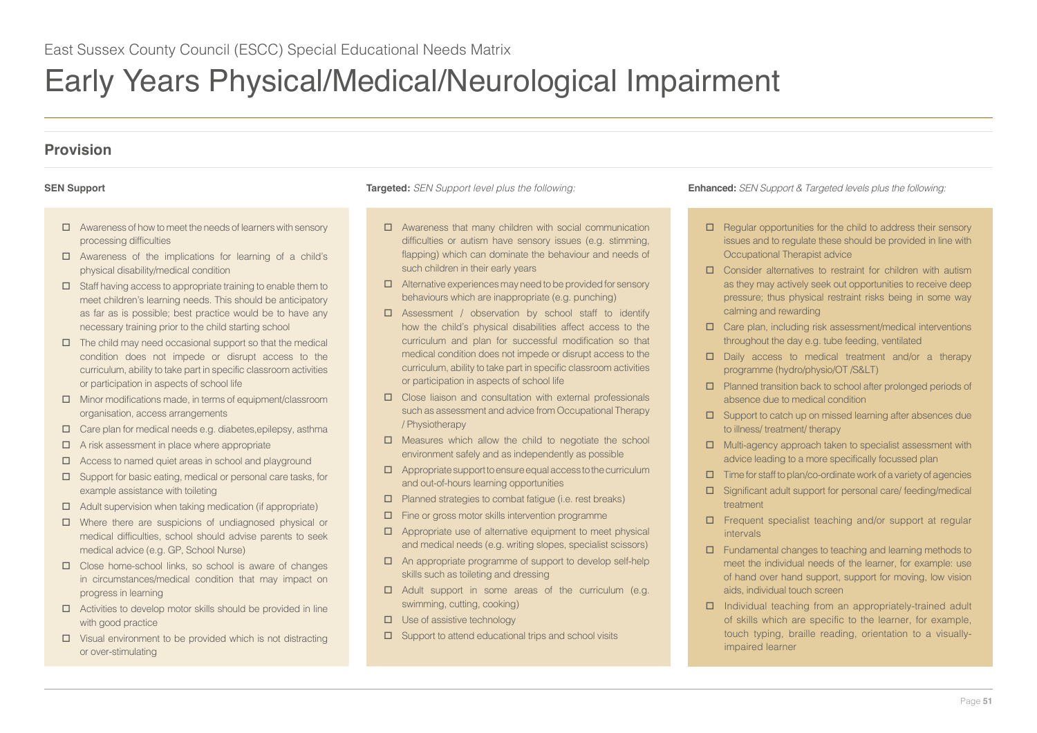East Sussex County Council (ESCC) Special Educational Needs Matrix

# Early Years Physical/Medical/Neurological Impairment

## Provision

### SEN Support

- ☐ Awareness of how to meet the needs of learners with sensory processing difficulties
- ☐ Awareness of the implications for learning of a child's physical disability/medical condition
- ☐ Staff having access to appropriate training to enable them to meet children's learning needs. This should be anticipatory as far as is possible; best practice would be to have any necessary training prior to the child starting school
- ☐ The child may need occasional support so that the medical condition does not impede or disrupt access to the curriculum, ability to take part in specific classroom activities or participation in aspects of school life
- ☐ Minor modifications made, in terms of equipment/classroom organisation, access arrangements
- ☐ Care plan for medical needs e.g. diabetes,epilepsy, asthma
- ☐ A risk assessment in place where appropriate
- ☐ Access to named quiet areas in school and playground
- ☐ Support for basic eating, medical or personal care tasks, for example assistance with toileting
- ☐ Adult supervision when taking medication (if appropriate)
- ☐ Where there are suspicions of undiagnosed physical or medical difficulties, school should advise parents to seek medical advice (e.g. GP, School Nurse)
- ☐ Close home-school links, so school is aware of changes in circumstances/medical condition that may impact on progress in learning
- ☐ Activities to develop motor skills should be provided in line with good practice
- ☐ Visual environment to be provided which is not distracting or over-stimulating

### **Targeted:** *SEN Support level plus the following:*

- ☐ Awareness that many children with social communication difficulties or autism have sensory issues (e.g. stimming, flapping) which can dominate the behaviour and needs of such children in their early years
- ☐ Alternative experiences may need to be provided for sensory behaviours which are inappropriate (e.g. punching)
- ☐ Assessment / observation by school staff to identify how the child's physical disabilities affect access to the curriculum and plan for successful modification so that medical condition does not impede or disrupt access to the curriculum, ability to take part in specific classroom activities or participation in aspects of school life
- ☐ Close liaison and consultation with external professionals such as assessment and advice from Occupational Therapy / Physiotherapy
- ☐ Measures which allow the child to negotiate the school environment safely and as independently as possible
- ☐ Appropriate support to ensure equal access to the curriculum and out-of-hours learning opportunities
- ☐ Planned strategies to combat fatigue (i.e. rest breaks)
- ☐ Fine or gross motor skills intervention programme
- ☐ Appropriate use of alternative equipment to meet physical and medical needs (e.g. writing slopes, specialist scissors)
- ☐ An appropriate programme of support to develop self-help skills such as toileting and dressing
- ☐ Adult support in some areas of the curriculum (e.g. swimming, cutting, cooking)
- ☐ Use of assistive technology
- ☐ Support to attend educational trips and school visits

### **Enhanced:** *SEN Support & Targeted levels plus the following:*

- ☐ Regular opportunities for the child to address their sensory issues and to regulate these should be provided in line with Occupational Therapist advice
- ☐ Consider alternatives to restraint for children with autism as they may actively seek out opportunities to receive deep pressure; thus physical restraint risks being in some way calming and rewarding
- ☐ Care plan, including risk assessment/medical interventions throughout the day e.g. tube feeding, ventilated
- ☐ Daily access to medical treatment and/or a therapy programme (hydro/physio/OT /S&LT)
- ☐ Planned transition back to school after prolonged periods of absence due to medical condition
- ☐ Support to catch up on missed learning after absences due to illness/ treatment/ therapy
- ☐ Multi-agency approach taken to specialist assessment with advice leading to a more specifically focussed plan
- ☐ Time for staff to plan/co-ordinate work of a variety of agencies
- ☐ Significant adult support for personal care/ feeding/medical treatment
- ☐ Frequent specialist teaching and/or support at regular intervals
- ☐ Fundamental changes to teaching and learning methods to meet the individual needs of the learner, for example: use of hand over hand support, support for moving, low vision aids, individual touch screen
- ☐ Individual teaching from an appropriately-trained adult of skills which are specific to the learner, for example, touch typing, braille reading, orientation to a visually-impaired learner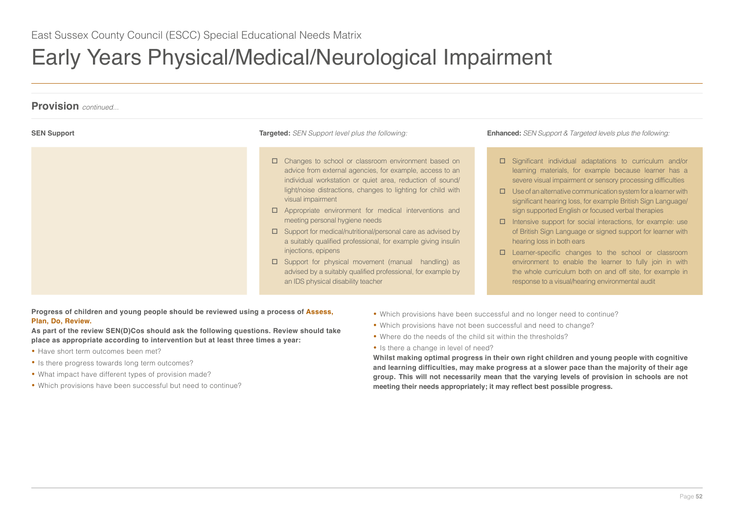East Sussex County Council (ESCC) Special Educational Needs Matrix

# Early Years Physical/Medical/Neurological Impairment

## Provision *continued...*

| SEN Support | Targeted: *SEN Support level plus the following:* | Enhanced: *SEN Support & Targeted levels plus the following:* |
|---|---|---|
| | ☐ Changes to school or classroom environment based on advice from external agencies, for example, access to an individual workstation or quiet area, reduction of sound/light/noise distractions, changes to lighting for child with visual impairment<br>☐ Appropriate environment for medical interventions and meeting personal hygiene needs<br>☐ Support for medical/nutritional/personal care as advised by a suitably qualified professional, for example giving insulin injections, epipens<br>☐ Support for physical movement (manual handling) as advised by a suitably qualified professional, for example by an IDS physical disability teacher | ☐ Significant individual adaptations to curriculum and/or learning materials, for example because learner has a severe visual impairment or sensory processing difficulties<br>☐ Use of an alternative communication system for a learner with significant hearing loss, for example British Sign Language/sign supported English or focused verbal therapies<br>☐ Intensive support for social interactions, for example: use of British Sign Language or signed support for learner with hearing loss in both ears<br>☐ Learner-specific changes to the school or classroom environment to enable the learner to fully join in with the whole curriculum both on and off site, for example in response to a visual/hearing environmental audit |

**Progress of children and young people should be reviewed using a process of Assess, Plan, Do, Review.**

**As part of the review SEN(D)Cos should ask the following questions. Review should take place as appropriate according to intervention but at least three times a year:**

- Have short term outcomes been met?
- Is there progress towards long term outcomes?
- What impact have different types of provision made?
- Which provisions have been successful but need to continue?
- Which provisions have been successful and no longer need to continue?
- Which provisions have not been successful and need to change?
- Where do the needs of the child sit within the thresholds?
- Is there a change in level of need?

**Whilst making optimal progress in their own right children and young people with cognitive and learning difficulties, may make progress at a slower pace than the majority of their age group. This will not necessarily mean that the varying levels of provision in schools are not meeting their needs appropriately; it may reflect best possible progress.**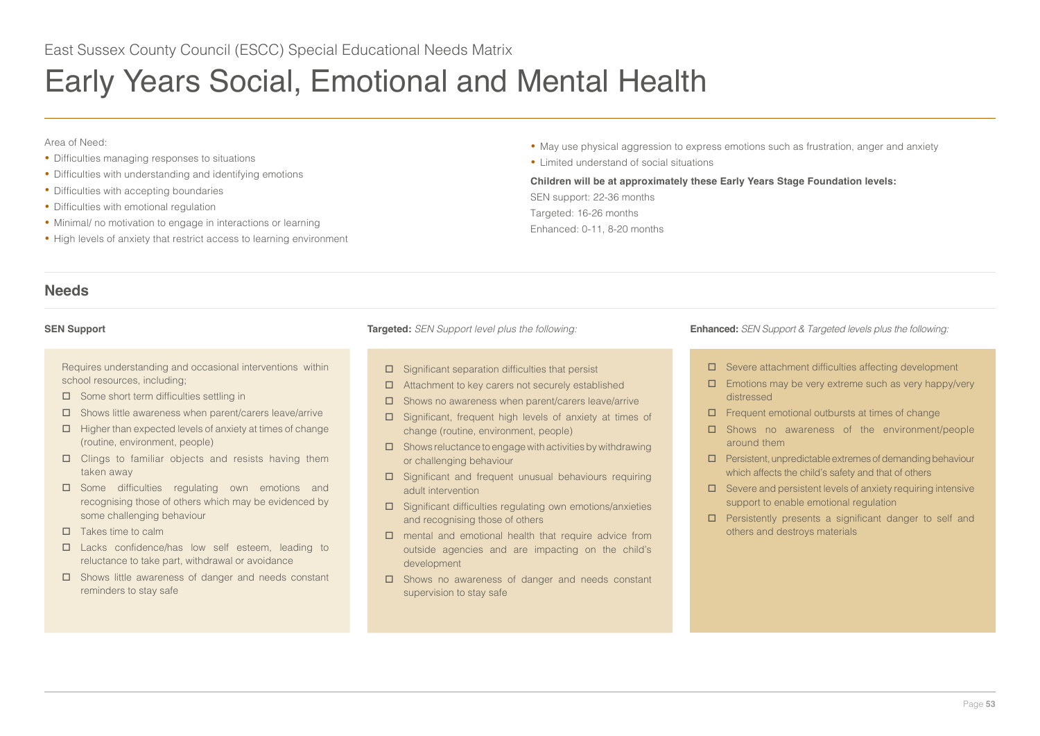East Sussex County Council (ESCC) Special Educational Needs Matrix

# Early Years Social, Emotional and Mental Health

Area of Need:

- Difficulties managing responses to situations
- Difficulties with understanding and identifying emotions
- Difficulties with accepting boundaries
- Difficulties with emotional regulation
- Minimal/ no motivation to engage in interactions or learning
- High levels of anxiety that restrict access to learning environment
- May use physical aggression to express emotions such as frustration, anger and anxiety
- Limited understand of social situations

**Children will be at approximately these Early Years Stage Foundation levels:**

SEN support: 22-36 months

Targeted: 16-26 months

Enhanced: 0-11, 8-20 months

## Needs

### SEN Support

Requires understanding and occasional interventions within school resources, including;

- ☐ Some short term difficulties settling in
- ☐ Shows little awareness when parent/carers leave/arrive
- ☐ Higher than expected levels of anxiety at times of change (routine, environment, people)
- ☐ Clings to familiar objects and resists having them taken away
- ☐ Some difficulties regulating own emotions and recognising those of others which may be evidenced by some challenging behaviour
- ☐ Takes time to calm
- ☐ Lacks confidence/has low self esteem, leading to reluctance to take part, withdrawal or avoidance
- ☐ Shows little awareness of danger and needs constant reminders to stay safe

### Targeted: *SEN Support level plus the following:*

- ☐ Significant separation difficulties that persist
- ☐ Attachment to key carers not securely established
- ☐ Shows no awareness when parent/carers leave/arrive
- ☐ Significant, frequent high levels of anxiety at times of change (routine, environment, people)
- ☐ Shows reluctance to engage with activities by withdrawing or challenging behaviour
- ☐ Significant and frequent unusual behaviours requiring adult intervention
- ☐ Significant difficulties regulating own emotions/anxieties and recognising those of others
- ☐ mental and emotional health that require advice from outside agencies and are impacting on the child's development
- ☐ Shows no awareness of danger and needs constant supervision to stay safe

### Enhanced: *SEN Support & Targeted levels plus the following:*

- ☐ Severe attachment difficulties affecting development
- ☐ Emotions may be very extreme such as very happy/very distressed
- ☐ Frequent emotional outbursts at times of change
- ☐ Shows no awareness of the environment/people around them
- ☐ Persistent, unpredictable extremes of demanding behaviour which affects the child's safety and that of others
- ☐ Severe and persistent levels of anxiety requiring intensive support to enable emotional regulation
- ☐ Persistently presents a significant danger to self and others and destroys materials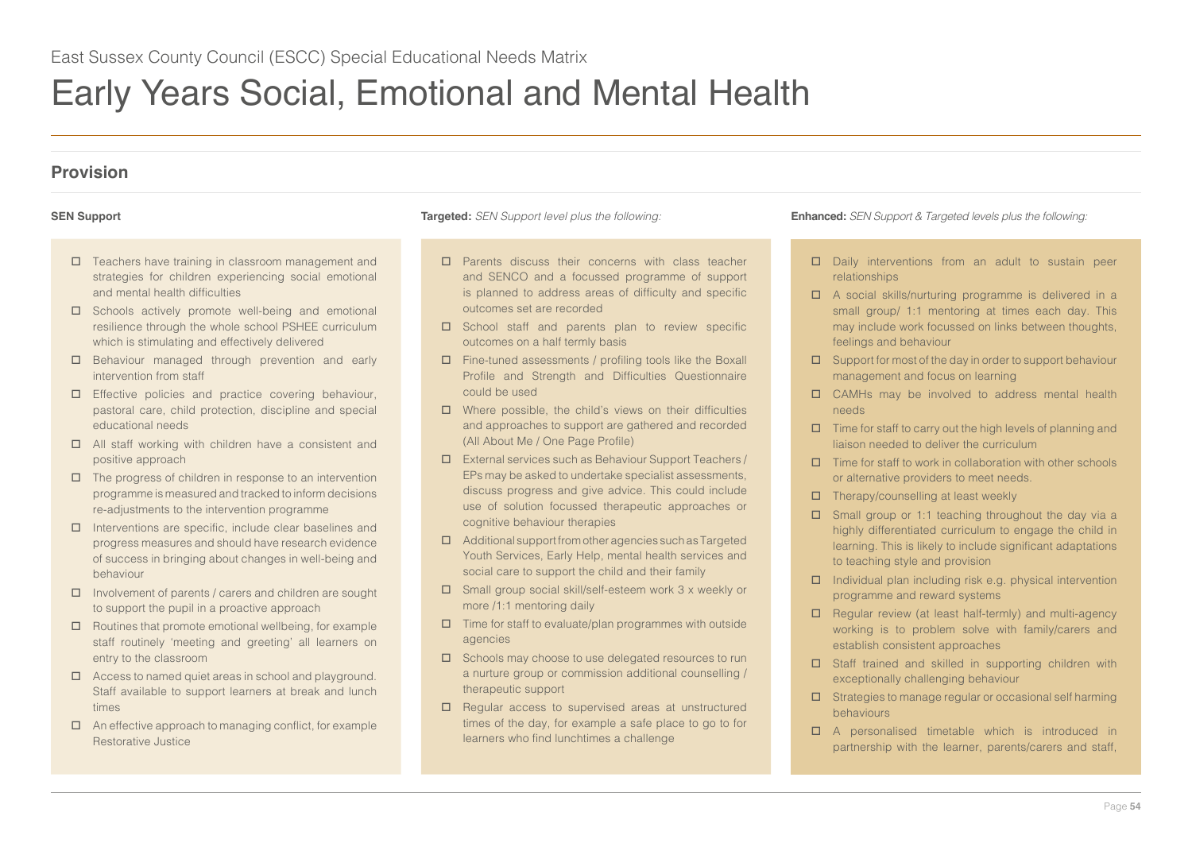East Sussex County Council (ESCC) Special Educational Needs Matrix

# Early Years Social, Emotional and Mental Health

## Provision

**SEN Support**

- Teachers have training in classroom management and strategies for children experiencing social emotional and mental health difficulties
- Schools actively promote well-being and emotional resilience through the whole school PSHEE curriculum which is stimulating and effectively delivered
- Behaviour managed through prevention and early intervention from staff
- Effective policies and practice covering behaviour, pastoral care, child protection, discipline and special educational needs
- All staff working with children have a consistent and positive approach
- The progress of children in response to an intervention programme is measured and tracked to inform decisions re-adjustments to the intervention programme
- Interventions are specific, include clear baselines and progress measures and should have research evidence of success in bringing about changes in well-being and behaviour
- Involvement of parents / carers and children are sought to support the pupil in a proactive approach
- Routines that promote emotional wellbeing, for example staff routinely 'meeting and greeting' all learners on entry to the classroom
- Access to named quiet areas in school and playground. Staff available to support learners at break and lunch times
- An effective approach to managing conflict, for example Restorative Justice

**Targeted:** *SEN Support level plus the following:*

- Parents discuss their concerns with class teacher and SENCO and a focussed programme of support is planned to address areas of difficulty and specific outcomes set are recorded
- School staff and parents plan to review specific outcomes on a half termly basis
- Fine-tuned assessments / profiling tools like the Boxall Profile and Strength and Difficulties Questionnaire could be used
- Where possible, the child's views on their difficulties and approaches to support are gathered and recorded (All About Me / One Page Profile)
- External services such as Behaviour Support Teachers / EPs may be asked to undertake specialist assessments, discuss progress and give advice. This could include use of solution focussed therapeutic approaches or cognitive behaviour therapies
- Additional support from other agencies such as Targeted Youth Services, Early Help, mental health services and social care to support the child and their family
- Small group social skill/self-esteem work 3 x weekly or more /1:1 mentoring daily
- Time for staff to evaluate/plan programmes with outside agencies
- Schools may choose to use delegated resources to run a nurture group or commission additional counselling / therapeutic support
- Regular access to supervised areas at unstructured times of the day, for example a safe place to go to for learners who find lunchtimes a challenge

**Enhanced:** *SEN Support & Targeted levels plus the following:*

- Daily interventions from an adult to sustain peer relationships
- A social skills/nurturing programme is delivered in a small group/ 1:1 mentoring at times each day. This may include work focussed on links between thoughts, feelings and behaviour
- Support for most of the day in order to support behaviour management and focus on learning
- CAMHs may be involved to address mental health needs
- Time for staff to carry out the high levels of planning and liaison needed to deliver the curriculum
- Time for staff to work in collaboration with other schools or alternative providers to meet needs.
- Therapy/counselling at least weekly
- Small group or 1:1 teaching throughout the day via a highly differentiated curriculum to engage the child in learning. This is likely to include significant adaptations to teaching style and provision
- Individual plan including risk e.g. physical intervention programme and reward systems
- Regular review (at least half-termly) and multi-agency working is to problem solve with family/carers and establish consistent approaches
- Staff trained and skilled in supporting children with exceptionally challenging behaviour
- Strategies to manage regular or occasional self harming behaviours
- A personalised timetable which is introduced in partnership with the learner, parents/carers and staff,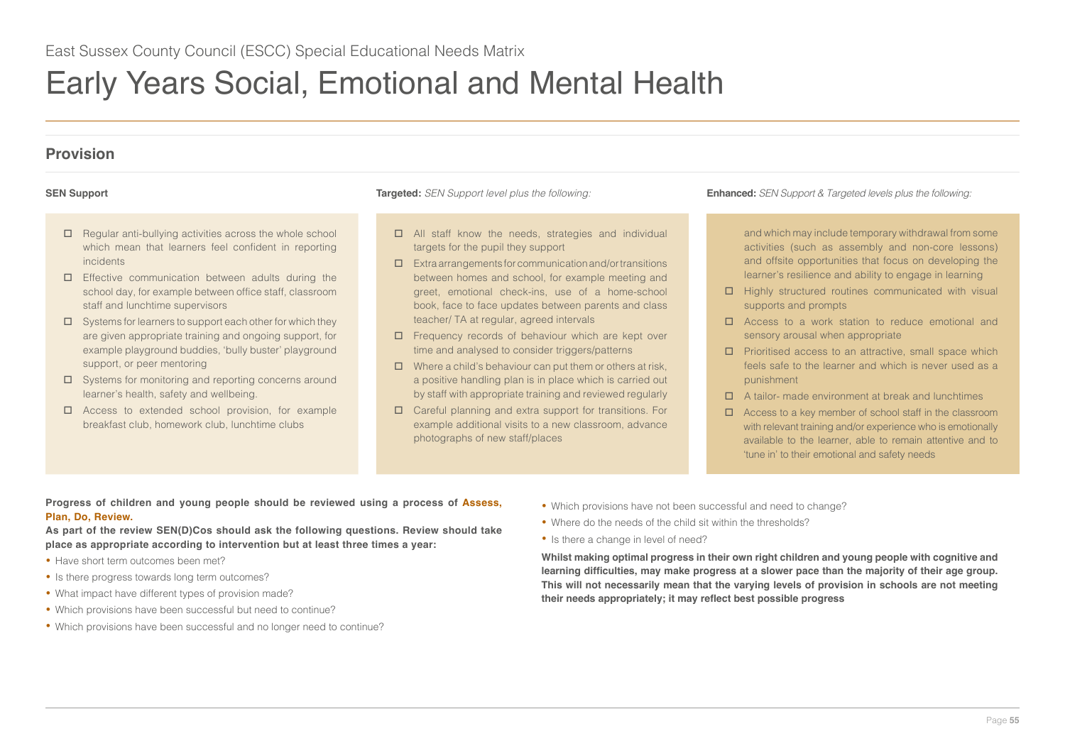East Sussex County Council (ESCC) Special Educational Needs Matrix

# Early Years Social, Emotional and Mental Health

## Provision

**SEN Support**

- ☐ Regular anti-bullying activities across the whole school which mean that learners feel confident in reporting incidents
- ☐ Effective communication between adults during the school day, for example between office staff, classroom staff and lunchtime supervisors
- ☐ Systems for learners to support each other for which they are given appropriate training and ongoing support, for example playground buddies, 'bully buster' playground support, or peer mentoring
- ☐ Systems for monitoring and reporting concerns around learner's health, safety and wellbeing.
- ☐ Access to extended school provision, for example breakfast club, homework club, lunchtime clubs

**Targeted:** *SEN Support level plus the following:*

- ☐ All staff know the needs, strategies and individual targets for the pupil they support
- ☐ Extra arrangements for communication and/or transitions between homes and school, for example meeting and greet, emotional check-ins, use of a home-school book, face to face updates between parents and class teacher/ TA at regular, agreed intervals
- ☐ Frequency records of behaviour which are kept over time and analysed to consider triggers/patterns
- ☐ Where a child's behaviour can put them or others at risk, a positive handling plan is in place which is carried out by staff with appropriate training and reviewed regularly
- ☐ Careful planning and extra support for transitions. For example additional visits to a new classroom, advance photographs of new staff/places

**Enhanced:** *SEN Support & Targeted levels plus the following:*

and which may include temporary withdrawal from some activities (such as assembly and non-core lessons) and offsite opportunities that focus on developing the learner's resilience and ability to engage in learning

- ☐ Highly structured routines communicated with visual supports and prompts
- ☐ Access to a work station to reduce emotional and sensory arousal when appropriate
- ☐ Prioritised access to an attractive, small space which feels safe to the learner and which is never used as a punishment
- ☐ A tailor- made environment at break and lunchtimes
- ☐ Access to a key member of school staff in the classroom with relevant training and/or experience who is emotionally available to the learner, able to remain attentive and to 'tune in' to their emotional and safety needs

**Progress of children and young people should be reviewed using a process of Assess, Plan, Do, Review.**

**As part of the review SEN(D)Cos should ask the following questions. Review should take place as appropriate according to intervention but at least three times a year:**

- Have short term outcomes been met?
- Is there progress towards long term outcomes?
- What impact have different types of provision made?
- Which provisions have been successful but need to continue?
- Which provisions have been successful and no longer need to continue?
- Which provisions have not been successful and need to change?
- Where do the needs of the child sit within the thresholds?
- Is there a change in level of need?

**Whilst making optimal progress in their own right children and young people with cognitive and learning difficulties, may make progress at a slower pace than the majority of their age group. This will not necessarily mean that the varying levels of provision in schools are not meeting their needs appropriately; it may reflect best possible progress**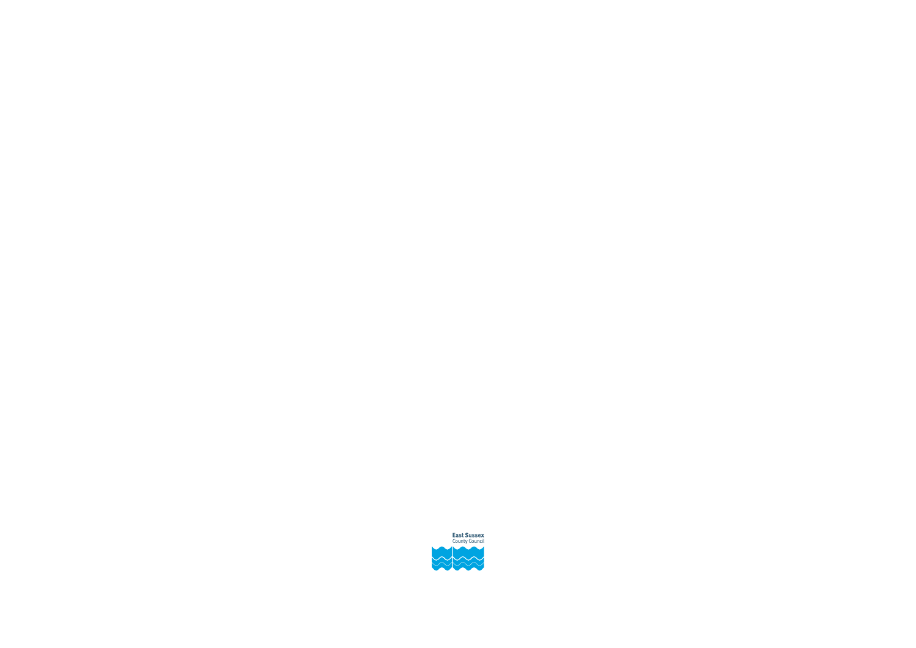East Sussex
County Council